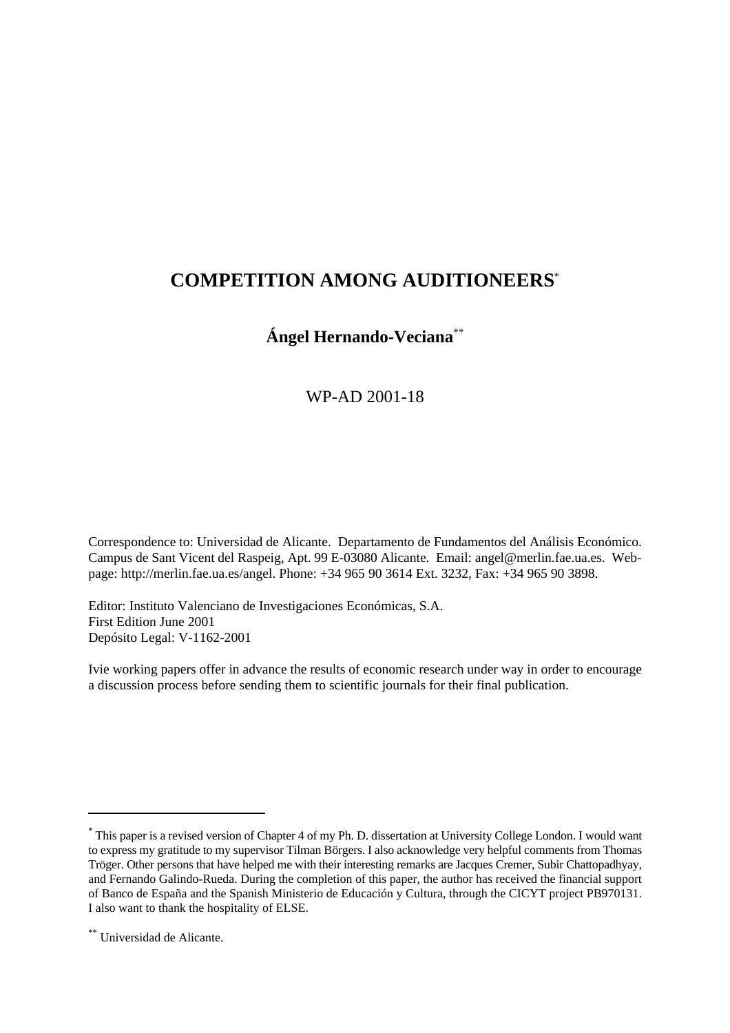# COMPETITION AMONG AUDITIONEERS[*]

**Ángel Hernando-Veciana[**]**

WP-AD 2001-18

Correspondence to: Universidad de Alicante. Departamento de Fundamentos del Análisis Económico. Campus de Sant Vicent del Raspeig, Apt. 99 E-03080 Alicante. Email: angel@merlin.fae.ua.es. Web-page: http://merlin.fae.ua.es/angel. Phone: +34 965 90 3614 Ext. 3232, Fax: +34 965 90 3898.

Editor: Instituto Valenciano de Investigaciones Económicas, S.A.
First Edition June 2001
Depósito Legal: V-1162-2001

Ivie working papers offer in advance the results of economic research under way in order to encourage a discussion process before sending them to scientific journals for their final publication.

---

[*] This paper is a revised version of Chapter 4 of my Ph. D. dissertation at University College London. I would want to express my gratitude to my supervisor Tilman Börgers. I also acknowledge very helpful comments from Thomas Tröger. Other persons that have helped me with their interesting remarks are Jacques Cremer, Subir Chattopadhyay, and Fernando Galindo-Rueda. During the completion of this paper, the author has received the financial support of Banco de España and the Spanish Ministerio de Educación y Cultura, through the CICYT project PB970131. I also want to thank the hospitality of ELSE.

[**] Universidad de Alicante.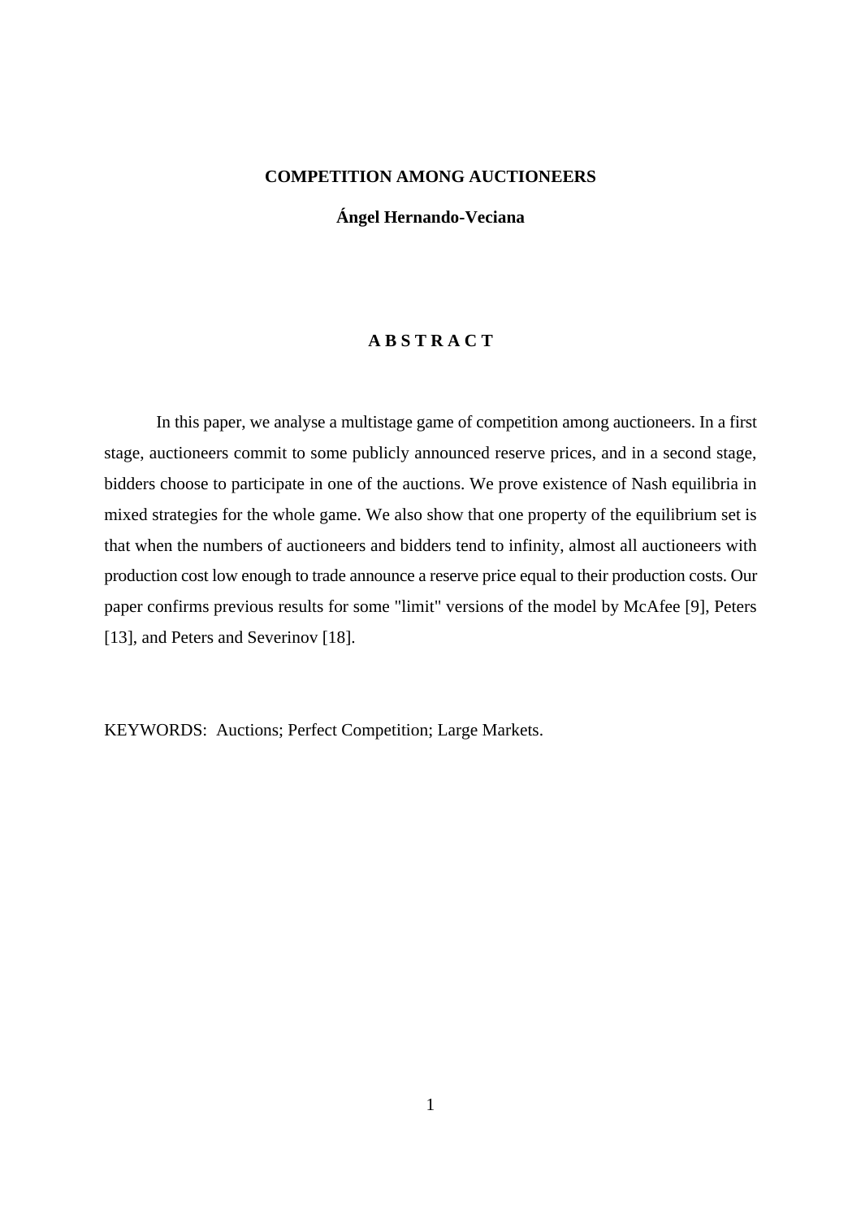# COMPETITION AMONG AUCTIONEERS

**Ángel Hernando-Veciana**

## A B S T R A C T

In this paper, we analyse a multistage game of competition among auctioneers. In a first stage, auctioneers commit to some publicly announced reserve prices, and in a second stage, bidders choose to participate in one of the auctions. We prove existence of Nash equilibria in mixed strategies for the whole game. We also show that one property of the equilibrium set is that when the numbers of auctioneers and bidders tend to infinity, almost all auctioneers with production cost low enough to trade announce a reserve price equal to their production costs. Our paper confirms previous results for some "limit" versions of the model by McAfee [9], Peters [13], and Peters and Severinov [18].

KEYWORDS: Auctions; Perfect Competition; Large Markets.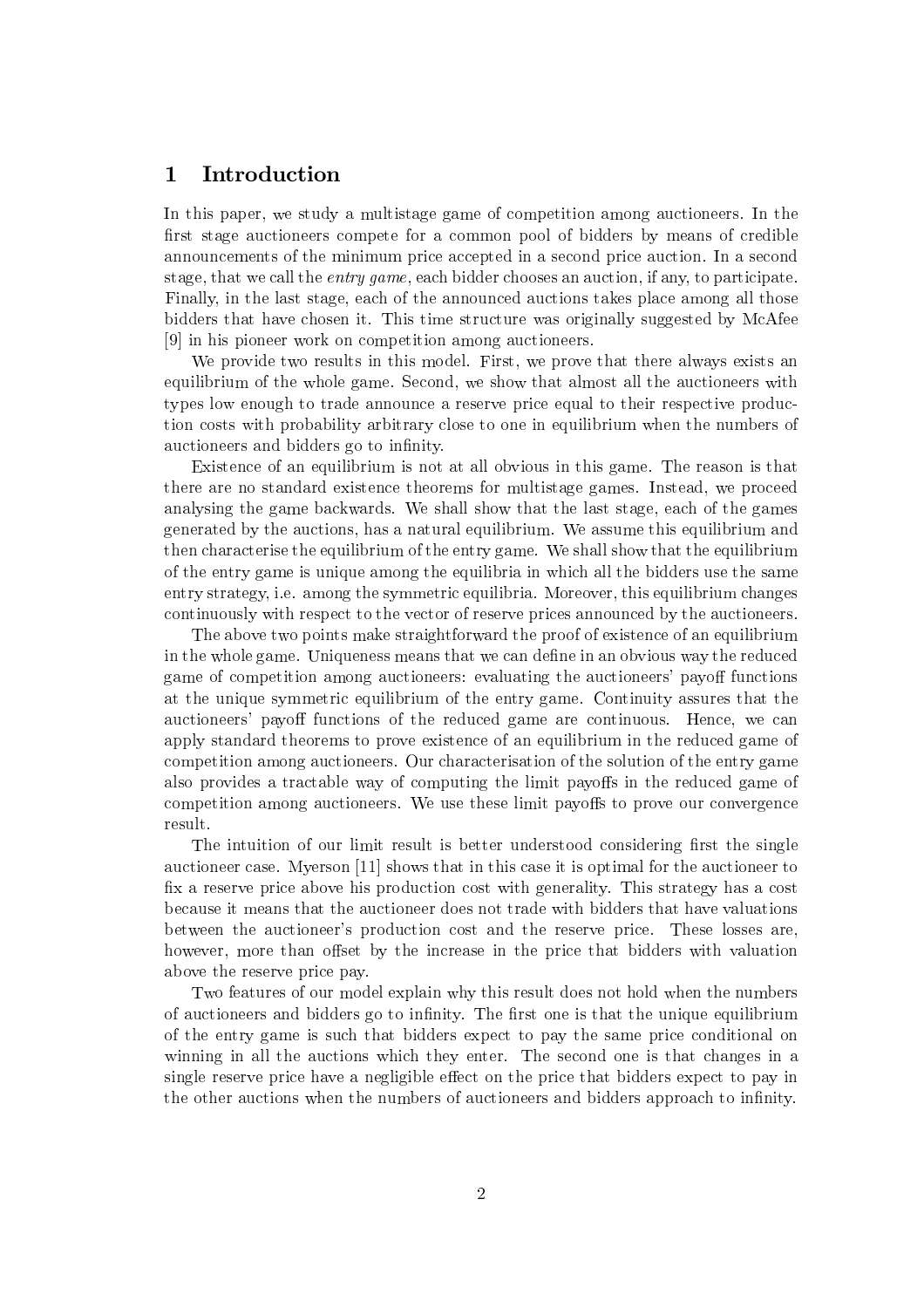# 1 Introduction

In this paper, we study a multistage game of competition among auctioneers. In the first stage auctioneers compete for a common pool of bidders by means of credible announcements of the minimum price accepted in a second price auction. In a second stage, that we call the *entry game*, each bidder chooses an auction, if any, to participate. Finally, in the last stage, each of the announced auctions takes place among all those bidders that have chosen it. This time structure was originally suggested by McAfee [9] in his pioneer work on competition among auctioneers.

We provide two results in this model. First, we prove that there always exists an equilibrium of the whole game. Second, we show that almost all the auctioneers with types low enough to trade announce a reserve price equal to their respective production costs with probability arbitrary close to one in equilibrium when the numbers of auctioneers and bidders go to infinity.

Existence of an equilibrium is not at all obvious in this game. The reason is that there are no standard existence theorems for multistage games. Instead, we proceed analysing the game backwards. We shall show that the last stage, each of the games generated by the auctions, has a natural equilibrium. We assume this equilibrium and then characterise the equilibrium of the entry game. We shall show that the equilibrium of the entry game is unique among the equilibria in which all the bidders use the same entry strategy, i.e. among the symmetric equilibria. Moreover, this equilibrium changes continuously with respect to the vector of reserve prices announced by the auctioneers.

The above two points make straightforward the proof of existence of an equilibrium in the whole game. Uniqueness means that we can define in an obvious way the reduced game of competition among auctioneers: evaluating the auctioneers' payoff functions at the unique symmetric equilibrium of the entry game. Continuity assures that the auctioneers' payoff functions of the reduced game are continuous. Hence, we can apply standard theorems to prove existence of an equilibrium in the reduced game of competition among auctioneers. Our characterisation of the solution of the entry game also provides a tractable way of computing the limit payoffs in the reduced game of competition among auctioneers. We use these limit payoffs to prove our convergence result.

The intuition of our limit result is better understood considering first the single auctioneer case. Myerson [11] shows that in this case it is optimal for the auctioneer to fix a reserve price above his production cost with generality. This strategy has a cost because it means that the auctioneer does not trade with bidders that have valuations between the auctioneer's production cost and the reserve price. These losses are, however, more than offset by the increase in the price that bidders with valuation above the reserve price pay.

Two features of our model explain why this result does not hold when the numbers of auctioneers and bidders go to infinity. The first one is that the unique equilibrium of the entry game is such that bidders expect to pay the same price conditional on winning in all the auctions which they enter. The second one is that changes in a single reserve price have a negligible effect on the price that bidders expect to pay in the other auctions when the numbers of auctioneers and bidders approach to infinity.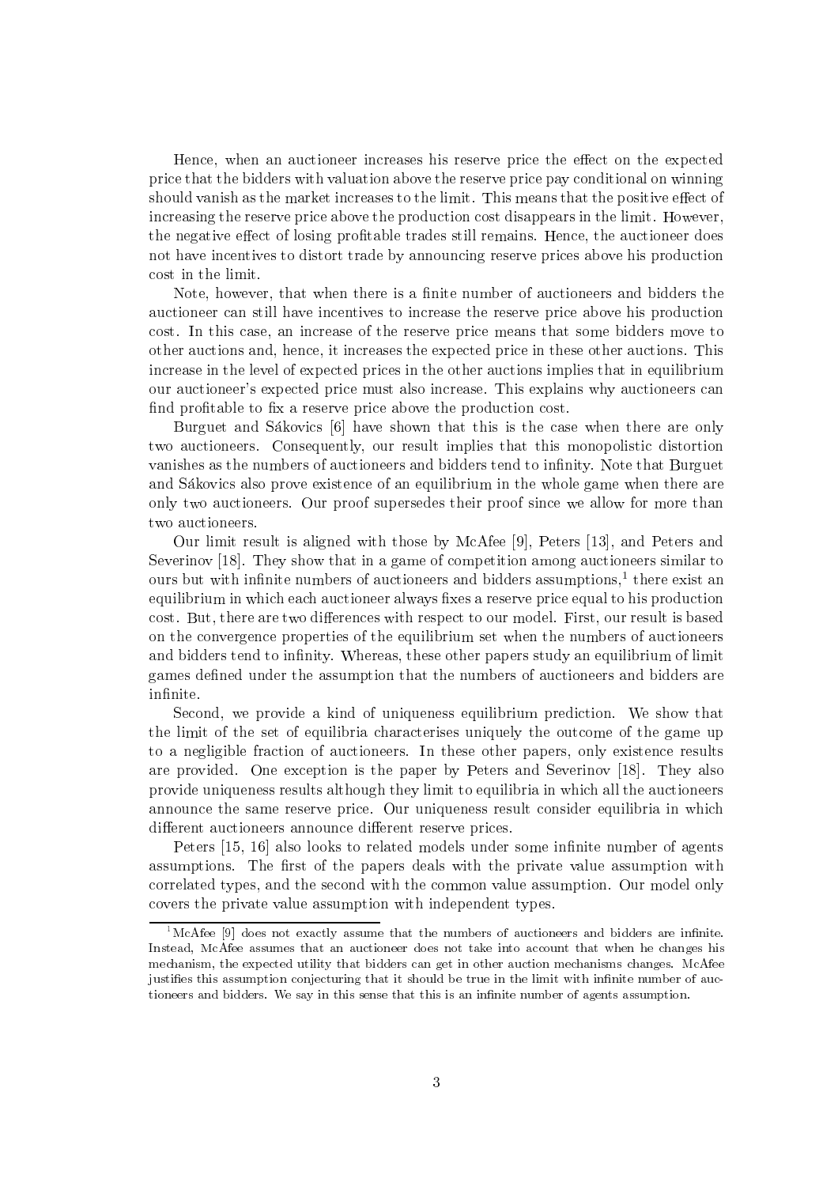Hence, when an auctioneer increases his reserve price the effect on the expected price that the bidders with valuation above the reserve price pay conditional on winning should vanish as the market increases to the limit. This means that the positive effect of increasing the reserve price above the production cost disappears in the limit. However, the negative effect of losing profitable trades still remains. Hence, the auctioneer does not have incentives to distort trade by announcing reserve prices above his production cost in the limit.

Note, however, that when there is a finite number of auctioneers and bidders the auctioneer can still have incentives to increase the reserve price above his production cost. In this case, an increase of the reserve price means that some bidders move to other auctions and, hence, it increases the expected price in these other auctions. This increase in the level of expected prices in the other auctions implies that in equilibrium our auctioneer's expected price must also increase. This explains why auctioneers can find profitable to fix a reserve price above the production cost.

Burguet and Sákovics [6] have shown that this is the case when there are only two auctioneers. Consequently, our result implies that this monopolistic distortion vanishes as the numbers of auctioneers and bidders tend to infinity. Note that Burguet and Sákovics also prove existence of an equilibrium in the whole game when there are only two auctioneers. Our proof supersedes their proof since we allow for more than two auctioneers.

Our limit result is aligned with those by McAfee [9], Peters [13], and Peters and Severinov [18]. They show that in a game of competition among auctioneers similar to ours but with infinite numbers of auctioneers and bidders assumptions,[1] there exist an equilibrium in which each auctioneer always fixes a reserve price equal to his production cost. But, there are two differences with respect to our model. First, our result is based on the convergence properties of the equilibrium set when the numbers of auctioneers and bidders tend to infinity. Whereas, these other papers study an equilibrium of limit games defined under the assumption that the numbers of auctioneers and bidders are infinite.

Second, we provide a kind of uniqueness equilibrium prediction. We show that the limit of the set of equilibria characterises uniquely the outcome of the game up to a negligible fraction of auctioneers. In these other papers, only existence results are provided. One exception is the paper by Peters and Severinov [18]. They also provide uniqueness results although they limit to equilibria in which all the auctioneers announce the same reserve price. Our uniqueness result consider equilibria in which different auctioneers announce different reserve prices.

Peters [15, 16] also looks to related models under some infinite number of agents assumptions. The first of the papers deals with the private value assumption with correlated types, and the second with the common value assumption. Our model only covers the private value assumption with independent types.

[1] McAfee [9] does not exactly assume that the numbers of auctioneers and bidders are infinite. Instead, McAfee assumes that an auctioneer does not take into account that when he changes his mechanism, the expected utility that bidders can get in other auction mechanisms changes. McAfee justifies this assumption conjecturing that it should be true in the limit with infinite number of auctioneers and bidders. We say in this sense that this is an infinite number of agents assumption.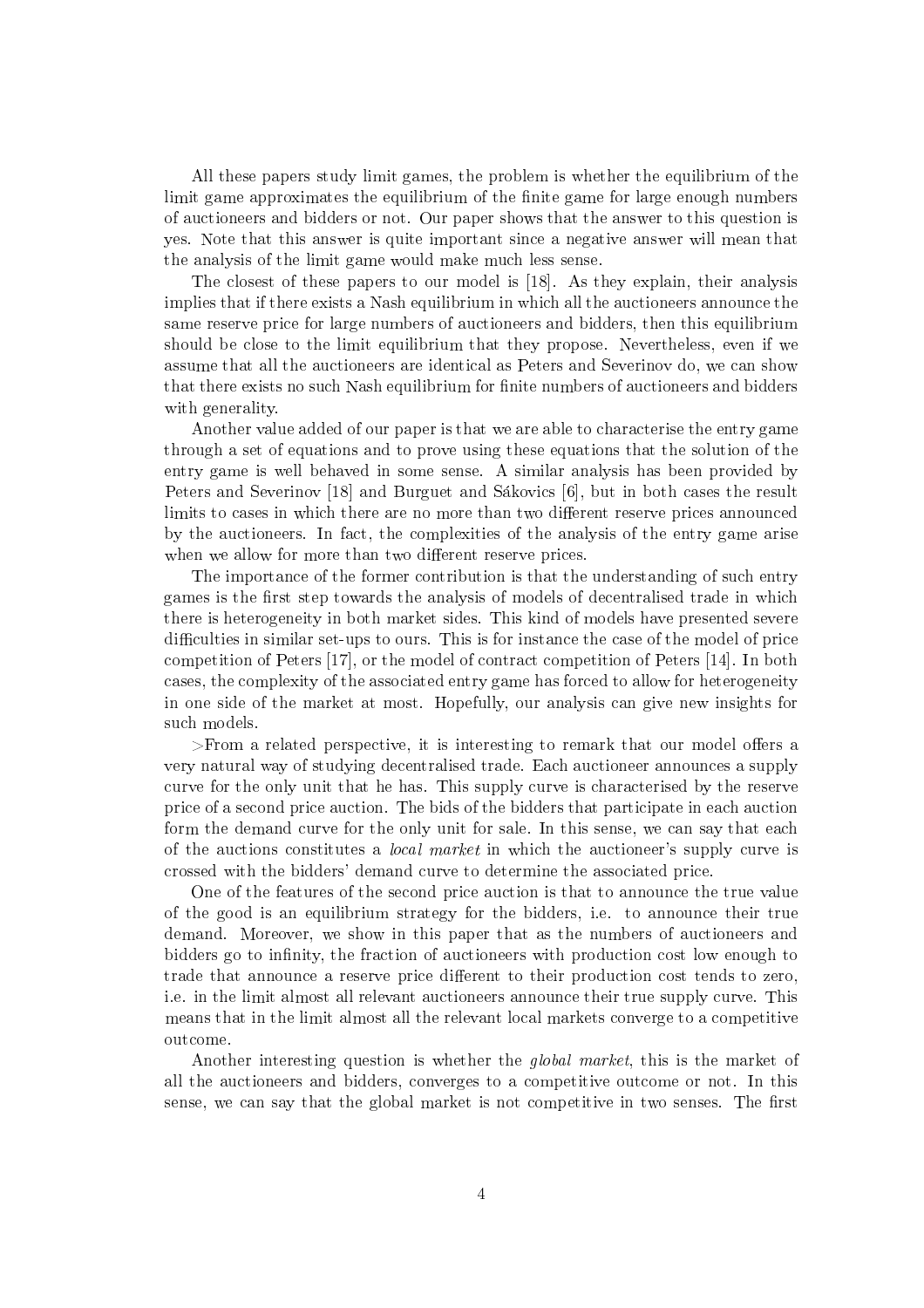All these papers study limit games, the problem is whether the equilibrium of the limit game approximates the equilibrium of the finite game for large enough numbers of auctioneers and bidders or not. Our paper shows that the answer to this question is yes. Note that this answer is quite important since a negative answer will mean that the analysis of the limit game would make much less sense.

The closest of these papers to our model is [18]. As they explain, their analysis implies that if there exists a Nash equilibrium in which all the auctioneers announce the same reserve price for large numbers of auctioneers and bidders, then this equilibrium should be close to the limit equilibrium that they propose. Nevertheless, even if we assume that all the auctioneers are identical as Peters and Severinov do, we can show that there exists no such Nash equilibrium for finite numbers of auctioneers and bidders with generality.

Another value added of our paper is that we are able to characterise the entry game through a set of equations and to prove using these equations that the solution of the entry game is well behaved in some sense. A similar analysis has been provided by Peters and Severinov [18] and Burguet and Sákovics [6], but in both cases the result limits to cases in which there are no more than two different reserve prices announced by the auctioneers. In fact, the complexities of the analysis of the entry game arise when we allow for more than two different reserve prices.

The importance of the former contribution is that the understanding of such entry games is the first step towards the analysis of models of decentralised trade in which there is heterogeneity in both market sides. This kind of models have presented severe difficulties in similar set-ups to ours. This is for instance the case of the model of price competition of Peters [17], or the model of contract competition of Peters [14]. In both cases, the complexity of the associated entry game has forced to allow for heterogeneity in one side of the market at most. Hopefully, our analysis can give new insights for such models.

>From a related perspective, it is interesting to remark that our model offers a very natural way of studying decentralised trade. Each auctioneer announces a supply curve for the only unit that he has. This supply curve is characterised by the reserve price of a second price auction. The bids of the bidders that participate in each auction form the demand curve for the only unit for sale. In this sense, we can say that each of the auctions constitutes a *local market* in which the auctioneer's supply curve is crossed with the bidders' demand curve to determine the associated price.

One of the features of the second price auction is that to announce the true value of the good is an equilibrium strategy for the bidders, i.e. to announce their true demand. Moreover, we show in this paper that as the numbers of auctioneers and bidders go to infinity, the fraction of auctioneers with production cost low enough to trade that announce a reserve price different to their production cost tends to zero, i.e. in the limit almost all relevant auctioneers announce their true supply curve. This means that in the limit almost all the relevant local markets converge to a competitive outcome.

Another interesting question is whether the *global market*, this is the market of all the auctioneers and bidders, converges to a competitive outcome or not. In this sense, we can say that the global market is not competitive in two senses. The first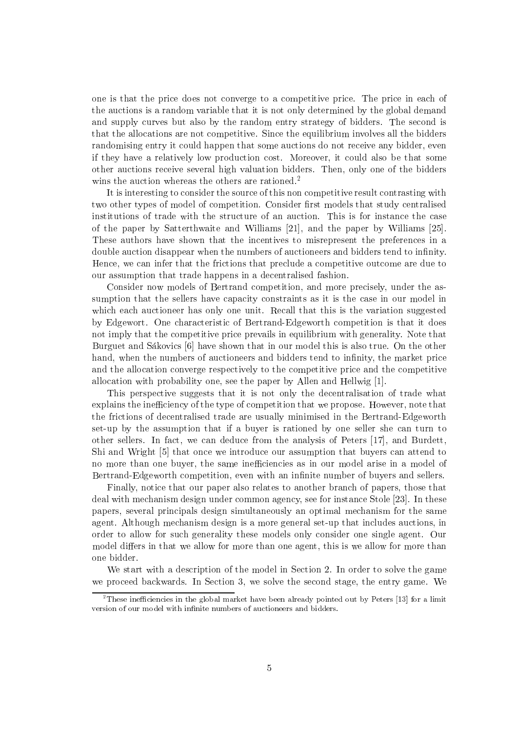one is that the price does not converge to a competitive price. The price in each of the auctions is a random variable that it is not only determined by the global demand and supply curves but also by the random entry strategy of bidders. The second is that the allocations are not competitive. Since the equilibrium involves all the bidders randomising entry it could happen that some auctions do not receive any bidder, even if they have a relatively low production cost. Moreover, it could also be that some other auctions receive several high valuation bidders. Then, only one of the bidders wins the auction whereas the others are rationed.[2]

It is interesting to consider the source of this non competitive result contrasting with two other types of model of competition. Consider first models that study centralised institutions of trade with the structure of an auction. This is for instance the case of the paper by Satterthwaite and Williams [21], and the paper by Williams [25]. These authors have shown that the incentives to misrepresent the preferences in a double auction disappear when the numbers of auctioneers and bidders tend to infinity. Hence, we can infer that the frictions that preclude a competitive outcome are due to our assumption that trade happens in a decentralised fashion.

Consider now models of Bertrand competition, and more precisely, under the assumption that the sellers have capacity constraints as it is the case in our model in which each auctioneer has only one unit. Recall that this is the variation suggested by Edgewort. One characteristic of Bertrand-Edgeworth competition is that it does not imply that the competitive price prevails in equilibrium with generality. Note that Burguet and Sákovics [6] have shown that in our model this is also true. On the other hand, when the numbers of auctioneers and bidders tend to infinity, the market price and the allocation converge respectively to the competitive price and the competitive allocation with probability one, see the paper by Allen and Hellwig [1].

This perspective suggests that it is not only the decentralisation of trade what explains the inefficiency of the type of competition that we propose. However, note that the frictions of decentralised trade are usually minimised in the Bertrand-Edgeworth set-up by the assumption that if a buyer is rationed by one seller she can turn to other sellers. In fact, we can deduce from the analysis of Peters [17], and Burdett, Shi and Wright [5] that once we introduce our assumption that buyers can attend to no more than one buyer, the same inefficiencies as in our model arise in a model of Bertrand-Edgeworth competition, even with an infinite number of buyers and sellers.

Finally, notice that our paper also relates to another branch of papers, those that deal with mechanism design under common agency, see for instance Stole [23]. In these papers, several principals design simultaneously an optimal mechanism for the same agent. Although mechanism design is a more general set-up that includes auctions, in order to allow for such generality these models only consider one single agent. Our model differs in that we allow for more than one agent, this is we allow for more than one bidder.

We start with a description of the model in Section 2. In order to solve the game we proceed backwards. In Section 3, we solve the second stage, the entry game. We

[2] These inefficiencies in the global market have been already pointed out by Peters [13] for a limit version of our model with infinite numbers of auctioneers and bidders.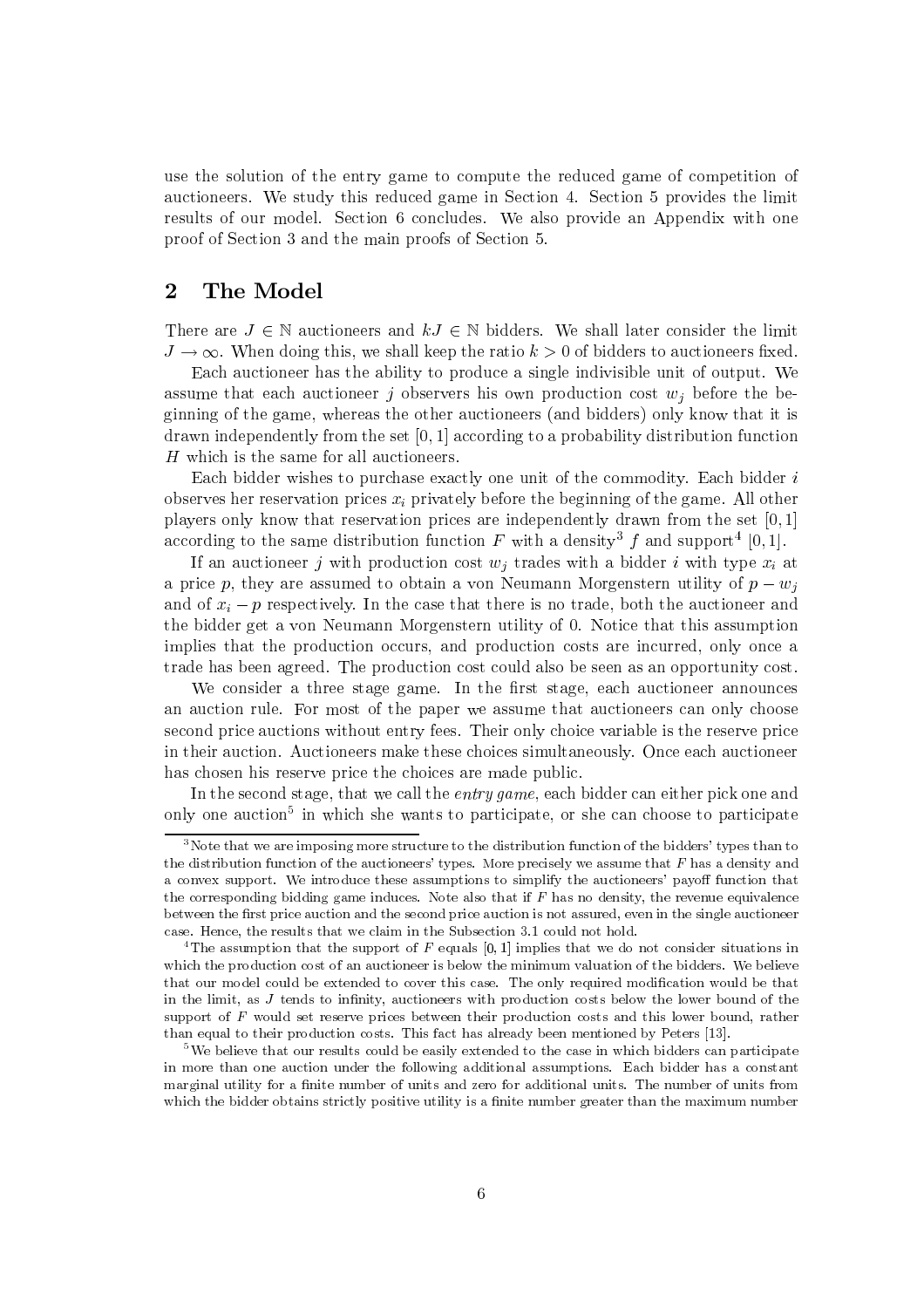use the solution of the entry game to compute the reduced game of competition of auctioneers. We study this reduced game in Section 4. Section 5 provides the limit results of our model. Section 6 concludes. We also provide an Appendix with one proof of Section 3 and the main proofs of Section 5.

## 2 The Model

There are $J \in \mathbb{N}$ auctioneers and $kJ \in \mathbb{N}$ bidders. We shall later consider the limit $J \to \infty$. When doing this, we shall keep the ratio $k > 0$ of bidders to auctioneers fixed.

Each auctioneer has the ability to produce a single indivisible unit of output. We assume that each auctioneer $j$ observers his own production cost $w_j$ before the beginning of the game, whereas the other auctioneers (and bidders) only know that it is drawn independently from the set $[0, 1]$ according to a probability distribution function $H$ which is the same for all auctioneers.

Each bidder wishes to purchase exactly one unit of the commodity. Each bidder $i$ observes her reservation prices $x_i$ privately before the beginning of the game. All other players only know that reservation prices are independently drawn from the set $[0, 1]$ according to the same distribution function $F$ with a density[3] $f$ and support[4] $[0, 1]$.

If an auctioneer $j$ with production cost $w_j$ trades with a bidder $i$ with type $x_i$ at a price $p$, they are assumed to obtain a von Neumann Morgenstern utility of $p - w_j$ and of $x_i - p$ respectively. In the case that there is no trade, both the auctioneer and the bidder get a von Neumann Morgenstern utility of 0. Notice that this assumption implies that the production occurs, and production costs are incurred, only once a trade has been agreed. The production cost could also be seen as an opportunity cost.

We consider a three stage game. In the first stage, each auctioneer announces an auction rule. For most of the paper we assume that auctioneers can only choose second price auctions without entry fees. Their only choice variable is the reserve price in their auction. Auctioneers make these choices simultaneously. Once each auctioneer has chosen his reserve price the choices are made public.

In the second stage, that we call the *entry game*, each bidder can either pick one and only one auction[5] in which she wants to participate, or she can choose to participate

---

[3] Note that we are imposing more structure to the distribution function of the bidders' types than to the distribution function of the auctioneers' types. More precisely we assume that $F$ has a density and a convex support. We introduce these assumptions to simplify the auctioneers' payoff function that the corresponding bidding game induces. Note also that if $F$ has no density, the revenue equivalence between the first price auction and the second price auction is not assured, even in the single auctioneer case. Hence, the results that we claim in the Subsection 3.1 could not hold.

[4] The assumption that the support of $F$ equals $[0, 1]$ implies that we do not consider situations in which the production cost of an auctioneer is below the minimum valuation of the bidders. We believe that our model could be extended to cover this case. The only required modification would be that in the limit, as $J$ tends to infinity, auctioneers with production costs below the lower bound of the support of $F$ would set reserve prices between their production costs and this lower bound, rather than equal to their production costs. This fact has already been mentioned by Peters [13].

[5] We believe that our results could be easily extended to the case in which bidders can participate in more than one auction under the following additional assumptions. Each bidder has a constant marginal utility for a finite number of units and zero for additional units. The number of units from which the bidder obtains strictly positive utility is a finite number greater than the maximum number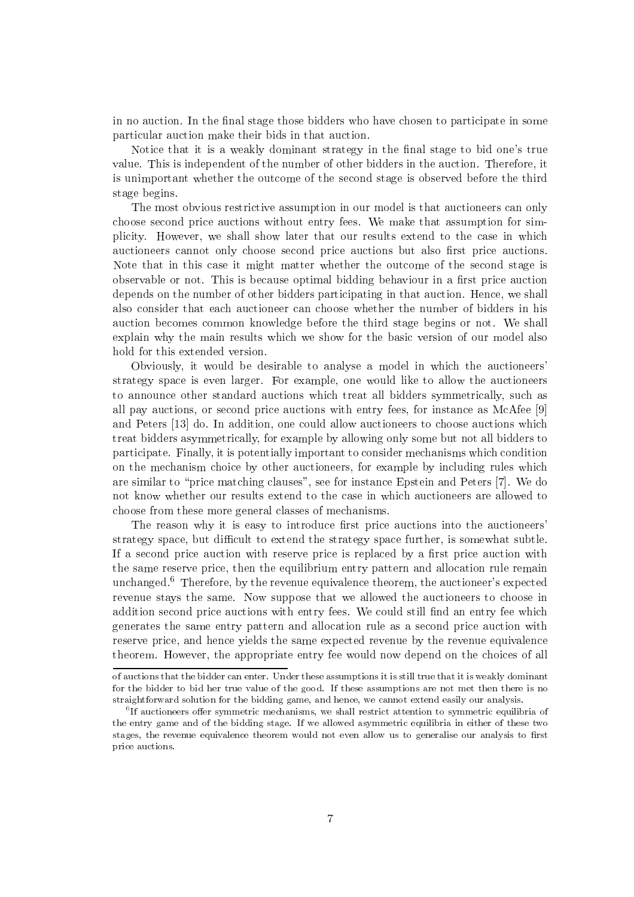in no auction. In the final stage those bidders who have chosen to participate in some particular auction make their bids in that auction.

Notice that it is a weakly dominant strategy in the final stage to bid one's true value. This is independent of the number of other bidders in the auction. Therefore, it is unimportant whether the outcome of the second stage is observed before the third stage begins.

The most obvious restrictive assumption in our model is that auctioneers can only choose second price auctions without entry fees. We make that assumption for simplicity. However, we shall show later that our results extend to the case in which auctioneers cannot only choose second price auctions but also first price auctions. Note that in this case it might matter whether the outcome of the second stage is observable or not. This is because optimal bidding behaviour in a first price auction depends on the number of other bidders participating in that auction. Hence, we shall also consider that each auctioneer can choose whether the number of bidders in his auction becomes common knowledge before the third stage begins or not. We shall explain why the main results which we show for the basic version of our model also hold for this extended version.

Obviously, it would be desirable to analyse a model in which the auctioneers' strategy space is even larger. For example, one would like to allow the auctioneers to announce other standard auctions which treat all bidders symmetrically, such as all pay auctions, or second price auctions with entry fees, for instance as McAfee [9] and Peters [13] do. In addition, one could allow auctioneers to choose auctions which treat bidders asymmetrically, for example by allowing only some but not all bidders to participate. Finally, it is potentially important to consider mechanisms which condition on the mechanism choice by other auctioneers, for example by including rules which are similar to "price matching clauses", see for instance Epstein and Peters [7]. We do not know whether our results extend to the case in which auctioneers are allowed to choose from these more general classes of mechanisms.

The reason why it is easy to introduce first price auctions into the auctioneers' strategy space, but difficult to extend the strategy space further, is somewhat subtle. If a second price auction with reserve price is replaced by a first price auction with the same reserve price, then the equilibrium entry pattern and allocation rule remain unchanged.[6] Therefore, by the revenue equivalence theorem, the auctioneer's expected revenue stays the same. Now suppose that we allowed the auctioneers to choose in addition second price auctions with entry fees. We could still find an entry fee which generates the same entry pattern and allocation rule as a second price auction with reserve price, and hence yields the same expected revenue by the revenue equivalence theorem. However, the appropriate entry fee would now depend on the choices of all

---

of auctions that the bidder can enter. Under these assumptions it is still true that it is weakly dominant for the bidder to bid her true value of the good. If these assumptions are not met then there is no straightforward solution for the bidding game, and hence, we cannot extend easily our analysis.

[6] If auctioneers offer symmetric mechanisms, we shall restrict attention to symmetric equilibria of the entry game and of the bidding stage. If we allowed asymmetric equilibria in either of these two stages, the revenue equivalence theorem would not even allow us to generalise our analysis to first price auctions.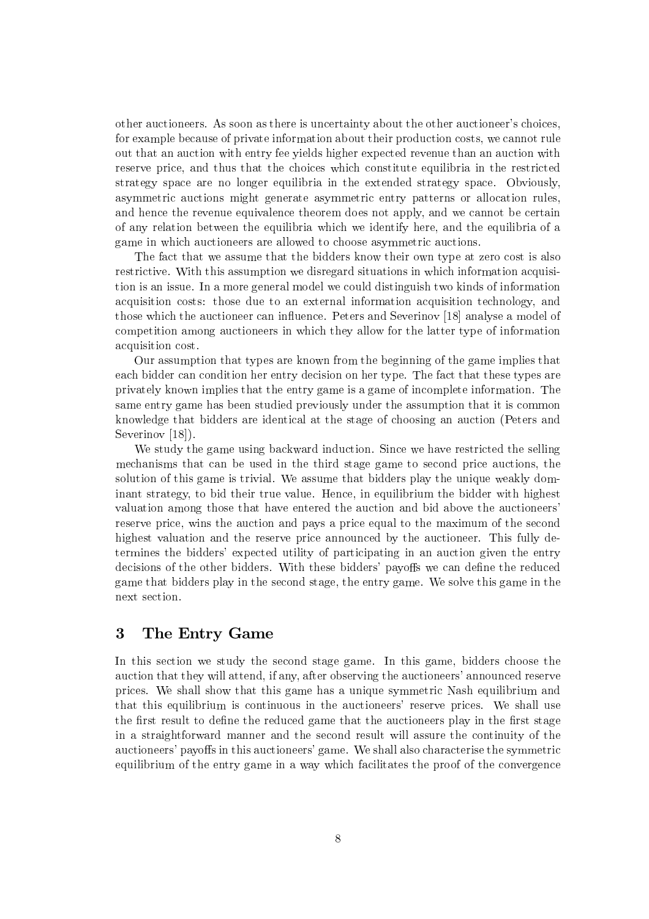other auctioneers. As soon as there is uncertainty about the other auctioneer's choices, for example because of private information about their production costs, we cannot rule out that an auction with entry fee yields higher expected revenue than an auction with reserve price, and thus that the choices which constitute equilibria in the restricted strategy space are no longer equilibria in the extended strategy space. Obviously, asymmetric auctions might generate asymmetric entry patterns or allocation rules, and hence the revenue equivalence theorem does not apply, and we cannot be certain of any relation between the equilibria which we identify here, and the equilibria of a game in which auctioneers are allowed to choose asymmetric auctions.

The fact that we assume that the bidders know their own type at zero cost is also restrictive. With this assumption we disregard situations in which information acquisition is an issue. In a more general model we could distinguish two kinds of information acquisition costs: those due to an external information acquisition technology, and those which the auctioneer can influence. Peters and Severinov [18] analyse a model of competition among auctioneers in which they allow for the latter type of information acquisition cost.

Our assumption that types are known from the beginning of the game implies that each bidder can condition her entry decision on her type. The fact that these types are privately known implies that the entry game is a game of incomplete information. The same entry game has been studied previously under the assumption that it is common knowledge that bidders are identical at the stage of choosing an auction (Peters and Severinov [18]).

We study the game using backward induction. Since we have restricted the selling mechanisms that can be used in the third stage game to second price auctions, the solution of this game is trivial. We assume that bidders play the unique weakly dominant strategy, to bid their true value. Hence, in equilibrium the bidder with highest valuation among those that have entered the auction and bid above the auctioneers' reserve price, wins the auction and pays a price equal to the maximum of the second highest valuation and the reserve price announced by the auctioneer. This fully determines the bidders' expected utility of participating in an auction given the entry decisions of the other bidders. With these bidders' payoffs we can define the reduced game that bidders play in the second stage, the entry game. We solve this game in the next section.

# 3 The Entry Game

In this section we study the second stage game. In this game, bidders choose the auction that they will attend, if any, after observing the auctioneers' announced reserve prices. We shall show that this game has a unique symmetric Nash equilibrium and that this equilibrium is continuous in the auctioneers' reserve prices. We shall use the first result to define the reduced game that the auctioneers play in the first stage in a straightforward manner and the second result will assure the continuity of the auctioneers' payoffs in this auctioneers' game. We shall also characterise the symmetric equilibrium of the entry game in a way which facilitates the proof of the convergence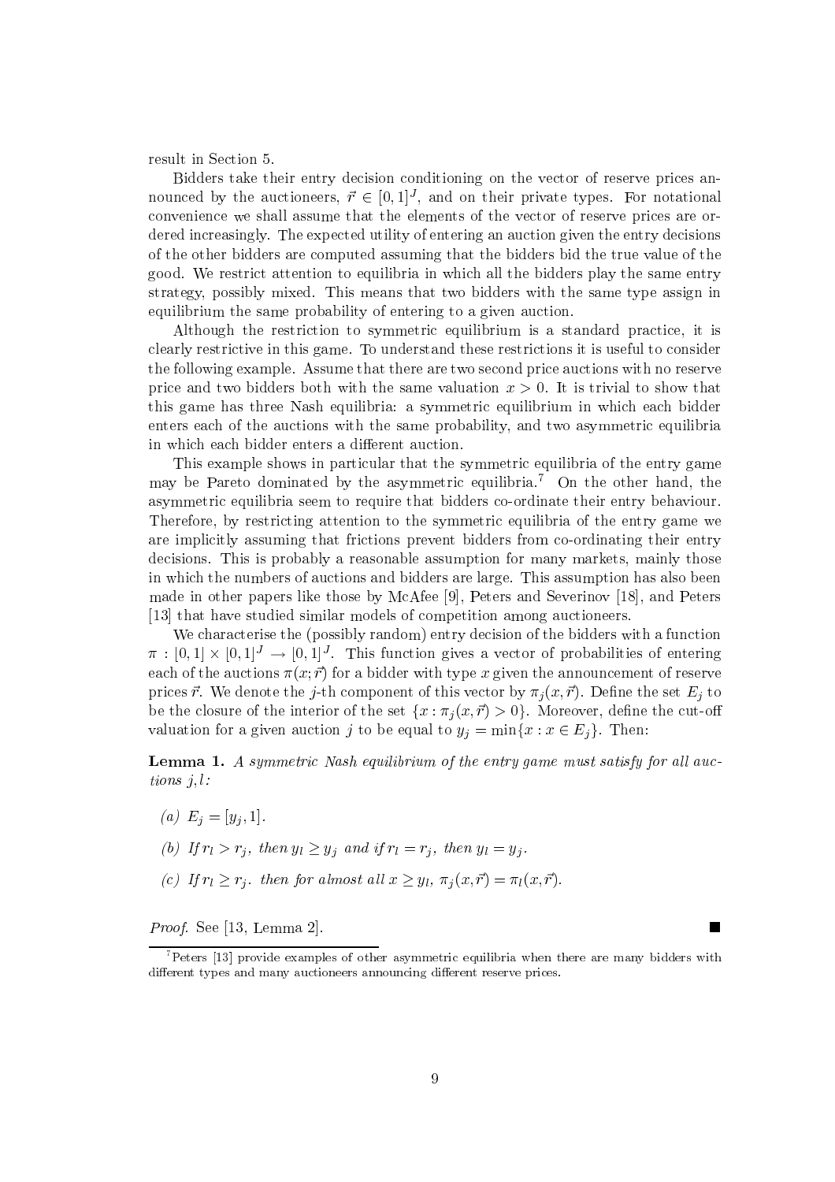result in Section 5.

Bidders take their entry decision conditioning on the vector of reserve prices announced by the auctioneers, $\vec{r} \in [0,1]^J$, and on their private types. For notational convenience we shall assume that the elements of the vector of reserve prices are ordered increasingly. The expected utility of entering an auction given the entry decisions of the other bidders are computed assuming that the bidders bid the true value of the good. We restrict attention to equilibria in which all the bidders play the same entry strategy, possibly mixed. This means that two bidders with the same type assign in equilibrium the same probability of entering to a given auction.

Although the restriction to symmetric equilibrium is a standard practice, it is clearly restrictive in this game. To understand these restrictions it is useful to consider the following example. Assume that there are two second price auctions with no reserve price and two bidders both with the same valuation $x > 0$. It is trivial to show that this game has three Nash equilibria: a symmetric equilibrium in which each bidder enters each of the auctions with the same probability, and two asymmetric equilibria in which each bidder enters a different auction.

This example shows in particular that the symmetric equilibria of the entry game may be Pareto dominated by the asymmetric equilibria.[7] On the other hand, the asymmetric equilibria seem to require that bidders co-ordinate their entry behaviour. Therefore, by restricting attention to the symmetric equilibria of the entry game we are implicitly assuming that frictions prevent bidders from co-ordinating their entry decisions. This is probably a reasonable assumption for many markets, mainly those in which the numbers of auctions and bidders are large. This assumption has also been made in other papers like those by McAfee [9], Peters and Severinov [18], and Peters [13] that have studied similar models of competition among auctioneers.

We characterise the (possibly random) entry decision of the bidders with a function $\pi : [0,1] \times [0,1]^J \to [0,1]^J$. This function gives a vector of probabilities of entering each of the auctions $\pi(x; \vec{r})$ for a bidder with type $x$ given the announcement of reserve prices $\vec{r}$. We denote the $j$-th component of this vector by $\pi_j(x, \vec{r})$. Define the set $E_j$ to be the closure of the interior of the set $\{x : \pi_j(x, \vec{r}) > 0\}$. Moreover, define the cut-off valuation for a given auction $j$ to be equal to $y_j = \min\{x : x \in E_j\}$. Then:

**Lemma 1.** *A symmetric Nash equilibrium of the entry game must satisfy for all auctions $j, l$:*

*(a)* $E_j = [y_j, 1]$.

*(b) If $r_l > r_j$, then $y_l \geq y_j$ and if $r_l = r_j$, then $y_l = y_j$.*

*(c) If $r_l \geq r_j$. then for almost all $x \geq y_l$, $\pi_j(x, \vec{r}) = \pi_l(x, \vec{r})$.*

*Proof.* See [13, Lemma 2]. ∎

[7] Peters [13] provide examples of other asymmetric equilibria when there are many bidders with different types and many auctioneers announcing different reserve prices.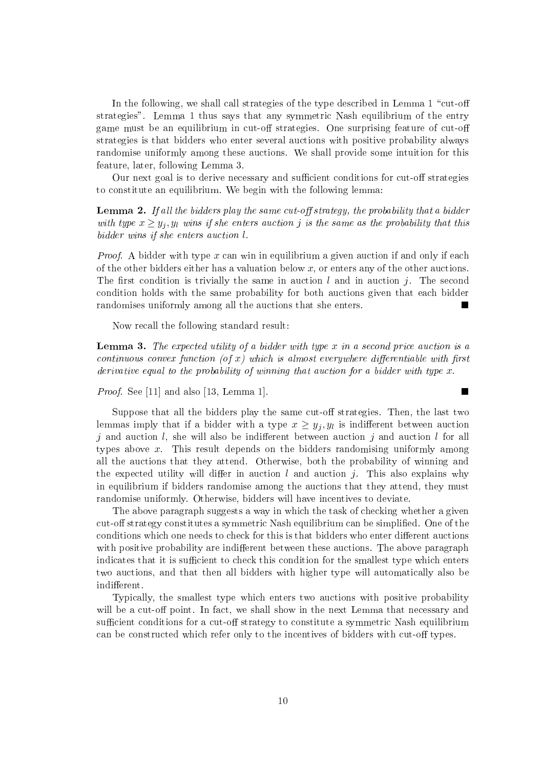In the following, we shall call strategies of the type described in Lemma 1 "cut-off strategies". Lemma 1 thus says that any symmetric Nash equilibrium of the entry game must be an equilibrium in cut-off strategies. One surprising feature of cut-off strategies is that bidders who enter several auctions with positive probability always randomise uniformly among these auctions. We shall provide some intuition for this feature, later, following Lemma 3.

Our next goal is to derive necessary and sufficient conditions for cut-off strategies to constitute an equilibrium. We begin with the following lemma:

**Lemma 2.** *If all the bidders play the same cut-off strategy, the probability that a bidder with type $x \geq y_j, y_l$ wins if she enters auction $j$ is the same as the probability that this bidder wins if she enters auction $l$.*

*Proof.* A bidder with type $x$ can win in equilibrium a given auction if and only if each of the other bidders either has a valuation below $x$, or enters any of the other auctions. The first condition is trivially the same in auction $l$ and in auction $j$. The second condition holds with the same probability for both auctions given that each bidder randomises uniformly among all the auctions that she enters. ∎

Now recall the following standard result:

**Lemma 3.** *The expected utility of a bidder with type $x$ in a second price auction is a continuous convex function (of $x$) which is almost everywhere differentiable with first derivative equal to the probability of winning that auction for a bidder with type $x$.*

*Proof.* See [11] and also [13, Lemma 1]. ∎

Suppose that all the bidders play the same cut-off strategies. Then, the last two lemmas imply that if a bidder with a type $x \geq y_j, y_l$ is indifferent between auction $j$ and auction $l$, she will also be indifferent between auction $j$ and auction $l$ for all types above $x$. This result depends on the bidders randomising uniformly among all the auctions that they attend. Otherwise, both the probability of winning and the expected utility will differ in auction $l$ and auction $j$. This also explains why in equilibrium if bidders randomise among the auctions that they attend, they must randomise uniformly. Otherwise, bidders will have incentives to deviate.

The above paragraph suggests a way in which the task of checking whether a given cut-off strategy constitutes a symmetric Nash equilibrium can be simplified. One of the conditions which one needs to check for this is that bidders who enter different auctions with positive probability are indifferent between these auctions. The above paragraph indicates that it is sufficient to check this condition for the smallest type which enters two auctions, and that then all bidders with higher type will automatically also be indifferent.

Typically, the smallest type which enters two auctions with positive probability will be a cut-off point. In fact, we shall show in the next Lemma that necessary and sufficient conditions for a cut-off strategy to constitute a symmetric Nash equilibrium can be constructed which refer only to the incentives of bidders with cut-off types.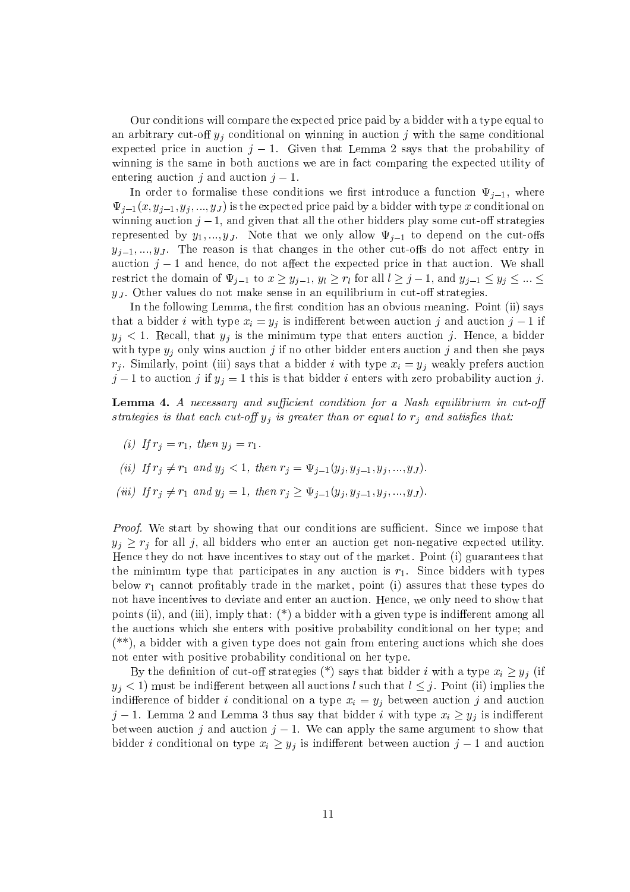Our conditions will compare the expected price paid by a bidder with a type equal to an arbitrary cut-off $y_j$ conditional on winning in auction $j$ with the same conditional expected price in auction $j-1$. Given that Lemma 2 says that the probability of winning is the same in both auctions we are in fact comparing the expected utility of entering auction $j$ and auction $j-1$.

In order to formalise these conditions we first introduce a function $\Psi_{j-1}$, where $\Psi_{j-1}(x, y_{j-1}, y_j, ..., y_J)$ is the expected price paid by a bidder with type $x$ conditional on winning auction $j-1$, and given that all the other bidders play some cut-off strategies represented by $y_1, ..., y_J$. Note that we only allow $\Psi_{j-1}$ to depend on the cut-offs $y_{j-1}, ..., y_J$. The reason is that changes in the other cut-offs do not affect entry in auction $j-1$ and hence, do not affect the expected price in that auction. We shall restrict the domain of $\Psi_{j-1}$ to $x \geq y_{j-1}$, $y_l \geq r_l$ for all $l \geq j-1$, and $y_{j-1} \leq y_j \leq ... \leq y_J$. Other values do not make sense in an equilibrium in cut-off strategies.

In the following Lemma, the first condition has an obvious meaning. Point (ii) says that a bidder $i$ with type $x_i = y_j$ is indifferent between auction $j$ and auction $j-1$ if $y_j < 1$. Recall, that $y_j$ is the minimum type that enters auction $j$. Hence, a bidder with type $y_j$ only wins auction $j$ if no other bidder enters auction $j$ and then she pays $r_j$. Similarly, point (iii) says that a bidder $i$ with type $x_i = y_j$ weakly prefers auction $j-1$ to auction $j$ if $y_j = 1$ this is that bidder $i$ enters with zero probability auction $j$.

**Lemma 4.** *A necessary and sufficient condition for a Nash equilibrium in cut-off strategies is that each cut-off $y_j$ is greater than or equal to $r_j$ and satisfies that:*

*(i) If $r_j = r_1$, then $y_j = r_1$.*

*(ii) If $r_j \neq r_1$ and $y_j < 1$, then $r_j = \Psi_{j-1}(y_j, y_{j-1}, y_j, ..., y_J)$.*

*(iii) If $r_j \neq r_1$ and $y_j = 1$, then $r_j \geq \Psi_{j-1}(y_j, y_{j-1}, y_j, ..., y_J)$.*

*Proof.* We start by showing that our conditions are sufficient. Since we impose that $y_j \geq r_j$ for all $j$, all bidders who enter an auction get non-negative expected utility. Hence they do not have incentives to stay out of the market. Point (i) guarantees that the minimum type that participates in any auction is $r_1$. Since bidders with types below $r_1$ cannot profitably trade in the market, point (i) assures that these types do not have incentives to deviate and enter an auction. Hence, we only need to show that points (ii), and (iii), imply that: (*) a bidder with a given type is indifferent among all the auctions which she enters with positive probability conditional on her type; and (**), a bidder with a given type does not gain from entering auctions which she does not enter with positive probability conditional on her type.

By the definition of cut-off strategies (*) says that bidder $i$ with a type $x_i \geq y_j$ (if $y_j < 1$) must be indifferent between all auctions $l$ such that $l \leq j$. Point (ii) implies the indifference of bidder $i$ conditional on a type $x_i = y_j$ between auction $j$ and auction $j-1$. Lemma 2 and Lemma 3 thus say that bidder $i$ with type $x_i \geq y_j$ is indifferent between auction $j$ and auction $j-1$. We can apply the same argument to show that bidder $i$ conditional on type $x_i \geq y_j$ is indifferent between auction $j-1$ and auction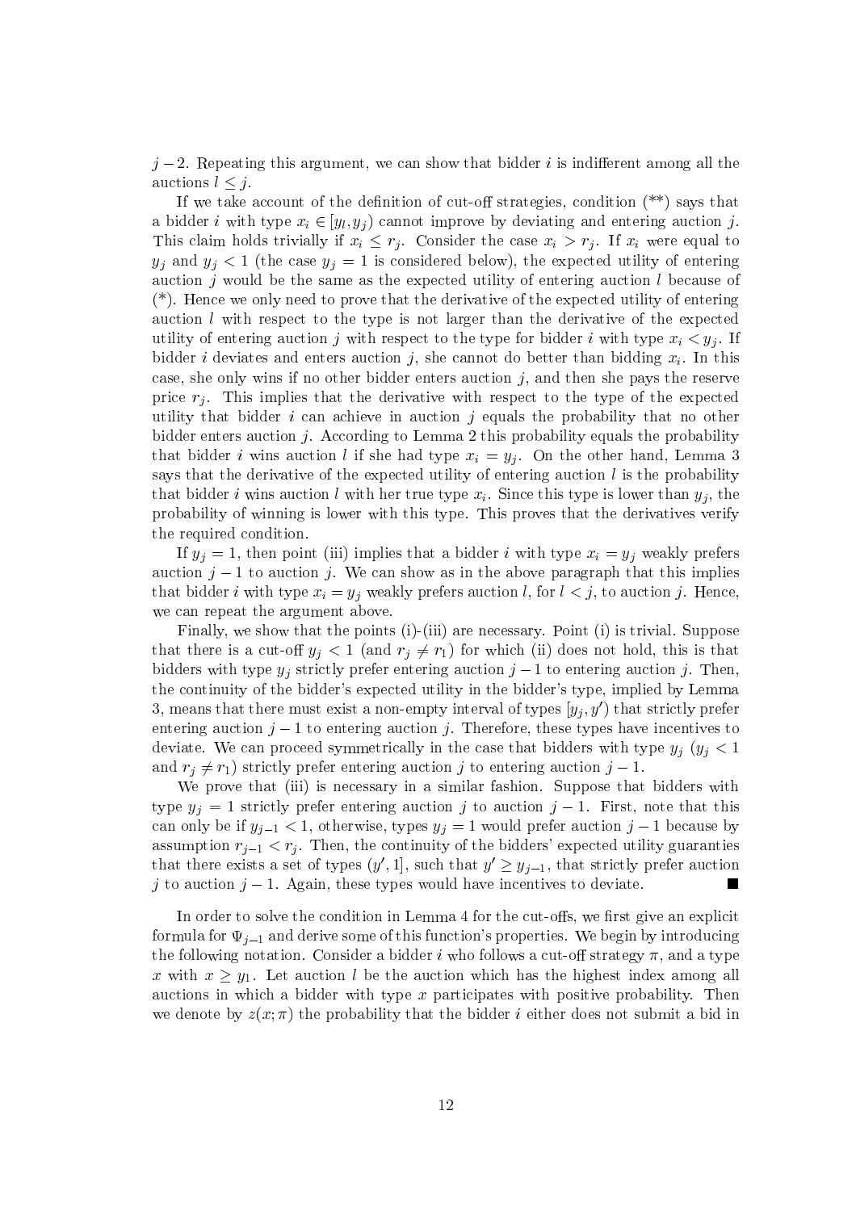$j-2$. Repeating this argument, we can show that bidder $i$ is indifferent among all the auctions $l \leq j$.

If we take account of the definition of cut-off strategies, condition (**) says that a bidder $i$ with type $x_i \in [y_l, y_j)$ cannot improve by deviating and entering auction $j$. This claim holds trivially if $x_i \leq r_j$. Consider the case $x_i > r_j$. If $x_i$ were equal to $y_j$ and $y_j < 1$ (the case $y_j = 1$ is considered below), the expected utility of entering auction $j$ would be the same as the expected utility of entering auction $l$ because of (*). Hence we only need to prove that the derivative of the expected utility of entering auction $l$ with respect to the type is not larger than the derivative of the expected utility of entering auction $j$ with respect to the type for bidder $i$ with type $x_i < y_j$. If bidder $i$ deviates and enters auction $j$, she cannot do better than bidding $x_i$. In this case, she only wins if no other bidder enters auction $j$, and then she pays the reserve price $r_j$. This implies that the derivative with respect to the type of the expected utility that bidder $i$ can achieve in auction $j$ equals the probability that no other bidder enters auction $j$. According to Lemma 2 this probability equals the probability that bidder $i$ wins auction $l$ if she had type $x_i = y_j$. On the other hand, Lemma 3 says that the derivative of the expected utility of entering auction $l$ is the probability that bidder $i$ wins auction $l$ with her true type $x_i$. Since this type is lower than $y_j$, the probability of winning is lower with this type. This proves that the derivatives verify the required condition.

If $y_j = 1$, then point (iii) implies that a bidder $i$ with type $x_i = y_j$ weakly prefers auction $j-1$ to auction $j$. We can show as in the above paragraph that this implies that bidder $i$ with type $x_i = y_j$ weakly prefers auction $l$, for $l < j$, to auction $j$. Hence, we can repeat the argument above.

Finally, we show that the points (i)-(iii) are necessary. Point (i) is trivial. Suppose that there is a cut-off $y_j < 1$ (and $r_j \neq r_1$) for which (ii) does not hold, this is that bidders with type $y_j$ strictly prefer entering auction $j-1$ to entering auction $j$. Then, the continuity of the bidder's expected utility in the bidder's type, implied by Lemma 3, means that there must exist a non-empty interval of types $[y_j, y')$ that strictly prefer entering auction $j-1$ to entering auction $j$. Therefore, these types have incentives to deviate. We can proceed symmetrically in the case that bidders with type $y_j$ ($y_j < 1$ and $r_j \neq r_1$) strictly prefer entering auction $j$ to entering auction $j-1$.

We prove that (iii) is necessary in a similar fashion. Suppose that bidders with type $y_j = 1$ strictly prefer entering auction $j$ to auction $j-1$. First, note that this can only be if $y_{j-1} < 1$, otherwise, types $y_j = 1$ would prefer auction $j-1$ because by assumption $r_{j-1} < r_j$. Then, the continuity of the bidders' expected utility guaranties that there exists a set of types $(y', 1]$, such that $y' \geq y_{j-1}$, that strictly prefer auction $j$ to auction $j-1$. Again, these types would have incentives to deviate. ■

In order to solve the condition in Lemma 4 for the cut-offs, we first give an explicit formula for $\Psi_{j-1}$ and derive some of this function's properties. We begin by introducing the following notation. Consider a bidder $i$ who follows a cut-off strategy $\pi$, and a type $x$ with $x \geq y_1$. Let auction $l$ be the auction which has the highest index among all auctions in which a bidder with type $x$ participates with positive probability. Then we denote by $z(x; \pi)$ the probability that the bidder $i$ either does not submit a bid in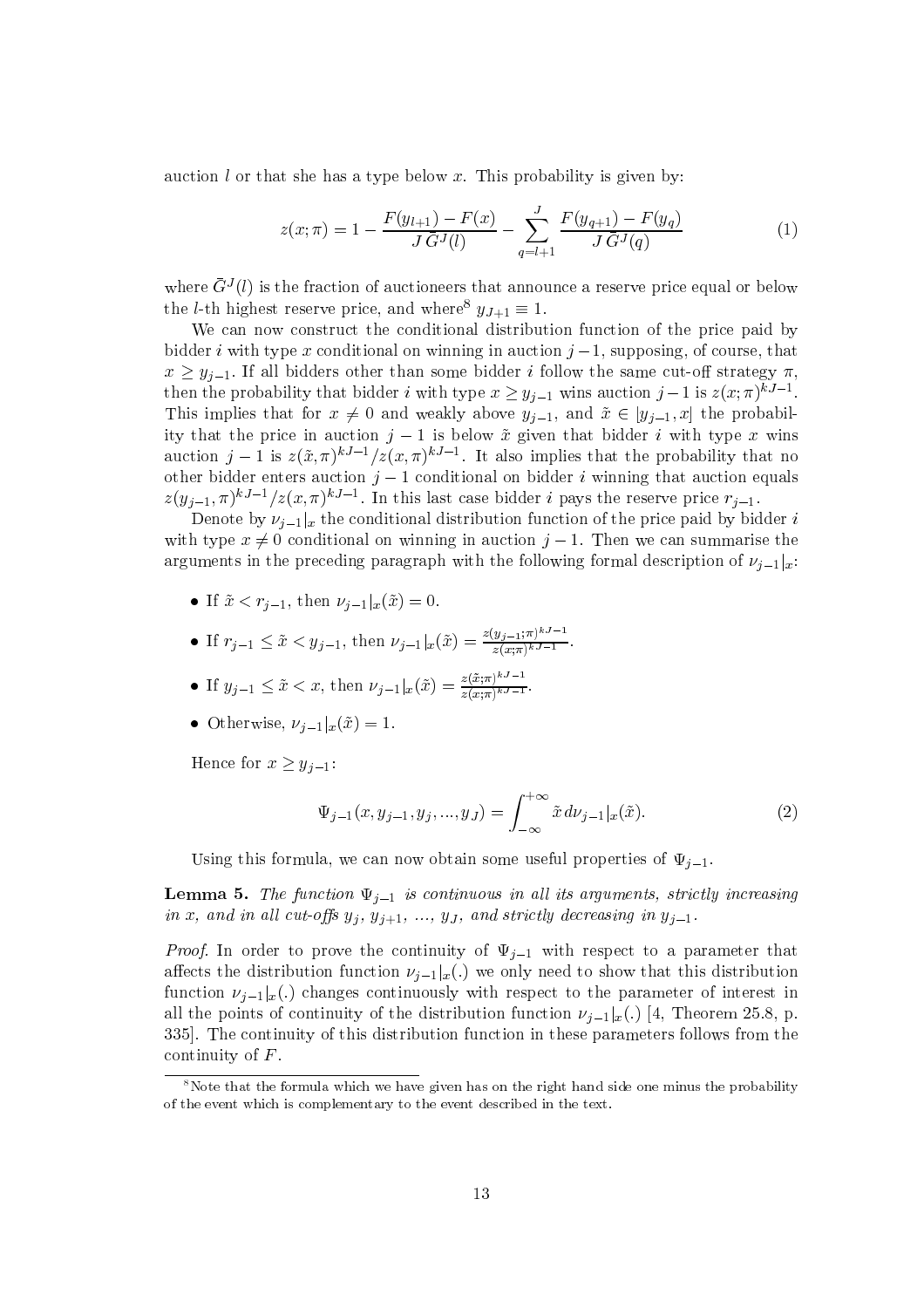auction $l$ or that she has a type below $x$. This probability is given by:

$$z(x;\pi) = 1 - \frac{F(y_{l+1}) - F(x)}{J\,\bar{G}^J(l)} - \sum_{q=l+1}^{J} \frac{F(y_{q+1}) - F(y_q)}{J\,\bar{G}^J(q)} \tag{1}$$

where $\bar{G}^J(l)$ is the fraction of auctioneers that announce a reserve price equal or below the $l$-th highest reserve price, and where[8] $y_{J+1} \equiv 1$.

We can now construct the conditional distribution function of the price paid by bidder $i$ with type $x$ conditional on winning in auction $j-1$, supposing, of course, that $x \geq y_{j-1}$. If all bidders other than some bidder $i$ follow the same cut-off strategy $\pi$, then the probability that bidder $i$ with type $x \geq y_{j-1}$ wins auction $j-1$ is $z(x;\pi)^{kJ-1}$. This implies that for $x \neq 0$ and weakly above $y_{j-1}$, and $\tilde{x} \in [y_{j-1}, x]$ the probability that the price in auction $j-1$ is below $\tilde{x}$ given that bidder $i$ with type $x$ wins auction $j-1$ is $z(\tilde{x},\pi)^{kJ-1}/z(x,\pi)^{kJ-1}$. It also implies that the probability that no other bidder enters auction $j-1$ conditional on bidder $i$ winning that auction equals $z(y_{j-1},\pi)^{kJ-1}/z(x,\pi)^{kJ-1}$. In this last case bidder $i$ pays the reserve price $r_{j-1}$.

Denote by $\nu_{j-1}|_x$ the conditional distribution function of the price paid by bidder $i$ with type $x \neq 0$ conditional on winning in auction $j-1$. Then we can summarise the arguments in the preceding paragraph with the following formal description of $\nu_{j-1}|_x$:

- If $\tilde{x} < r_{j-1}$, then $\nu_{j-1}|_x(\tilde{x}) = 0$.
- If $r_{j-1} \leq \tilde{x} < y_{j-1}$, then $\nu_{j-1}|_x(\tilde{x}) = \frac{z(y_{j-1};\pi)^{kJ-1}}{z(x;\pi)^{kJ-1}}$.
- If $y_{j-1} \leq \tilde{x} < x$, then $\nu_{j-1}|_x(\tilde{x}) = \frac{z(\tilde{x};\pi)^{kJ-1}}{z(x;\pi)^{kJ-1}}$.
- Otherwise, $\nu_{j-1}|_x(\tilde{x}) = 1$.

Hence for $x \geq y_{j-1}$:

$$\Psi_{j-1}(x, y_{j-1}, y_j, ..., y_J) = \int_{-\infty}^{+\infty} \tilde{x}\, d\nu_{j-1}|_x(\tilde{x}). \tag{2}$$

Using this formula, we can now obtain some useful properties of $\Psi_{j-1}$.

**Lemma 5.** *The function $\Psi_{j-1}$ is continuous in all its arguments, strictly increasing in $x$, and in all cut-offs $y_j$, $y_{j+1}$, ..., $y_J$, and strictly decreasing in $y_{j-1}$.*

*Proof.* In order to prove the continuity of $\Psi_{j-1}$ with respect to a parameter that affects the distribution function $\nu_{j-1}|_x(.)$ we only need to show that this distribution function $\nu_{j-1}|_x(.)$ changes continuously with respect to the parameter of interest in all the points of continuity of the distribution function $\nu_{j-1}|_x(.)$ [4, Theorem 25.8, p. 335]. The continuity of this distribution function in these parameters follows from the continuity of $F$.

[8] Note that the formula which we have given has on the right hand side one minus the probability of the event which is complementary to the event described in the text.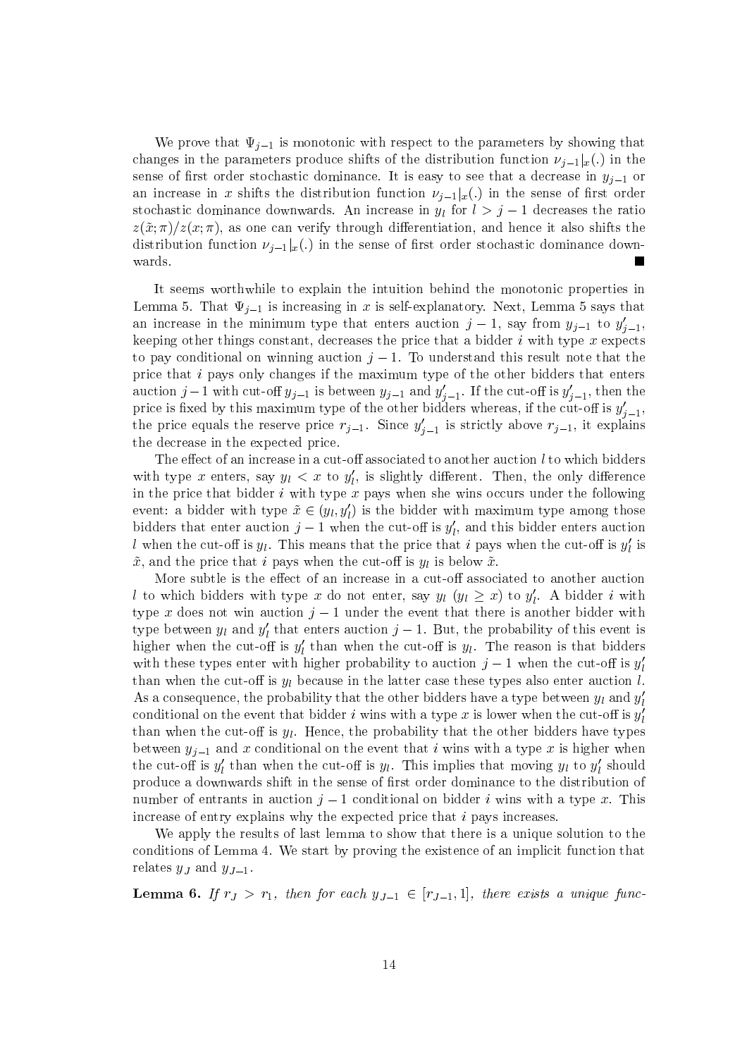We prove that $\Psi_{j-1}$ is monotonic with respect to the parameters by showing that changes in the parameters produce shifts of the distribution function $\nu_{j-1}|_x(.)$ in the sense of first order stochastic dominance. It is easy to see that a decrease in $y_{j-1}$ or an increase in $x$ shifts the distribution function $\nu_{j-1}|_x(.)$ in the sense of first order stochastic dominance downwards. An increase in $y_l$ for $l > j-1$ decreases the ratio $z(\tilde{x};\pi)/z(x;\pi)$, as one can verify through differentiation, and hence it also shifts the distribution function $\nu_{j-1}|_x(.)$ in the sense of first order stochastic dominance downwards. ■

It seems worthwhile to explain the intuition behind the monotonic properties in Lemma 5. That $\Psi_{j-1}$ is increasing in $x$ is self-explanatory. Next, Lemma 5 says that an increase in the minimum type that enters auction $j-1$, say from $y_{j-1}$ to $y'_{j-1}$, keeping other things constant, decreases the price that a bidder $i$ with type $x$ expects to pay conditional on winning auction $j-1$. To understand this result note that the price that $i$ pays only changes if the maximum type of the other bidders that enters auction $j-1$ with cut-off $y_{j-1}$ is between $y_{j-1}$ and $y'_{j-1}$. If the cut-off is $y'_{j-1}$, then the price is fixed by this maximum type of the other bidders whereas, if the cut-off is $y'_{j-1}$, the price equals the reserve price $r_{j-1}$. Since $y'_{j-1}$ is strictly above $r_{j-1}$, it explains the decrease in the expected price.

The effect of an increase in a cut-off associated to another auction $l$ to which bidders with type $x$ do not enter, say $y_l < x$ to $y'_l$, is slightly different. Then, the only difference in the price that bidder $i$ with type $x$ pays when she wins occurs under the following event: a bidder with type $\tilde{x} \in (y_l, y'_l)$ is the bidder with maximum type among those bidders that enter auction $j-1$ when the cut-off is $y'_l$, and this bidder enters auction $l$ when the cut-off is $y_l$. This means that the price that $i$ pays when the cut-off is $y'_l$ is $\tilde{x}$, and the price that $i$ pays when the cut-off is $y_l$ is below $\tilde{x}$.

More subtle is the effect of an increase in a cut-off associated to another auction $l$ to which bidders with type $x$ do not enter, say $y_l$ ($y_l \geq x$) to $y'_l$. A bidder $i$ with type $x$ does not win auction $j-1$ under the event that there is another bidder with type between $y_l$ and $y'_l$ that enters auction $j-1$. But, the probability of this event is higher when the cut-off is $y'_l$ than when the cut-off is $y_l$. The reason is that bidders with these types enter with higher probability to auction $j-1$ when the cut-off is $y'_l$ than when the cut-off is $y_l$ because in the latter case these types also enter auction $l$. As a consequence, the probability that the other bidders have a type between $y_l$ and $y'_l$ conditional on the event that bidder $i$ wins with a type $x$ is lower when the cut-off is $y'_l$ than when the cut-off is $y_l$. Hence, the probability that the other bidders have types between $y_{j-1}$ and $x$ conditional on the event that $i$ wins with a type $x$ is higher when the cut-off is $y'_l$ than when the cut-off is $y_l$. This implies that moving $y_l$ to $y'_l$ should produce a downwards shift in the sense of first order dominance to the distribution of number of entrants in auction $j-1$ conditional on bidder $i$ wins with a type $x$. This increase of entry explains why the expected price that $i$ pays increases.

We apply the results of last lemma to show that there is a unique solution to the conditions of Lemma 4. We start by proving the existence of an implicit function that relates $y_J$ and $y_{J-1}$.

**Lemma 6.** *If $r_J > r_1$, then for each $y_{J-1} \in [r_{J-1}, 1]$, there exists a unique func-*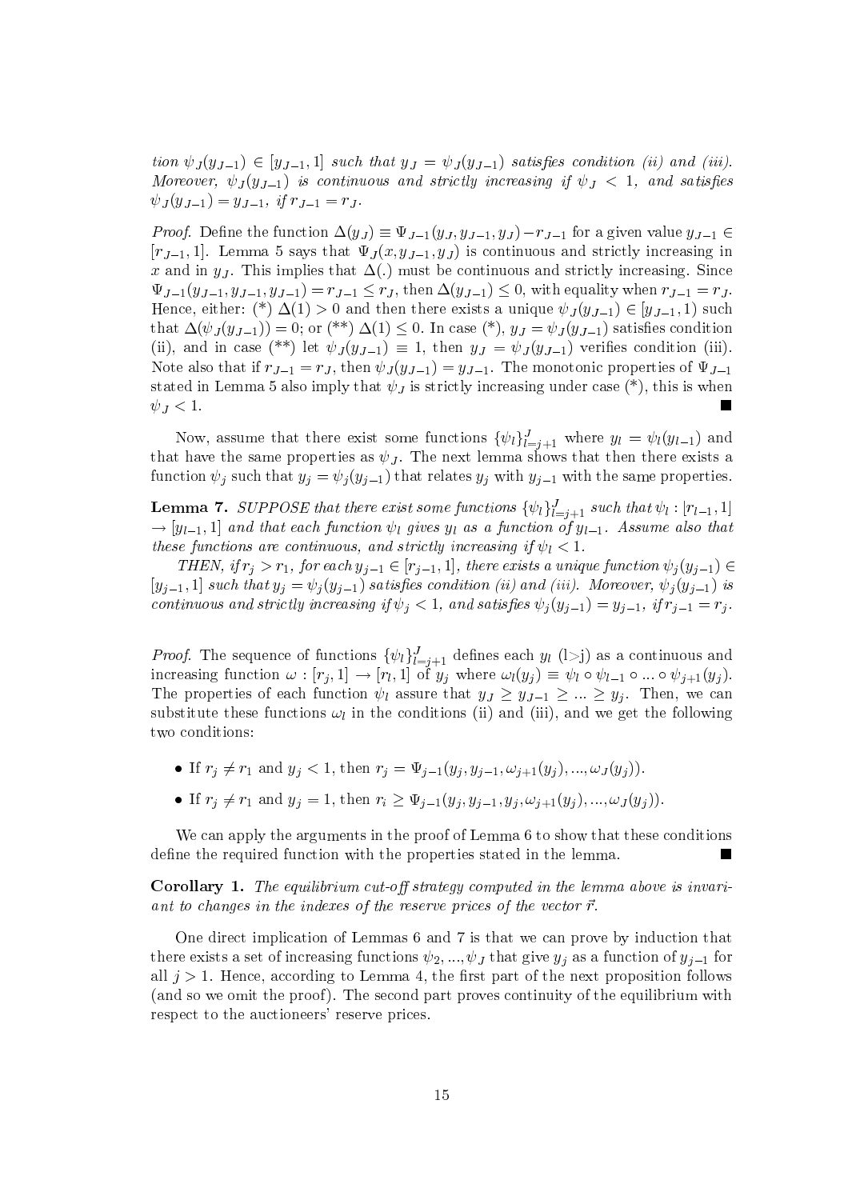*tion $\psi_J(y_{J-1}) \in [y_{J-1}, 1]$ such that $y_J = \psi_J(y_{J-1})$ satisfies condition (ii) and (iii). Moreover, $\psi_J(y_{J-1})$ is continuous and strictly increasing if $\psi_J < 1$, and satisfies $\psi_J(y_{J-1}) = y_{J-1}$, if $r_{J-1} = r_J$.*

*Proof.* Define the function $\Delta(y_J) \equiv \Psi_{J-1}(y_J, y_{J-1}, y_J) - r_{J-1}$ for a given value $y_{J-1} \in [r_{J-1}, 1]$. Lemma 5 says that $\Psi_J(x, y_{J-1}, y_J)$ is continuous and strictly increasing in $x$ and in $y_J$. This implies that $\Delta(.)$ must be continuous and strictly increasing. Since $\Psi_{J-1}(y_{J-1}, y_{J-1}, y_{J-1}) = r_{J-1} \leq r_J$, then $\Delta(y_{J-1}) \leq 0$, with equality when $r_{J-1} = r_J$. Hence, either: (*) $\Delta(1) > 0$ and then there exists a unique $\psi_J(y_{J-1}) \in [y_{J-1}, 1)$ such that $\Delta(\psi_J(y_{J-1})) = 0$; or (**) $\Delta(1) \leq 0$. In case (*), $y_J = \psi_J(y_{J-1})$ satisfies condition (ii), and in case (**) let $\psi_J(y_{J-1}) \equiv 1$, then $y_J = \psi_J(y_{J-1})$ verifies condition (iii). Note also that if $r_{J-1} = r_J$, then $\psi_J(y_{J-1}) = y_{J-1}$. The monotonic properties of $\Psi_{J-1}$ stated in Lemma 5 also imply that $\psi_J$ is strictly increasing under case (*), this is when $\psi_J < 1$. ■

Now, assume that there exist some functions $\{\psi_l\}_{l=j+1}^{J}$ where $y_l = \psi_l(y_{l-1})$ and that have the same properties as $\psi_J$. The next lemma shows that then there exists a function $\psi_j$ such that $y_j = \psi_j(y_{j-1})$ that relates $y_j$ with $y_{j-1}$ with the same properties.

**Lemma 7.** *SUPPOSE that there exist some functions $\{\psi_l\}_{l=j+1}^{J}$ such that $\psi_l : [r_{l-1}, 1] \to [y_{l-1}, 1]$ and that each function $\psi_l$ gives $y_l$ as a function of $y_{l-1}$. Assume also that these functions are continuous, and strictly increasing if $\psi_l < 1$.*

*THEN, if $r_j > r_1$, for each $y_{j-1} \in [r_{j-1}, 1]$, there exists a unique function $\psi_j(y_{j-1}) \in [y_{j-1}, 1]$ such that $y_j = \psi_j(y_{j-1})$ satisfies condition (ii) and (iii). Moreover, $\psi_j(y_{j-1})$ is continuous and strictly increasing if $\psi_j < 1$, and satisfies $\psi_j(y_{j-1}) = y_{j-1}$, if $r_{j-1} = r_j$.*

*Proof.* The sequence of functions $\{\psi_l\}_{l=j+1}^{J}$ defines each $y_l$ (l>j) as a continuous and increasing function $\omega : [r_j, 1] \to [r_l, 1]$ of $y_j$ where $\omega_l(y_j) \equiv \psi_l \circ \psi_{l-1} \circ ... \circ \psi_{j+1}(y_j)$. The properties of each function $\psi_l$ assure that $y_J \geq y_{J-1} \geq ... \geq y_j$. Then, we can substitute these functions $\omega_l$ in the conditions (ii) and (iii), and we get the following two conditions:

- If $r_j \neq r_1$ and $y_j < 1$, then $r_j = \Psi_{j-1}(y_j, y_{j-1}, \omega_{j+1}(y_j), ..., \omega_J(y_j))$.
- If $r_j \neq r_1$ and $y_j = 1$, then $r_i \geq \Psi_{j-1}(y_j, y_{j-1}, y_j, \omega_{j+1}(y_j), ..., \omega_J(y_j))$.

We can apply the arguments in the proof of Lemma 6 to show that these conditions define the required function with the properties stated in the lemma. ■

**Corollary 1.** *The equilibrium cut-off strategy computed in the lemma above is invariant to changes in the indexes of the reserve prices of the vector $\vec{r}$.*

One direct implication of Lemmas 6 and 7 is that we can prove by induction that there exists a set of increasing functions $\psi_2, ..., \psi_J$ that give $y_j$ as a function of $y_{j-1}$ for all $j > 1$. Hence, according to Lemma 4, the first part of the next proposition follows (and so we omit the proof). The second part proves continuity of the equilibrium with respect to the auctioneers' reserve prices.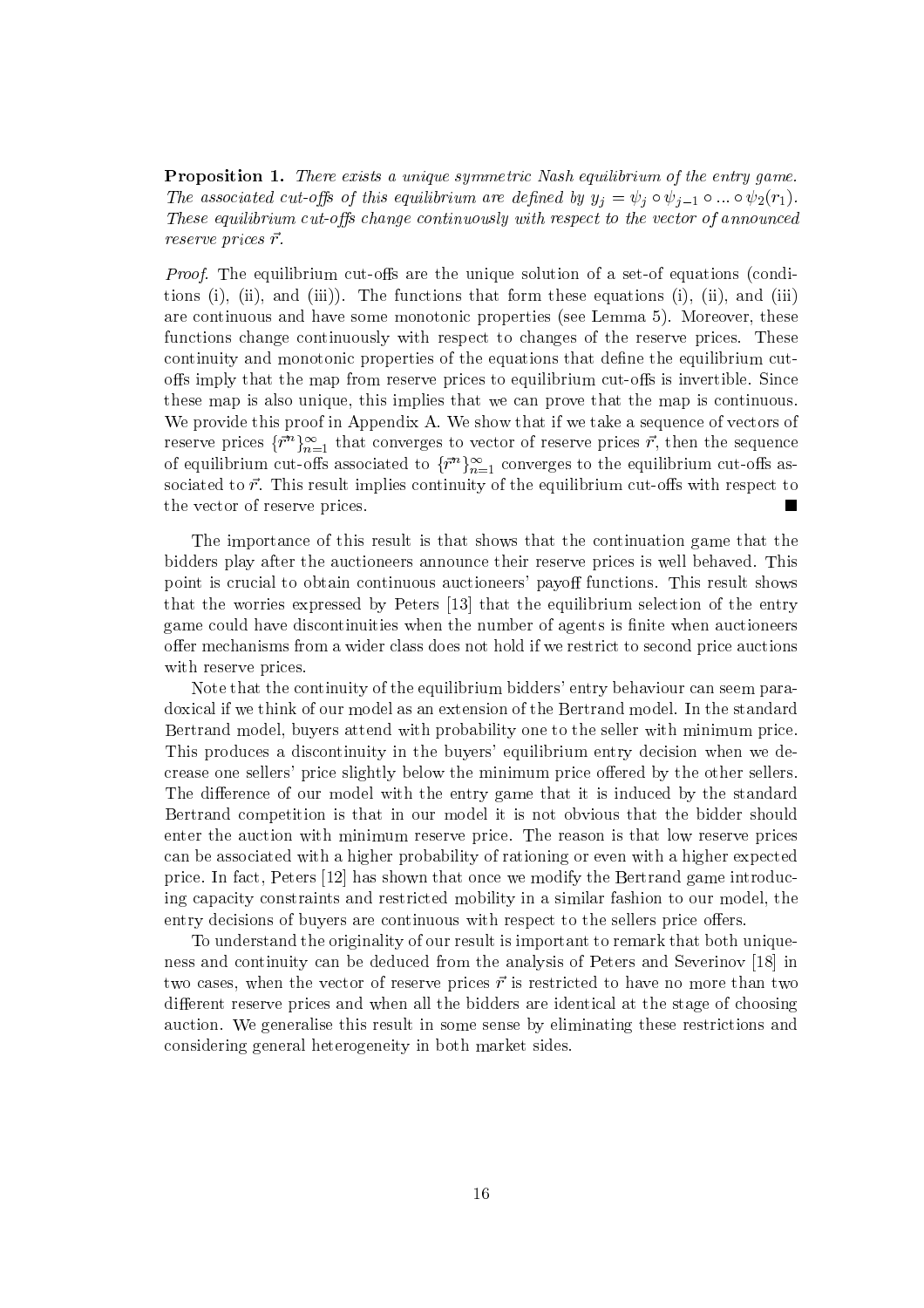**Proposition 1.** *There exists a unique symmetric Nash equilibrium of the entry game. The associated cut-offs of this equilibrium are defined by $y_j = \psi_j \circ \psi_{j-1} \circ ... \circ \psi_2(r_1)$. These equilibrium cut-offs change continuously with respect to the vector of announced reserve prices $\vec{r}$.*

*Proof.* The equilibrium cut-offs are the unique solution of a set-of equations (conditions (i), (ii), and (iii)). The functions that form these equations (i), (ii), and (iii) are continuous and have some monotonic properties (see Lemma 5). Moreover, these functions change continuously with respect to changes of the reserve prices. These continuity and monotonic properties of the equations that define the equilibrium cut-offs imply that the map from reserve prices to equilibrium cut-offs is invertible. Since these map is also unique, this implies that we can prove that the map is continuous. We provide this proof in Appendix A. We show that if we take a sequence of vectors of reserve prices $\{\vec{r}^n\}_{n=1}^{\infty}$ that converges to vector of reserve prices $\vec{r}$, then the sequence of equilibrium cut-offs associated to $\{\vec{r}^n\}_{n=1}^{\infty}$ converges to the equilibrium cut-offs associated to $\vec{r}$. This result implies continuity of the equilibrium cut-offs with respect to the vector of reserve prices. ■

The importance of this result is that shows that the continuation game that the bidders play after the auctioneers announce their reserve prices is well behaved. This point is crucial to obtain continuous auctioneers' payoff functions. This result shows that the worries expressed by Peters [13] that the equilibrium selection of the entry game could have discontinuities when the number of agents is finite when auctioneers offer mechanisms from a wider class does not hold if we restrict to second price auctions with reserve prices.

Note that the continuity of the equilibrium bidders' entry behaviour can seem paradoxical if we think of our model as an extension of the Bertrand model. In the standard Bertrand model, buyers attend with probability one to the seller with minimum price. This produces a discontinuity in the buyers' equilibrium entry decision when we decrease one sellers' price slightly below the minimum price offered by the other sellers. The difference of our model with the entry game that it is induced by the standard Bertrand competition is that in our model it is not obvious that the bidder should enter the auction with minimum reserve price. The reason is that low reserve prices can be associated with a higher probability of rationing or even with a higher expected price. In fact, Peters [12] has shown that once we modify the Bertrand game introducing capacity constraints and restricted mobility in a similar fashion to our model, the entry decisions of buyers are continuous with respect to the sellers price offers.

To understand the originality of our result is important to remark that both uniqueness and continuity can be deduced from the analysis of Peters and Severinov [18] in two cases, when the vector of reserve prices $\vec{r}$ is restricted to have no more than two different reserve prices and when all the bidders are identical at the stage of choosing auction. We generalise this result in some sense by eliminating these restrictions and considering general heterogeneity in both market sides.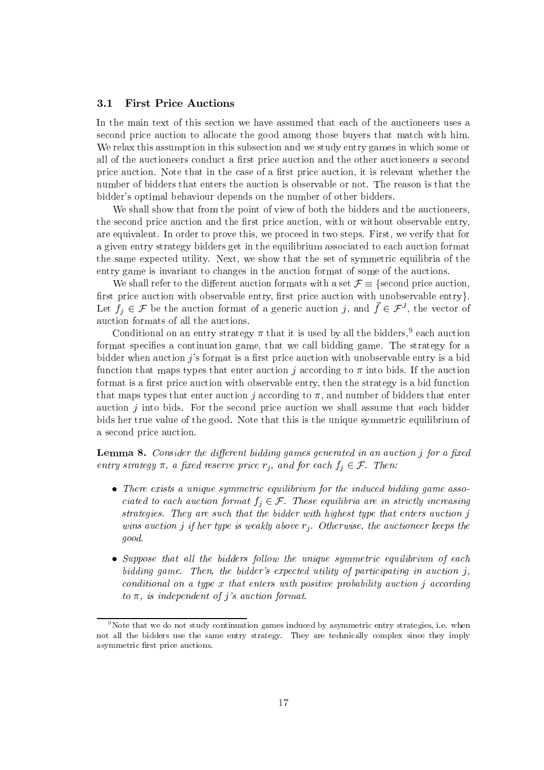### 3.1 First Price Auctions

In the main text of this section we have assumed that each of the auctioneers uses a second price auction to allocate the good among those buyers that match with him. We relax this assumption in this subsection and we study entry games in which some or all of the auctioneers conduct a first price auction and the other auctioneers a second price auction. Note that in the case of a first price auction, it is relevant whether the number of bidders that enters the auction is observable or not. The reason is that the bidder's optimal behaviour depends on the number of other bidders.

We shall show that from the point of view of both the bidders and the auctioneers, the second price auction and the first price auction, with or without observable entry, are equivalent. In order to prove this, we proceed in two steps. First, we verify that for a given entry strategy bidders get in the equilibrium associated to each auction format the same expected utility. Next, we show that the set of symmetric equilibria of the entry game is invariant to changes in the auction format of some of the auctions.

We shall refer to the different auction formats with a set $\mathcal{F} \equiv$ {second price auction, first price auction with observable entry, first price auction with unobservable entry}. Let $f_j \in \mathcal{F}$ be the auction format of a generic auction $j$, and $\vec{f} \in \mathcal{F}^J$, the vector of auction formats of all the auctions.

Conditional on an entry strategy $\pi$ that it is used by all the bidders,[9] each auction format specifies a continuation game, that we call bidding game. The strategy for a bidder when auction $j$'s format is a first price auction with unobservable entry is a bid function that maps types that enter auction $j$ according to $\pi$ into bids. If the auction format is a first price auction with observable entry, then the strategy is a bid function that maps types that enter auction $j$ according to $\pi$, and number of bidders that enter auction $j$ into bids. For the second price auction we shall assume that each bidder bids her true value of the good. Note that this is the unique symmetric equilibrium of a second price auction.

**Lemma 8.** *Consider the different bidding games generated in an auction $j$ for a fixed entry strategy $\pi$, a fixed reserve price $r_j$, and for each $f_j \in \mathcal{F}$. Then:*

- *There exists a unique symmetric equilibrium for the induced bidding game associated to each auction format $f_j \in \mathcal{F}$. These equilibria are in strictly increasing strategies. They are such that the bidder with highest type that enters auction $j$ wins auction $j$ if her type is weakly above $r_j$. Otherwise, the auctioneer keeps the good.*
- *Suppose that all the bidders follow the unique symmetric equilibrium of each bidding game. Then, the bidder's expected utility of participating in auction $j$, conditional on a type $x$ that enters with positive probability auction $j$ according to $\pi$, is independent of $j$'s auction format.*

[9] Note that we do not study continuation games induced by asymmetric entry strategies, i.e. when not all the bidders use the same entry strategy. They are technically complex since they imply asymmetric first price auctions.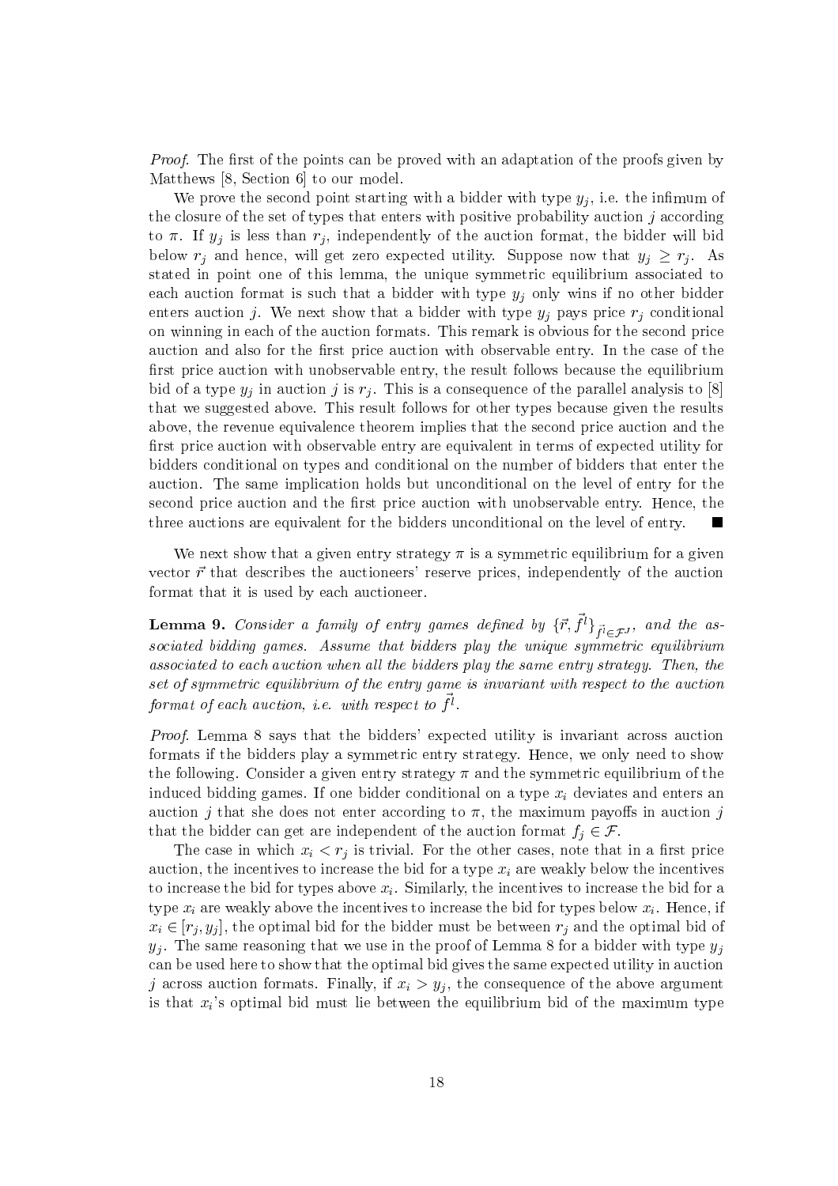*Proof.* The first of the points can be proved with an adaptation of the proofs given by Matthews [8, Section 6] to our model.

We prove the second point starting with a bidder with type $y_j$, i.e. the infimum of the closure of the set of types that enters with positive probability auction $j$ according to $\pi$. If $y_j$ is less than $r_j$, independently of the auction format, the bidder will bid below $r_j$ and hence, will get zero expected utility. Suppose now that $y_j \geq r_j$. As stated in point one of this lemma, the unique symmetric equilibrium associated to each auction format is such that a bidder with type $y_j$ only wins if no other bidder enters auction $j$. We next show that a bidder with type $y_j$ pays price $r_j$ conditional on winning in each of the auction formats. This remark is obvious for the second price auction and also for the first price auction with observable entry. In the case of the first price auction with unobservable entry, the result follows because the equilibrium bid of a type $y_j$ in auction $j$ is $r_j$. This is a consequence of the parallel analysis to [8] that we suggested above. This result follows for other types because given the results above, the revenue equivalence theorem implies that the second price auction and the first price auction with observable entry are equivalent in terms of expected utility for bidders conditional on types and conditional on the number of bidders that enter the auction. The same implication holds but unconditional on the level of entry for the second price auction and the first price auction with unobservable entry. Hence, the three auctions are equivalent for the bidders unconditional on the level of entry. ■

We next show that a given entry strategy $\pi$ is a symmetric equilibrium for a given vector $\vec{r}$ that describes the auctioneers' reserve prices, independently of the auction format that it is used by each auctioneer.

**Lemma 9.** *Consider a family of entry games defined by $\{\vec{r}, \vec{f^l}\}_{\vec{f^l} \in \mathcal{F}^J}$, and the associated bidding games. Assume that bidders play the unique symmetric equilibrium associated to each auction when all the bidders play the same entry strategy. Then, the set of symmetric equilibrium of the entry game is invariant with respect to the auction format of each auction, i.e. with respect to $\vec{f^l}$.*

*Proof.* Lemma 8 says that the bidders' expected utility is invariant across auction formats if the bidders play a symmetric entry strategy. Hence, we only need to show the following. Consider a given entry strategy $\pi$ and the symmetric equilibrium of the induced bidding games. If one bidder conditional on a type $x_i$ deviates and enters an auction $j$ that she does not enter according to $\pi$, the maximum payoffs in auction $j$ that the bidder can get are independent of the auction format $f_j \in \mathcal{F}$.

The case in which $x_i < r_j$ is trivial. For the other cases, note that in a first price auction, the incentives to increase the bid for a type $x_i$ are weakly below the incentives to increase the bid for types above $x_i$. Similarly, the incentives to increase the bid for a type $x_i$ are weakly above the incentives to increase the bid for types below $x_i$. Hence, if $x_i \in [r_j, y_j]$, the optimal bid for the bidder must be between $r_j$ and the optimal bid of $y_j$. The same reasoning that we use in the proof of Lemma 8 for a bidder with type $y_j$ can be used here to show that the optimal bid gives the same expected utility in auction $j$ across auction formats. Finally, if $x_i > y_j$, the consequence of the above argument is that $x_i$'s optimal bid must lie between the equilibrium bid of the maximum type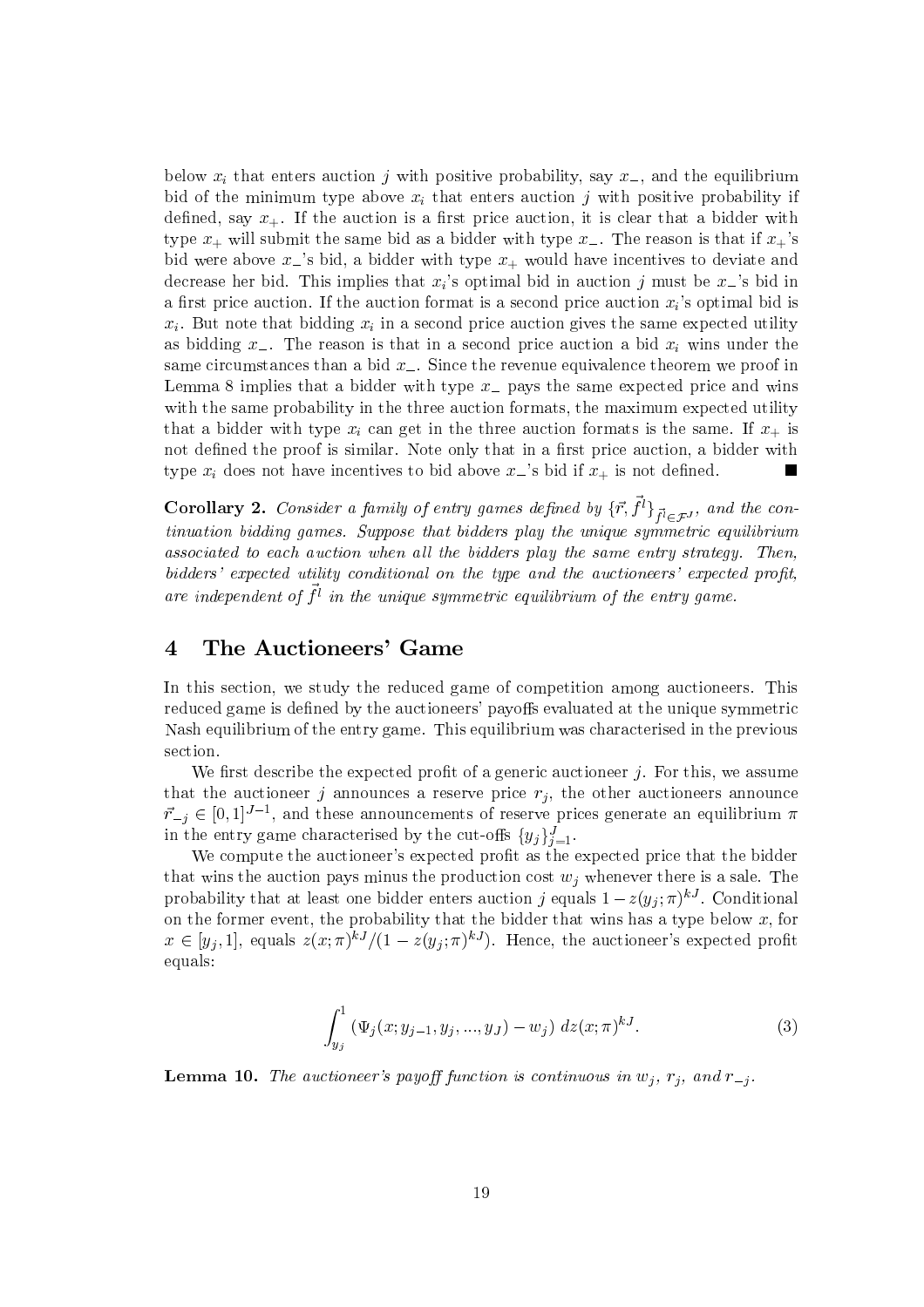below $x_i$ that enters auction $j$ with positive probability, say $x_-$, and the equilibrium bid of the minimum type above $x_i$ that enters auction $j$ with positive probability if defined, say $x_+$. If the auction is a first price auction, it is clear that a bidder with type $x_+$ will submit the same bid as a bidder with type $x_-$. The reason is that if $x_+$'s bid were above $x_-$'s bid, a bidder with type $x_+$ would have incentives to deviate and decrease her bid. This implies that $x_i$'s optimal bid in auction $j$ must be $x_-$'s bid in a first price auction. If the auction format is a second price auction $x_i$'s optimal bid is $x_i$. But note that bidding $x_i$ in a second price auction gives the same expected utility as bidding $x_-$. The reason is that in a second price auction a bid $x_i$ wins under the same circumstances than a bid $x_-$. Since the revenue equivalence theorem we proof in Lemma 8 implies that a bidder with type $x_-$ pays the same expected price and wins with the same probability in the three auction formats, the maximum expected utility that a bidder with type $x_i$ can get in the three auction formats is the same. If $x_+$ is not defined the proof is similar. Note only that in a first price auction, a bidder with type $x_i$ does not have incentives to bid above $x_-$'s bid if $x_+$ is not defined. ■

**Corollary 2.** *Consider a family of entry games defined by $\{\vec{r}, \vec{f}^l\}_{\vec{f}^l \in \mathcal{F}^J}$, and the continuation bidding games. Suppose that bidders play the unique symmetric equilibrium associated to each auction when all the bidders play the same entry strategy. Then, bidders' expected utility conditional on the type and the auctioneers' expected profit, are independent of $\vec{f}^l$ in the unique symmetric equilibrium of the entry game.*

# 4 The Auctioneers' Game

In this section, we study the reduced game of competition among auctioneers. This reduced game is defined by the auctioneers' payoffs evaluated at the unique symmetric Nash equilibrium of the entry game. This equilibrium was characterised in the previous section.

We first describe the expected profit of a generic auctioneer $j$. For this, we assume that the auctioneer $j$ announces a reserve price $r_j$, the other auctioneers announce $\vec{r}_{-j} \in [0,1]^{J-1}$, and these announcements of reserve prices generate an equilibrium $\pi$ in the entry game characterised by the cut-offs $\{y_j\}_{j=1}^J$.

We compute the auctioneer's expected profit as the expected price that the bidder that wins the auction pays minus the production cost $w_j$ whenever there is a sale. The probability that at least one bidder enters auction $j$ equals $1 - z(y_j; \pi)^{kJ}$. Conditional on the former event, the probability that the bidder that wins has a type below $x$, for $x \in [y_j, 1]$, equals $z(x;\pi)^{kJ}/(1 - z(y_j;\pi)^{kJ})$. Hence, the auctioneer's expected profit equals:

$$\int_{y_j}^{1} \left(\Psi_j(x; y_{j-1}, y_j, ..., y_J) - w_j\right) \, dz(x;\pi)^{kJ}. \tag{3}$$

**Lemma 10.** *The auctioneer's payoff function is continuous in $w_j$, $r_j$, and $r_{-j}$.*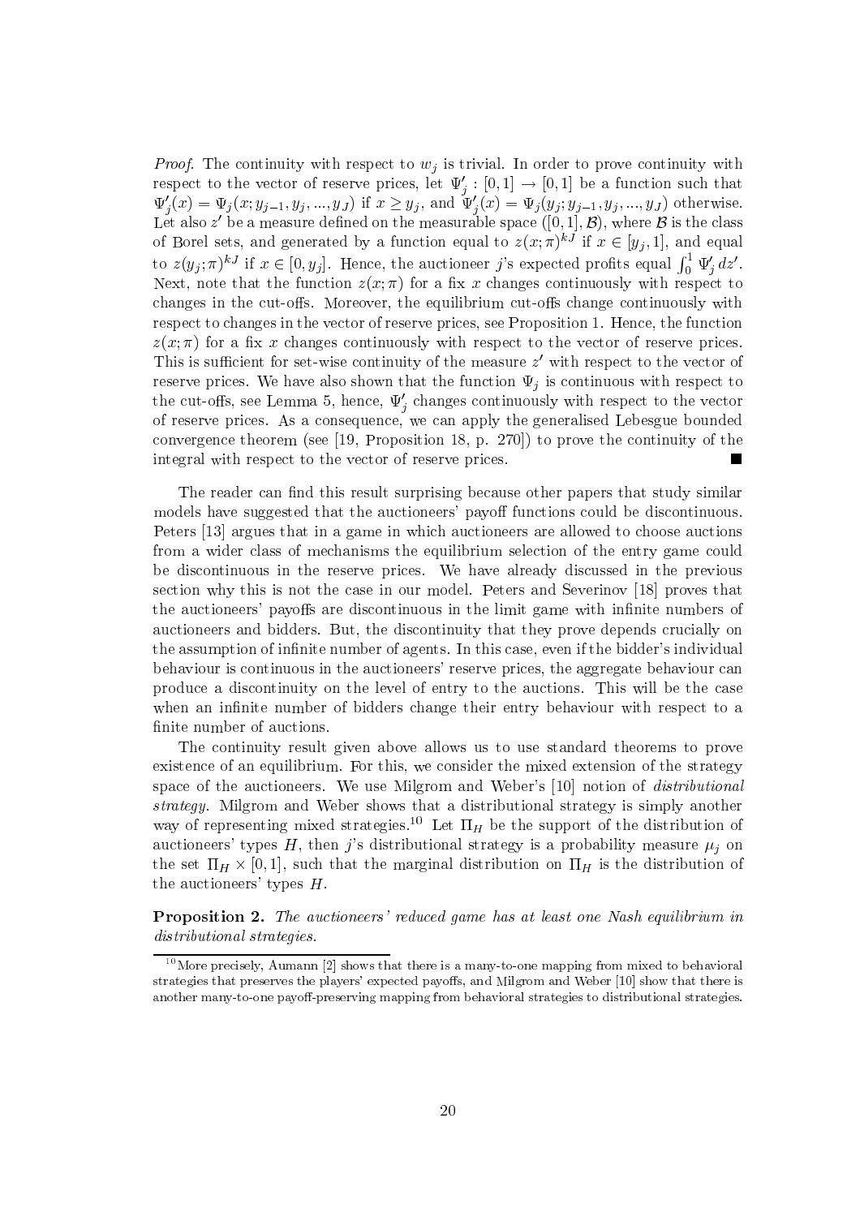*Proof.* The continuity with respect to $w_j$ is trivial. In order to prove continuity with respect to the vector of reserve prices, let $\Psi_j' : [0,1] \to [0,1]$ be a function such that $\Psi_j'(x) = \Psi_j(x; y_{j-1}, y_j, ..., y_J)$ if $x \geq y_j$, and $\Psi_j'(x) = \Psi_j(y_j; y_{j-1}, y_j, ..., y_J)$ otherwise. Let also $z'$ be a measure defined on the measurable space $([0,1], \mathcal{B})$, where $\mathcal{B}$ is the class of Borel sets, and generated by a function equal to $z(x;\pi)^{kJ}$ if $x \in [y_j, 1]$, and equal to $z(y_j;\pi)^{kJ}$ if $x \in [0, y_j]$. Hence, the auctioneer $j$'s expected profits equal $\int_0^1 \Psi_j' \, dz'$. Next, note that the function $z(x;\pi)$ for a fix $x$ changes continuously with respect to changes in the cut-offs. Moreover, the equilibrium cut-offs change continuously with respect to changes in the vector of reserve prices, see Proposition 1. Hence, the function $z(x;\pi)$ for a fix $x$ changes continuously with respect to the vector of reserve prices. This is sufficient for set-wise continuity of the measure $z'$ with respect to the vector of reserve prices. We have also shown that the function $\Psi_j$ is continuous with respect to the cut-offs, see Lemma 5, hence, $\Psi_j'$ changes continuously with respect to the vector of reserve prices. As a consequence, we can apply the generalised Lebesgue bounded convergence theorem (see [19, Proposition 18, p. 270]) to prove the continuity of the integral with respect to the vector of reserve prices. ∎

The reader can find this result surprising because other papers that study similar models have suggested that the auctioneers' payoff functions could be discontinuous. Peters [13] argues that in a game in which auctioneers are allowed to choose auctions from a wider class of mechanisms the equilibrium selection of the entry game could be discontinuous in the reserve prices. We have already discussed in the previous section why this is not the case in our model. Peters and Severinov [18] proves that the auctioneers' payoffs are discontinuous in the limit game with infinite numbers of auctioneers and bidders. But, the discontinuity that they prove depends crucially on the assumption of infinite number of agents. In this case, even if the bidder's individual behaviour is continuous in the auctioneers' reserve prices, the aggregate behaviour can produce a discontinuity on the level of entry to the auctions. This will be the case when an infinite number of bidders change their entry behaviour with respect to a finite number of auctions.

The continuity result given above allows us to use standard theorems to prove existence of an equilibrium. For this, we consider the mixed extension of the strategy space of the auctioneers. We use Milgrom and Weber's [10] notion of *distributional strategy*. Milgrom and Weber shows that a distributional strategy is simply another way of representing mixed strategies.[10] Let $\Pi_H$ be the support of the distribution of auctioneers' types $H$, then $j$'s distributional strategy is a probability measure $\mu_j$ on the set $\Pi_H \times [0,1]$, such that the marginal distribution on $\Pi_H$ is the distribution of the auctioneers' types $H$.

**Proposition 2.** *The auctioneers' reduced game has at least one Nash equilibrium in distributional strategies.*

[10] More precisely, Aumann [2] shows that there is a many-to-one mapping from mixed to behavioral strategies that preserves the players' expected payoffs, and Milgrom and Weber [10] show that there is another many-to-one payoff-preserving mapping from behavioral strategies to distributional strategies.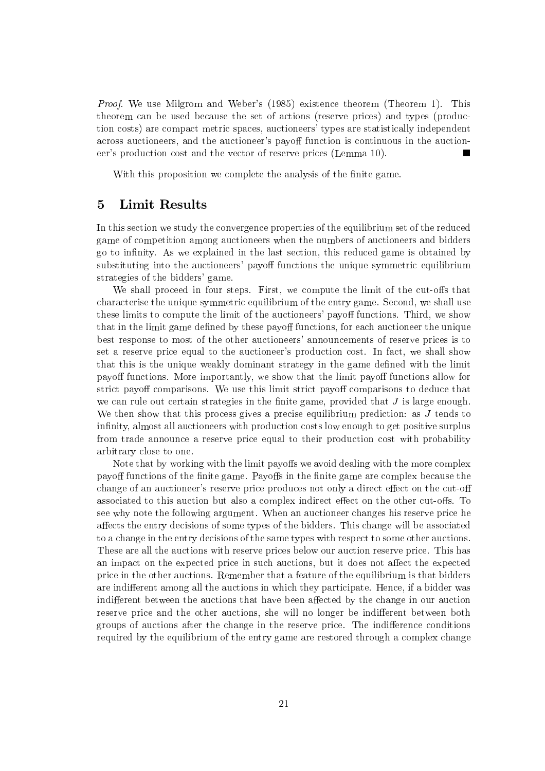*Proof.* We use Milgrom and Weber's (1985) existence theorem (Theorem 1). This theorem can be used because the set of actions (reserve prices) and types (production costs) are compact metric spaces, auctioneers' types are statistically independent across auctioneers, and the auctioneer's payoff function is continuous in the auctioneer's production cost and the vector of reserve prices (Lemma 10). ■

With this proposition we complete the analysis of the finite game.

## 5 Limit Results

In this section we study the convergence properties of the equilibrium set of the reduced game of competition among auctioneers when the numbers of auctioneers and bidders go to infinity. As we explained in the last section, this reduced game is obtained by substituting into the auctioneers' payoff functions the unique symmetric equilibrium strategies of the bidders' game.

We shall proceed in four steps. First, we compute the limit of the cut-offs that characterise the unique symmetric equilibrium of the entry game. Second, we shall use these limits to compute the limit of the auctioneers' payoff functions. Third, we show that in the limit game defined by these payoff functions, for each auctioneer the unique best response to most of the other auctioneers' announcements of reserve prices is to set a reserve price equal to the auctioneer's production cost. In fact, we shall show that this is the unique weakly dominant strategy in the game defined with the limit payoff functions. More importantly, we show that the limit payoff functions allow for strict payoff comparisons. We use this limit strict payoff comparisons to deduce that we can rule out certain strategies in the finite game, provided that $J$ is large enough. We then show that this process gives a precise equilibrium prediction: as $J$ tends to infinity, almost all auctioneers with production costs low enough to get positive surplus from trade announce a reserve price equal to their production cost with probability arbitrary close to one.

Note that by working with the limit payoffs we avoid dealing with the more complex payoff functions of the finite game. Payoffs in the finite game are complex because the change of an auctioneer's reserve price produces not only a direct effect on the cut-off associated to this auction but also a complex indirect effect on the other cut-offs. To see why note the following argument. When an auctioneer changes his reserve price he affects the entry decisions of some types of the bidders. This change will be associated to a change in the entry decisions of the same types with respect to some other auctions. These are all the auctions with reserve prices below our auction reserve price. This has an impact on the expected price in such auctions, but it does not affect the expected price in the other auctions. Remember that a feature of the equilibrium is that bidders are indifferent among all the auctions in which they participate. Hence, if a bidder was indifferent between the auctions that have been affected by the change in our auction reserve price and the other auctions, she will no longer be indifferent between both groups of auctions after the change in the reserve price. The indifference conditions required by the equilibrium of the entry game are restored through a complex change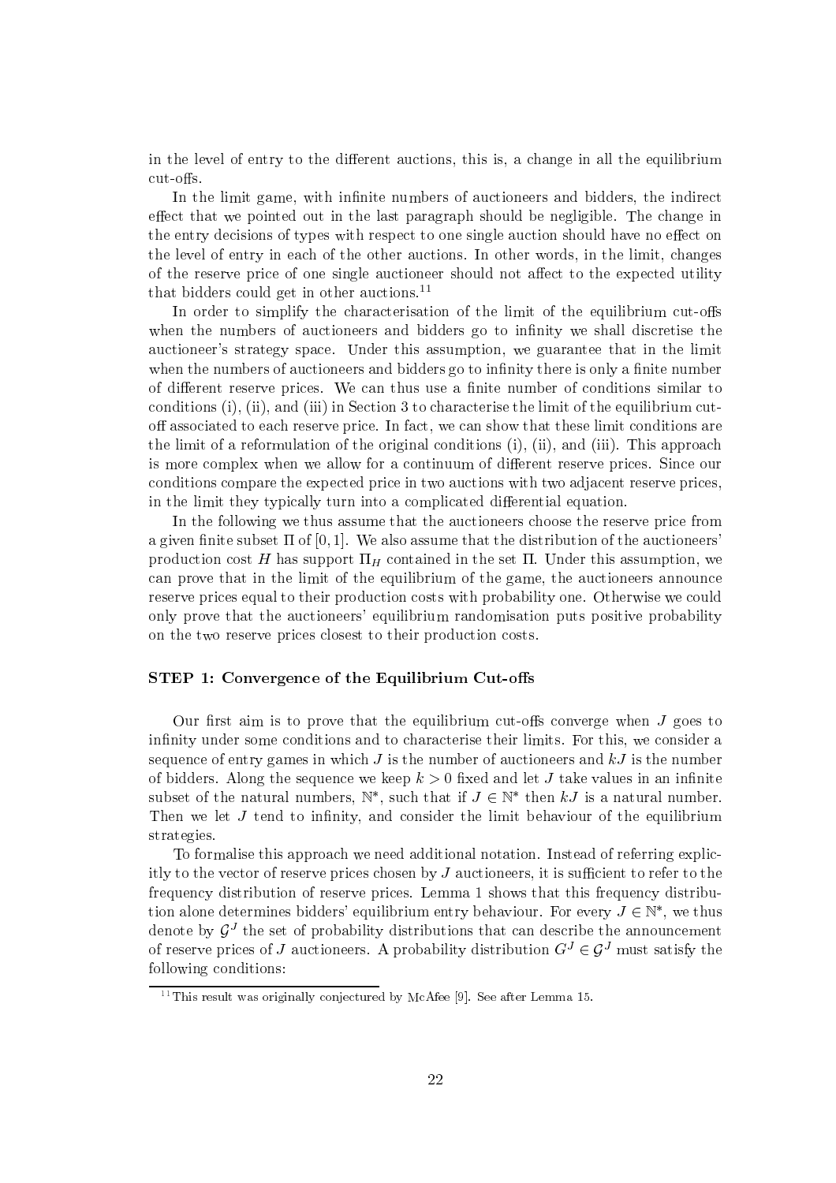in the level of entry to the different auctions, this is, a change in all the equilibrium cut-offs.

In the limit game, with infinite numbers of auctioneers and bidders, the indirect effect that we pointed out in the last paragraph should be negligible. The change in the entry decisions of types with respect to one single auction should have no effect on the level of entry in each of the other auctions. In other words, in the limit, changes of the reserve price of one single auctioneer should not affect to the expected utility that bidders could get in other auctions.[11]

In order to simplify the characterisation of the limit of the equilibrium cut-offs when the numbers of auctioneers and bidders go to infinity we shall discretise the auctioneer's strategy space. Under this assumption, we guarantee that in the limit when the numbers of auctioneers and bidders go to infinity there is only a finite number of different reserve prices. We can thus use a finite number of conditions similar to conditions (i), (ii), and (iii) in Section 3 to characterise the limit of the equilibrium cut-off associated to each reserve price. In fact, we can show that these limit conditions are the limit of a reformulation of the original conditions (i), (ii), and (iii). This approach is more complex when we allow for a continuum of different reserve prices. Since our conditions compare the expected price in two auctions with two adjacent reserve prices, in the limit they typically turn into a complicated differential equation.

In the following we thus assume that the auctioneers choose the reserve price from a given finite subset $\Pi$ of $[0, 1]$. We also assume that the distribution of the auctioneers' production cost $H$ has support $\Pi_H$ contained in the set $\Pi$. Under this assumption, we can prove that in the limit of the equilibrium of the game, the auctioneers announce reserve prices equal to their production costs with probability one. Otherwise we could only prove that the auctioneers' equilibrium randomisation puts positive probability on the two reserve prices closest to their production costs.

### STEP 1: Convergence of the Equilibrium Cut-offs

Our first aim is to prove that the equilibrium cut-offs converge when $J$ goes to infinity under some conditions and to characterise their limits. For this, we consider a sequence of entry games in which $J$ is the number of auctioneers and $kJ$ is the number of bidders. Along the sequence we keep $k > 0$ fixed and let $J$ take values in an infinite subset of the natural numbers, $\mathbb{N}^*$, such that if $J \in \mathbb{N}^*$ then $kJ$ is a natural number. Then we let $J$ tend to infinity, and consider the limit behaviour of the equilibrium strategies.

To formalise this approach we need additional notation. Instead of referring explicitly to the vector of reserve prices chosen by $J$ auctioneers, it is sufficient to refer to the frequency distribution of reserve prices. Lemma 1 shows that this frequency distribution alone determines bidders' equilibrium entry behaviour. For every $J \in \mathbb{N}^*$, we thus denote by $\mathcal{G}^J$ the set of probability distributions that can describe the announcement of reserve prices of $J$ auctioneers. A probability distribution $G^J \in \mathcal{G}^J$ must satisfy the following conditions:

[11] This result was originally conjectured by McAfee [9]. See after Lemma 15.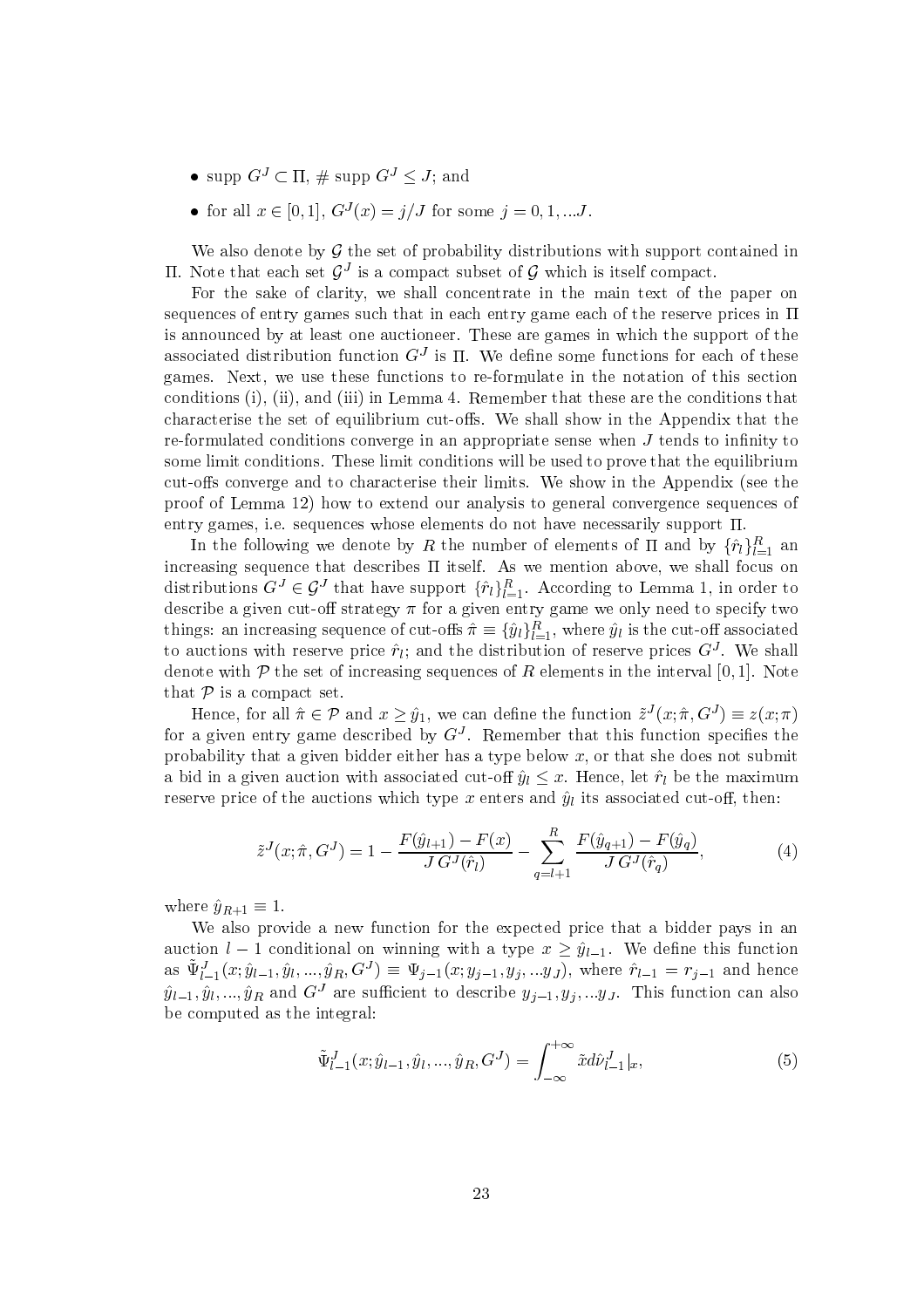- supp $G^J \subset \Pi$, # supp $G^J \leq J$; and
- for all $x \in [0,1]$, $G^J(x) = j/J$ for some $j = 0, 1, ...J$.

We also denote by $\mathcal{G}$ the set of probability distributions with support contained in $\Pi$. Note that each set $\mathcal{G}^J$ is a compact subset of $\mathcal{G}$ which is itself compact.

For the sake of clarity, we shall concentrate in the main text of the paper on sequences of entry games such that in each entry game each of the reserve prices in $\Pi$ is announced by at least one auctioneer. These are games in which the support of the associated distribution function $G^J$ is $\Pi$. We define some functions for each of these games. Next, we use these functions to re-formulate in the notation of this section conditions (i), (ii), and (iii) in Lemma 4. Remember that these are the conditions that characterise the set of equilibrium cut-offs. We shall show in the Appendix that the re-formulated conditions converge in an appropriate sense when $J$ tends to infinity to some limit conditions. These limit conditions will be used to prove that the equilibrium cut-offs converge and to characterise their limits. We show in the Appendix (see the proof of Lemma 12) how to extend our analysis to general convergence sequences of entry games, i.e. sequences whose elements do not have necessarily support $\Pi$.

In the following we denote by $R$ the number of elements of $\Pi$ and by $\{\hat{r}_l\}_{l=1}^R$ an increasing sequence that describes $\Pi$ itself. As we mention above, we shall focus on distributions $G^J \in \mathcal{G}^J$ that have support $\{\hat{r}_l\}_{l=1}^R$. According to Lemma 1, in order to describe a given cut-off strategy $\pi$ for a given entry game we only need to specify two things: an increasing sequence of cut-offs $\hat{\pi} \equiv \{\hat{y}_l\}_{l=1}^R$, where $\hat{y}_l$ is the cut-off associated to auctions with reserve price $\hat{r}_l$; and the distribution of reserve prices $G^J$. We shall denote with $\mathcal{P}$ the set of increasing sequences of $R$ elements in the interval $[0,1]$. Note that $\mathcal{P}$ is a compact set.

Hence, for all $\hat{\pi} \in \mathcal{P}$ and $x \geq \hat{y}_1$, we can define the function $\tilde{z}^J(x; \hat{\pi}, G^J) \equiv z(x; \pi)$ for a given entry game described by $G^J$. Remember that this function specifies the probability that a given bidder either has a type below $x$, or that she does not submit a bid in a given auction with associated cut-off $\hat{y}_l \leq x$. Hence, let $\hat{r}_l$ be the maximum reserve price of the auctions which type $x$ enters and $\hat{y}_l$ its associated cut-off, then:

$$\tilde{z}^J(x; \hat{\pi}, G^J) = 1 - \frac{F(\hat{y}_{l+1}) - F(x)}{J\,G^J(\hat{r}_l)} - \sum_{q=l+1}^{R} \frac{F(\hat{y}_{q+1}) - F(\hat{y}_q)}{J\,G^J(\hat{r}_q)}, \tag{4}$$

where $\hat{y}_{R+1} \equiv 1$.

We also provide a new function for the expected price that a bidder pays in an auction $l-1$ conditional on winning with a type $x \geq \hat{y}_{l-1}$. We define this function as $\tilde{\Psi}^J_{l-1}(x; \hat{y}_{l-1}, \hat{y}_l, ..., \hat{y}_R, G^J) \equiv \Psi_{j-1}(x; y_{j-1}, y_j, ...y_J)$, where $\hat{r}_{l-1} = r_{j-1}$ and hence $\hat{y}_{l-1}, \hat{y}_l, ..., \hat{y}_R$ and $G^J$ are sufficient to describe $y_{j-1}, y_j, ...y_J$. This function can also be computed as the integral:

$$\tilde{\Psi}^J_{l-1}(x; \hat{y}_{l-1}, \hat{y}_l, ..., \hat{y}_R, G^J) = \int_{-\infty}^{+\infty} \tilde{x}\, d\hat{\nu}^J_{l-1}|_x, \tag{5}$$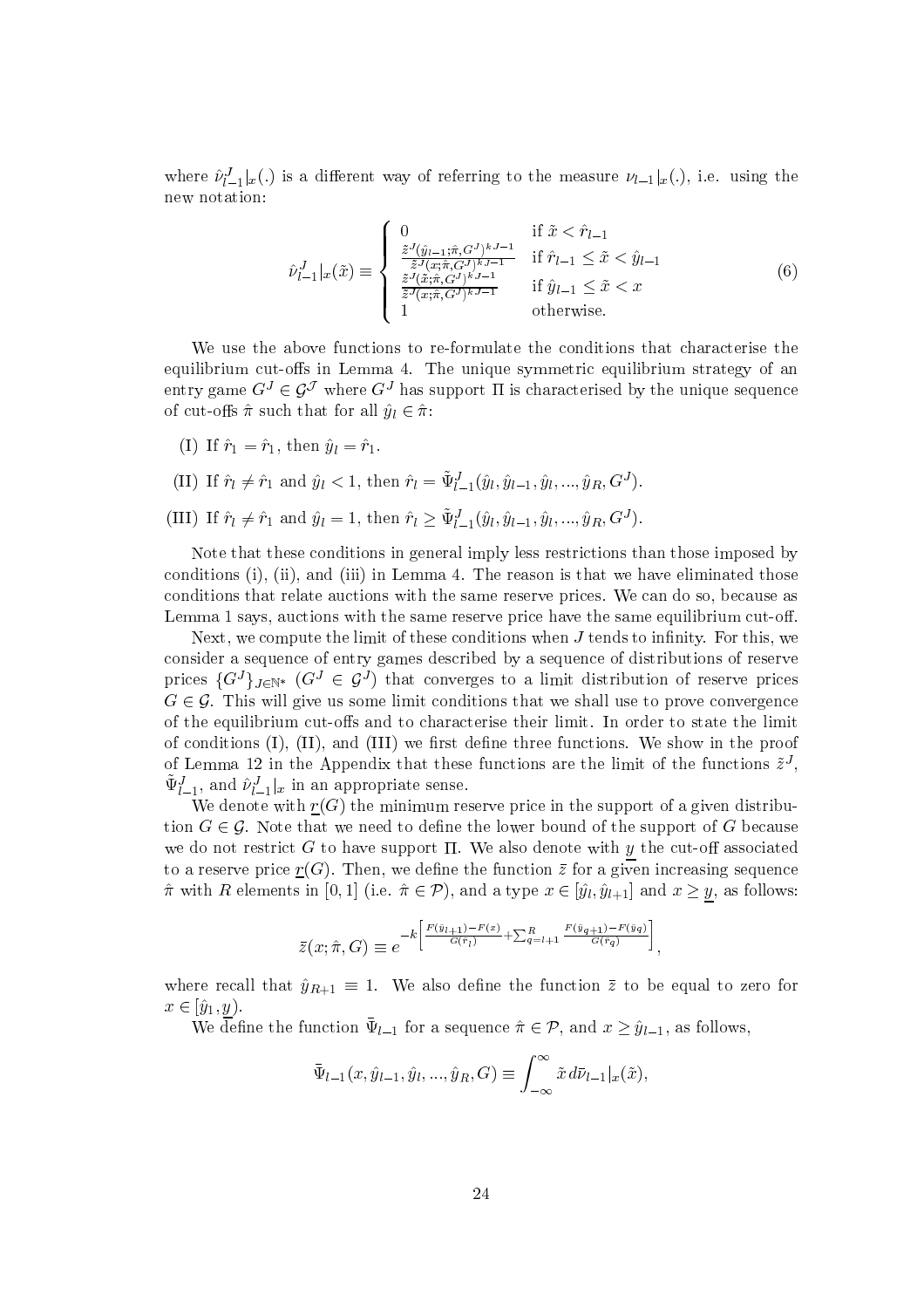where $\hat{\nu}^J_{l-1}|_x(.)$ is a different way of referring to the measure $\nu_{l-1}|_x(.)$, i.e. using the new notation:

$$
\hat{\nu}^J_{l-1}|_x(\tilde{x}) \equiv \begin{cases} 0 & \text{if } \tilde{x} < \hat{r}_{l-1} \\ \frac{\tilde{z}^J(\hat{y}_{l-1};\hat{\pi},G^J)^{kJ-1}}{\tilde{z}^J(x;\hat{\pi},G^J)^{kJ-1}} & \text{if } \hat{r}_{l-1} \leq \tilde{x} < \hat{y}_{l-1} \\ \frac{\tilde{z}^J(\tilde{x};\hat{\pi},G^J)^{kJ-1}}{\tilde{z}^J(x;\hat{\pi},G^J)^{kJ-1}} & \text{if } \hat{y}_{l-1} \leq \tilde{x} < x \\ 1 & \text{otherwise.} \end{cases} \tag{6}
$$

We use the above functions to re-formulate the conditions that characterise the equilibrium cut-offs in Lemma 4. The unique symmetric equilibrium strategy of an entry game $G^J \in \mathcal{G}^{\mathcal{J}}$ where $G^J$ has support $\Pi$ is characterised by the unique sequence of cut-offs $\hat{\pi}$ such that for all $\hat{y}_l \in \hat{\pi}$:

(I) If $\hat{r}_l = \hat{r}_1$, then $\hat{y}_l = \hat{r}_1$.

(II) If $\hat{r}_l \neq \hat{r}_1$ and $\hat{y}_l < 1$, then $\hat{r}_l = \tilde{\Psi}^J_{l-1}(\hat{y}_l, \hat{y}_{l-1}, \hat{y}_l, ..., \hat{y}_R, G^J)$.

(III) If $\hat{r}_l \neq \hat{r}_1$ and $\hat{y}_l = 1$, then $\hat{r}_l \geq \tilde{\Psi}^J_{l-1}(\hat{y}_l, \hat{y}_{l-1}, \hat{y}_l, ..., \hat{y}_R, G^J)$.

Note that these conditions in general imply less restrictions than those imposed by conditions (i), (ii), and (iii) in Lemma 4. The reason is that we have eliminated those conditions that relate auctions with the same reserve prices. We can do so, because as Lemma 1 says, auctions with the same reserve price have the same equilibrium cut-off.

Next, we compute the limit of these conditions when $J$ tends to infinity. For this, we consider a sequence of entry games described by a sequence of distributions of reserve prices $\{G^J\}_{J\in\mathbb{N}^*}$ ($G^J \in \mathcal{G}^J$) that converges to a limit distribution of reserve prices $G \in \mathcal{G}$. This will give us some limit conditions that we shall use to prove convergence of the equilibrium cut-offs and to characterise their limit. In order to state the limit of conditions (I), (II), and (III) we first define three functions. We show in the proof of Lemma 12 in the Appendix that these functions are the limit of the functions $\tilde{z}^J$, $\tilde{\Psi}^J_{l-1}$, and $\hat{\nu}^J_{l-1}|_x$ in an appropriate sense.

We denote with $\underline{r}(G)$ the minimum reserve price in the support of a given distribution $G \in \mathcal{G}$. Note that we need to define the lower bound of the support of $G$ because we do not restrict $G$ to have support $\Pi$. We also denote with $\underline{y}$ the cut-off associated to a reserve price $\underline{r}(G)$. Then, we define the function $\bar{z}$ for a given increasing sequence $\hat{\pi}$ with $R$ elements in $[0, 1]$ (i.e. $\hat{\pi} \in \mathcal{P}$), and a type $x \in [\hat{y}_l, \hat{y}_{l+1}]$ and $x \geq \underline{y}$, as follows:

$$
\bar{z}(x; \hat{\pi}, G) \equiv e^{-k\left[\frac{F(\hat{y}_{l+1})-F(x)}{G(\hat{r}_l)} + \sum_{q=l+1}^{R} \frac{F(\hat{y}_{q+1})-F(\hat{y}_q)}{G(\hat{r}_q)}\right]},
$$

where recall that $\hat{y}_{R+1} \equiv 1$. We also define the function $\bar{z}$ to be equal to zero for $x \in [\hat{y}_1, \underline{y})$.

We define the function $\bar{\Psi}_{l-1}$ for a sequence $\hat{\pi} \in \mathcal{P}$, and $x \geq \hat{y}_{l-1}$, as follows,

$$
\bar{\Psi}_{l-1}(x, \hat{y}_{l-1}, \hat{y}_l, ..., \hat{y}_R, G) \equiv \int_{-\infty}^{\infty} \tilde{x}\, d\bar{\nu}_{l-1}|_x(\tilde{x}),
$$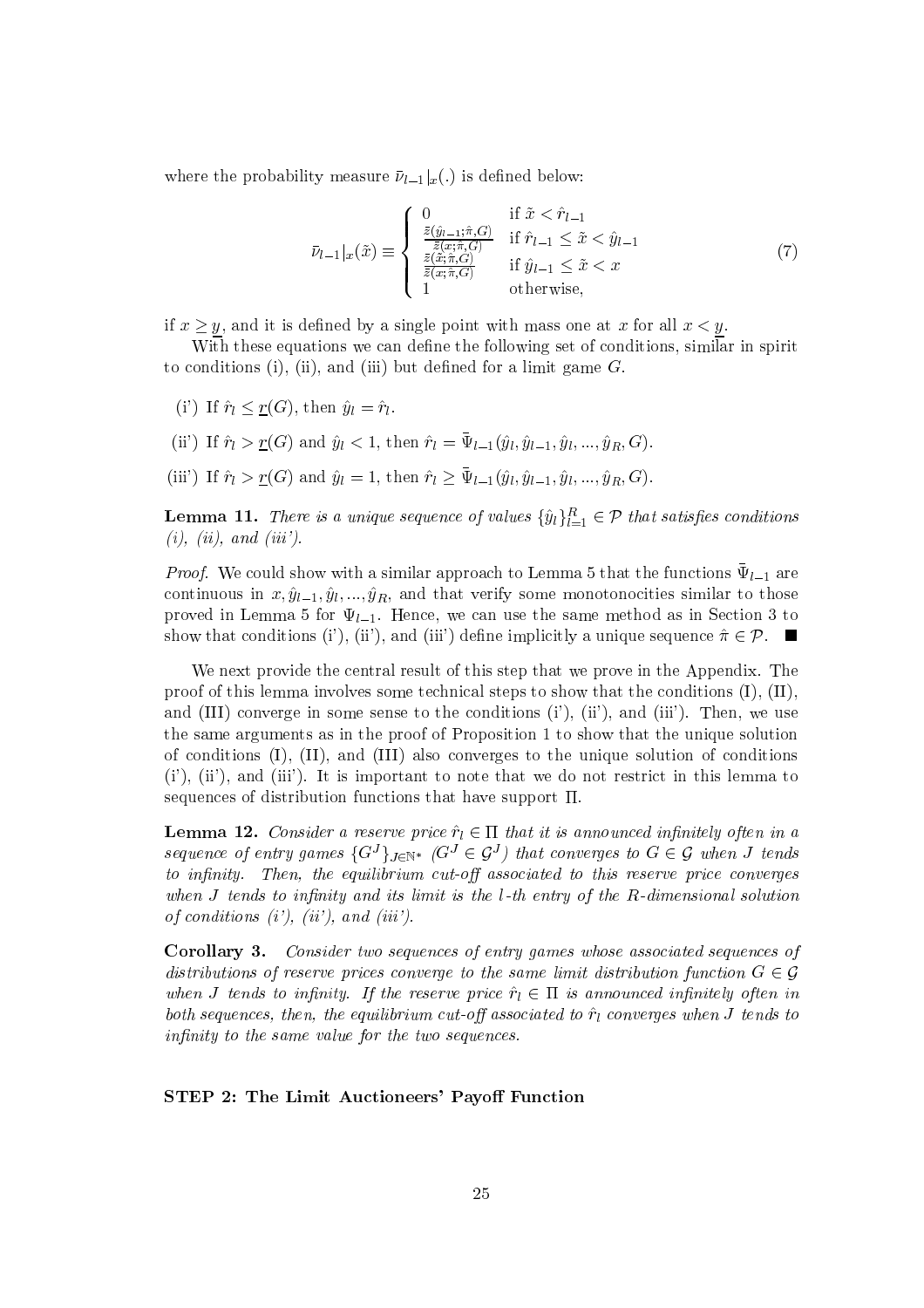where the probability measure $\bar{\nu}_{l-1}|_x(.)$ is defined below:

$$\bar{\nu}_{l-1}|_x(\tilde{x}) \equiv \begin{cases} 0 & \text{if } \tilde{x} < \hat{r}_{l-1} \\ \frac{\bar{z}(\hat{y}_{l-1};\hat{\pi},G)}{\bar{z}(x;\hat{\pi},G)} & \text{if } \hat{r}_{l-1} \leq \tilde{x} < \hat{y}_{l-1} \\ \frac{\bar{z}(\tilde{x};\hat{\pi},G)}{\bar{z}(x;\hat{\pi},G)} & \text{if } \hat{y}_{l-1} \leq \tilde{x} < x \\ 1 & \text{otherwise,} \end{cases} \tag{7}$$

if $x \geq \underline{y}$, and it is defined by a single point with mass one at $x$ for all $x < \underline{y}$.

With these equations we can define the following set of conditions, similar in spirit to conditions (i), (ii), and (iii) but defined for a limit game $G$.

(i') If $\hat{r}_l \leq \underline{r}(G)$, then $\hat{y}_l = \hat{r}_l$.

(ii') If $\hat{r}_l > \underline{r}(G)$ and $\hat{y}_l < 1$, then $\hat{r}_l = \bar{\Psi}_{l-1}(\hat{y}_l, \hat{y}_{l-1}, \hat{y}_l, ..., \hat{y}_R, G)$.

(iii') If $\hat{r}_l > \underline{r}(G)$ and $\hat{y}_l = 1$, then $\hat{r}_l \geq \bar{\Psi}_{l-1}(\hat{y}_l, \hat{y}_{l-1}, \hat{y}_l, ..., \hat{y}_R, G)$.

**Lemma 11.** *There is a unique sequence of values $\{\hat{y}_l\}_{l=1}^R \in \mathcal{P}$ that satisfies conditions (i), (ii), and (iii').*

*Proof.* We could show with a similar approach to Lemma 5 that the functions $\bar{\Psi}_{l-1}$ are continuous in $x, \hat{y}_{l-1}, \hat{y}_l, ..., \hat{y}_R$, and that verify some monotonocities similar to those proved in Lemma 5 for $\Psi_{l-1}$. Hence, we can use the same method as in Section 3 to show that conditions (i'), (ii'), and (iii') define implicitly a unique sequence $\hat{\pi} \in \mathcal{P}$. ■

We next provide the central result of this step that we prove in the Appendix. The proof of this lemma involves some technical steps to show that the conditions (I), (II), and (III) converge in some sense to the conditions (i'), (ii'), and (iii'). Then, we use the same arguments as in the proof of Proposition 1 to show that the unique solution of conditions (I), (II), and (III) also converges to the unique solution of conditions (i'), (ii'), and (iii'). It is important to note that we do not restrict in this lemma to sequences of distribution functions that have support $\Pi$.

**Lemma 12.** *Consider a reserve price $\hat{r}_l \in \Pi$ that it is announced infinitely often in a sequence of entry games $\{G^J\}_{J\in\mathbb{N}^*}$ ($G^J \in \mathcal{G}^J$) that converges to $G \in \mathcal{G}$ when $J$ tends to infinity. Then, the equilibrium cut-off associated to this reserve price converges when $J$ tends to infinity and its limit is the $l$-th entry of the $R$-dimensional solution of conditions (i'), (ii'), and (iii').*

**Corollary 3.** *Consider two sequences of entry games whose associated sequences of distributions of reserve prices converge to the same limit distribution function $G \in \mathcal{G}$ when $J$ tends to infinity. If the reserve price $\hat{r}_l \in \Pi$ is announced infinitely often in both sequences, then, the equilibrium cut-off associated to $\hat{r}_l$ converges when $J$ tends to infinity to the same value for the two sequences.*

**STEP 2: The Limit Auctioneers' Payoff Function**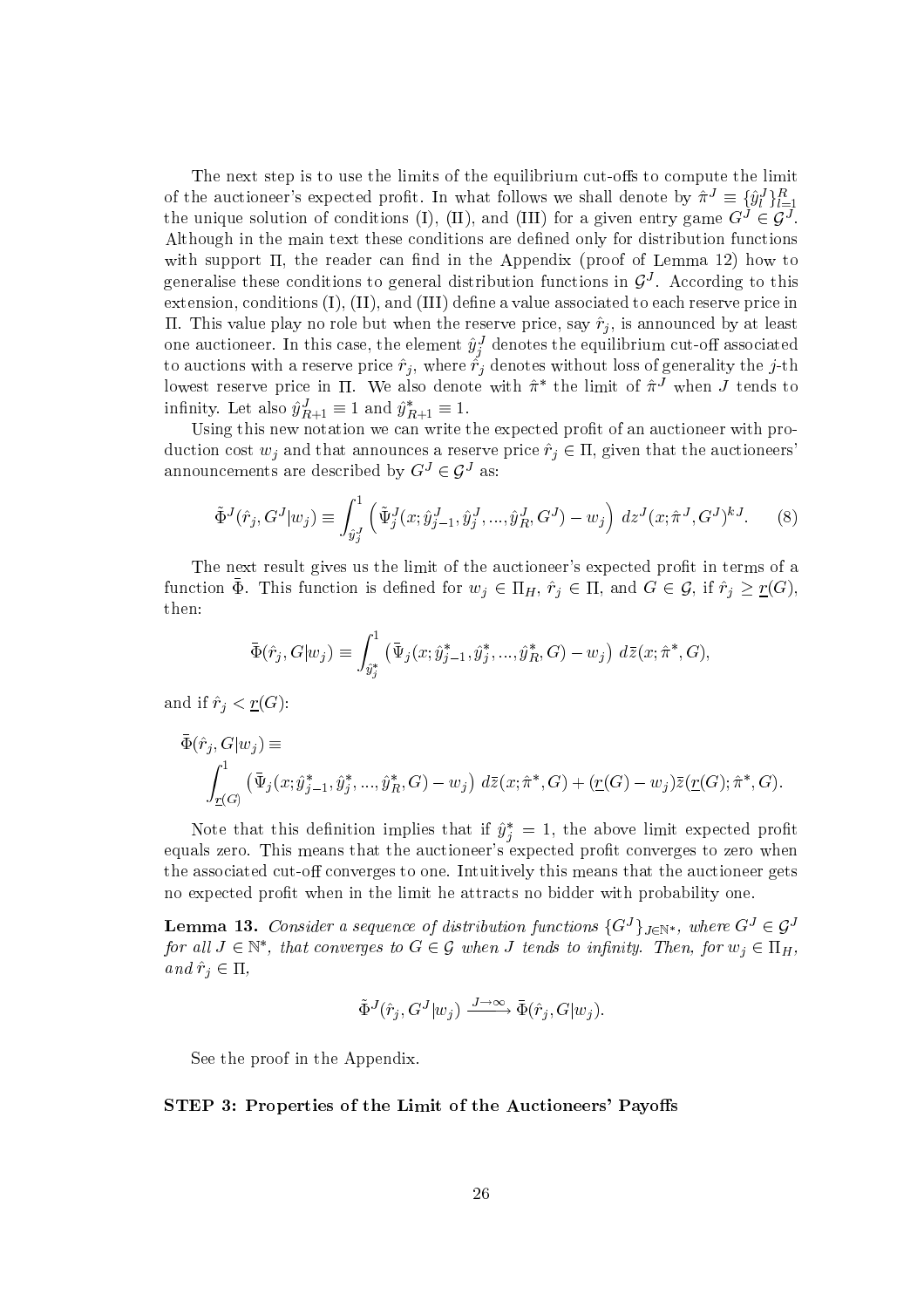The next step is to use the limits of the equilibrium cut-offs to compute the limit of the auctioneer's expected profit. In what follows we shall denote by $\hat{\pi}^J \equiv \{\hat{y}_l^J\}_{l=1}^R$ the unique solution of conditions (I), (II), and (III) for a given entry game $G^J \in \mathcal{G}^J$. Although in the main text these conditions are defined only for distribution functions with support $\Pi$, the reader can find in the Appendix (proof of Lemma 12) how to generalise these conditions to general distribution functions in $\mathcal{G}^J$. According to this extension, conditions (I), (II), and (III) define a value associated to each reserve price in $\Pi$. This value play no role but when the reserve price, say $\hat{r}_j$, is announced by at least one auctioneer. In this case, the element $\hat{y}_j^J$ denotes the equilibrium cut-off associated to auctions with a reserve price $\hat{r}_j$, where $\hat{r}_j$ denotes without loss of generality the $j$-th lowest reserve price in $\Pi$. We also denote with $\hat{\pi}^*$ the limit of $\hat{\pi}^J$ when $J$ tends to infinity. Let also $\hat{y}_{R+1}^J \equiv 1$ and $\hat{y}_{R+1}^* \equiv 1$.

Using this new notation we can write the expected profit of an auctioneer with production cost $w_j$ and that announces a reserve price $\hat{r}_j \in \Pi$, given that the auctioneers' announcements are described by $G^J \in \mathcal{G}^J$ as:

$$\tilde{\Phi}^J(\hat{r}_j, G^J|w_j) \equiv \int_{\hat{y}_j^J}^1 \left( \tilde{\Psi}_j^J(x; \hat{y}_{j-1}^J, \hat{y}_j^J, ..., \hat{y}_R^J, G^J) - w_j \right) \, dz^J(x; \hat{\pi}^J, G^J)^{kJ}. \tag{8}$$

The next result gives us the limit of the auctioneer's expected profit in terms of a function $\bar{\Phi}$. This function is defined for $w_j \in \Pi_H$, $\hat{r}_j \in \Pi$, and $G \in \mathcal{G}$, if $\hat{r}_j \geq \underline{r}(G)$, then:

$$\bar{\Phi}(\hat{r}_j, G|w_j) \equiv \int_{\hat{y}_j^*}^1 \left( \bar{\Psi}_j(x; \hat{y}_{j-1}^*, \hat{y}_j^*, ..., \hat{y}_R^*, G) - w_j \right) \, d\bar{z}(x; \hat{\pi}^*, G),$$

and if $\hat{r}_j < \underline{r}(G)$:

$$\bar{\Phi}(\hat{r}_j, G|w_j) \equiv \int_{\underline{r}(G)}^1 \left( \bar{\Psi}_j(x; \hat{y}_{j-1}^*, \hat{y}_j^*, ..., \hat{y}_R^*, G) - w_j \right) \, d\bar{z}(x; \hat{\pi}^*, G) + (\underline{r}(G) - w_j)\bar{z}(\underline{r}(G); \hat{\pi}^*, G).$$

Note that this definition implies that if $\hat{y}_j^* = 1$, the above limit expected profit equals zero. This means that the auctioneer's expected profit converges to zero when the associated cut-off converges to one. Intuitively this means that the auctioneer gets no expected profit when in the limit he attracts no bidder with probability one.

**Lemma 13.** *Consider a sequence of distribution functions $\{G^J\}_{J \in \mathbb{N}^*}$, where $G^J \in \mathcal{G}^J$ for all $J \in \mathbb{N}^*$, that converges to $G \in \mathcal{G}$ when $J$ tends to infinity. Then, for $w_j \in \Pi_H$, and $\hat{r}_j \in \Pi$,*

$$\tilde{\Phi}^J(\hat{r}_j, G^J|w_j) \xrightarrow{J \to \infty} \bar{\Phi}(\hat{r}_j, G|w_j).$$

See the proof in the Appendix.

**STEP 3: Properties of the Limit of the Auctioneers' Payoffs**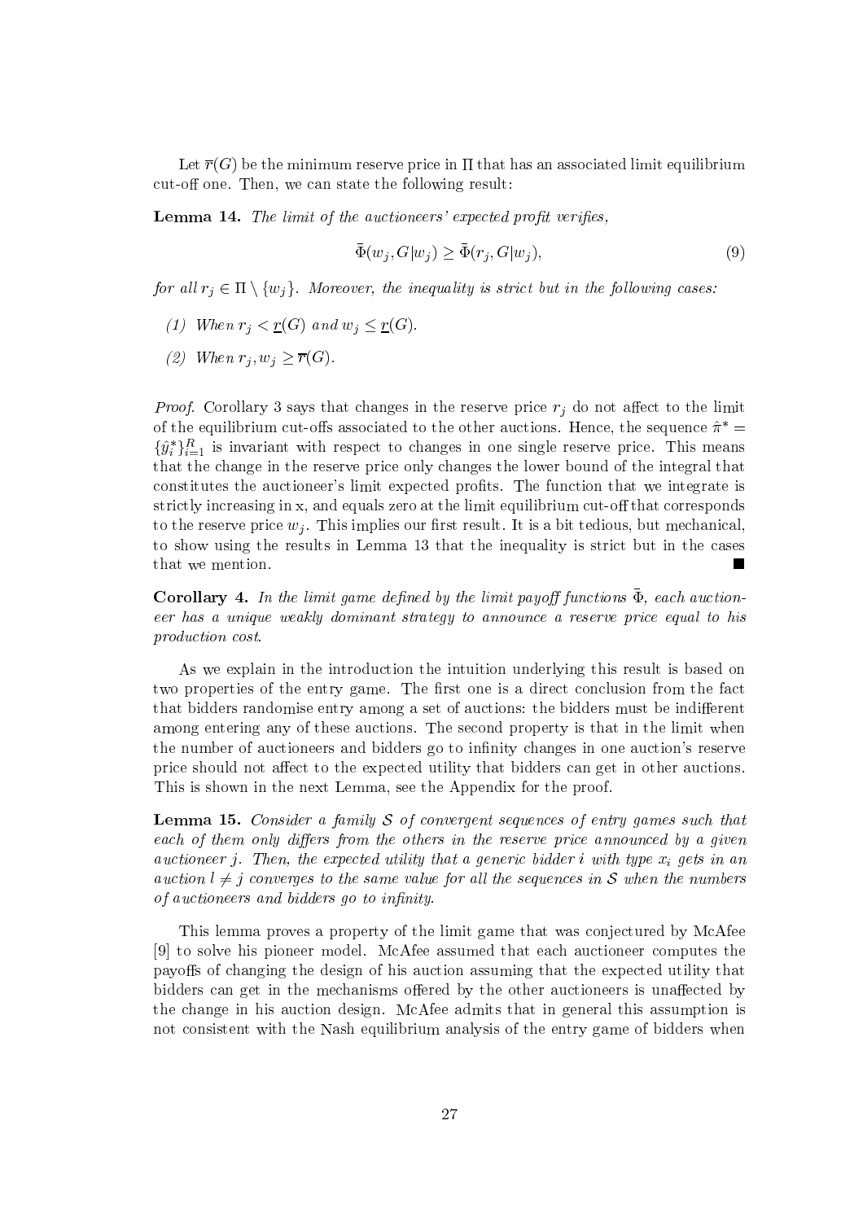Let $\overline{r}(G)$ be the minimum reserve price in $\Pi$ that has an associated limit equilibrium cut-off one. Then, we can state the following result:

**Lemma 14.** *The limit of the auctioneers' expected profit verifies,*

$$\bar{\Phi}(w_j, G|w_j) \geq \bar{\Phi}(r_j, G|w_j), \tag{9}$$

*for all $r_j \in \Pi \setminus \{w_j\}$. Moreover, the inequality is strict but in the following cases:*

*(1) When $r_j < \underline{r}(G)$ and $w_j \leq \underline{r}(G)$.*

*(2) When $r_j, w_j \geq \overline{r}(G)$.*

*Proof.* Corollary 3 says that changes in the reserve price $r_j$ do not affect to the limit of the equilibrium cut-offs associated to the other auctions. Hence, the sequence $\hat{\pi}^* = \{\hat{y}_i^*\}_{i=1}^R$ is invariant with respect to changes in one single reserve price. This means that the change in the reserve price only changes the lower bound of the integral that constitutes the auctioneer's limit expected profits. The function that we integrate is strictly increasing in x, and equals zero at the limit equilibrium cut-off that corresponds to the reserve price $w_j$. This implies our first result. It is a bit tedious, but mechanical, to show using the results in Lemma 13 that the inequality is strict but in the cases that we mention. ■

**Corollary 4.** *In the limit game defined by the limit payoff functions $\bar{\Phi}$, each auctioneer has a unique weakly dominant strategy to announce a reserve price equal to his production cost.*

As we explain in the introduction the intuition underlying this result is based on two properties of the entry game. The first one is a direct conclusion from the fact that bidders randomise entry among a set of auctions: the bidders must be indifferent among entering any of these auctions. The second property is that in the limit when the number of auctioneers and bidders go to infinity changes in one auction's reserve price should not affect to the expected utility that bidders can get in other auctions. This is shown in the next Lemma, see the Appendix for the proof.

**Lemma 15.** *Consider a family $\mathcal{S}$ of convergent sequences of entry games such that each of them only differs from the others in the reserve price announced by a given auctioneer $j$. Then, the expected utility that a generic bidder $i$ with type $x_i$ gets in an auction $l \neq j$ converges to the same value for all the sequences in $\mathcal{S}$ when the numbers of auctioneers and bidders go to infinity.*

This lemma proves a property of the limit game that was conjectured by McAfee [9] to solve his pioneer model. McAfee assumed that each auctioneer computes the payoffs of changing the design of his auction assuming that the expected utility that bidders can get in the mechanisms offered by the other auctioneers is unaffected by the change in his auction design. McAfee admits that in general this assumption is not consistent with the Nash equilibrium analysis of the entry game of bidders when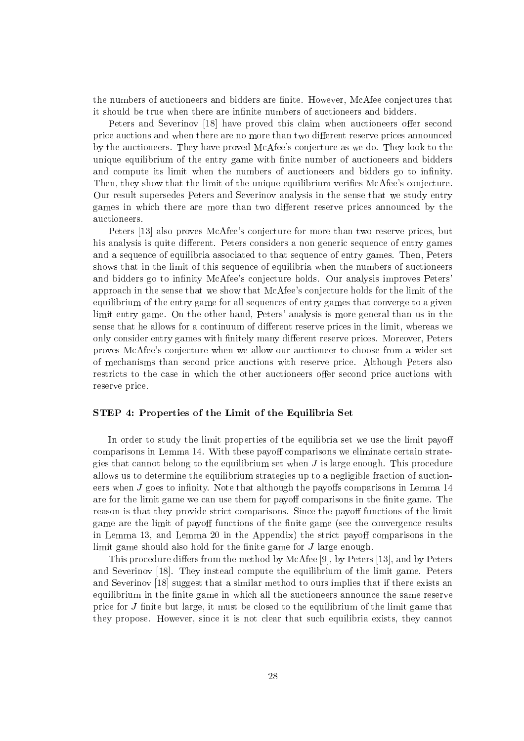the numbers of auctioneers and bidders are finite. However, McAfee conjectures that it should be true when there are infinite numbers of auctioneers and bidders.

Peters and Severinov [18] have proved this claim when auctioneers offer second price auctions and when there are no more than two different reserve prices announced by the auctioneers. They have proved McAfee's conjecture as we do. They look to the unique equilibrium of the entry game with finite number of auctioneers and bidders and compute its limit when the numbers of auctioneers and bidders go to infinity. Then, they show that the limit of the unique equilibrium verifies McAfee's conjecture. Our result supersedes Peters and Severinov analysis in the sense that we study entry games in which there are more than two different reserve prices announced by the auctioneers.

Peters [13] also proves McAfee's conjecture for more than two reserve prices, but his analysis is quite different. Peters considers a non generic sequence of entry games and a sequence of equilibria associated to that sequence of entry games. Then, Peters shows that in the limit of this sequence of equilibria when the numbers of auctioneers and bidders go to infinity McAfee's conjecture holds. Our analysis improves Peters' approach in the sense that we show that McAfee's conjecture holds for the limit of the equilibrium of the entry game for all sequences of entry games that converge to a given limit entry game. On the other hand, Peters' analysis is more general than us in the sense that he allows for a continuum of different reserve prices in the limit, whereas we only consider entry games with finitely many different reserve prices. Moreover, Peters proves McAfee's conjecture when we allow our auctioneer to choose from a wider set of mechanisms than second price auctions with reserve price. Although Peters also restricts to the case in which the other auctioneers offer second price auctions with reserve price.

**STEP 4: Properties of the Limit of the Equilibria Set**

In order to study the limit properties of the equilibria set we use the limit payoff comparisons in Lemma 14. With these payoff comparisons we eliminate certain strategies that cannot belong to the equilibrium set when $J$ is large enough. This procedure allows us to determine the equilibrium strategies up to a negligible fraction of auctioneers when $J$ goes to infinity. Note that although the payoffs comparisons in Lemma 14 are for the limit game we can use them for payoff comparisons in the finite game. The reason is that they provide strict comparisons. Since the payoff functions of the limit game are the limit of payoff functions of the finite game (see the convergence results in Lemma 13, and Lemma 20 in the Appendix) the strict payoff comparisons in the limit game should also hold for the finite game for $J$ large enough.

This procedure differs from the method by McAfee [9], by Peters [13], and by Peters and Severinov [18]. They instead compute the equilibrium of the limit game. Peters and Severinov [18] suggest that a similar method to ours implies that if there exists an equilibrium in the finite game in which all the auctioneers announce the same reserve price for $J$ finite but large, it must be closed to the equilibrium of the limit game that they propose. However, since it is not clear that such equilibria exists, they cannot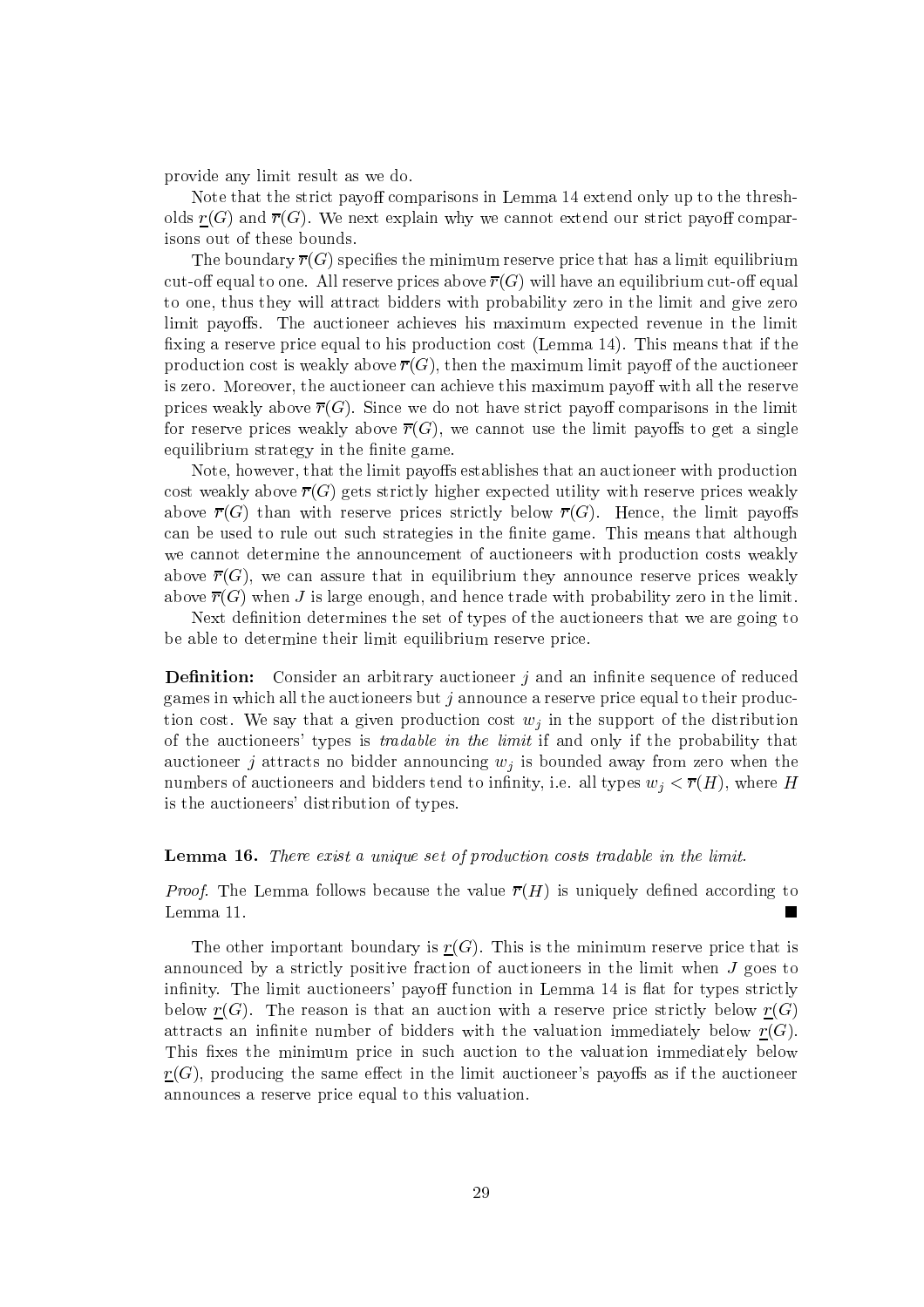provide any limit result as we do.

Note that the strict payoff comparisons in Lemma 14 extend only up to the thresholds $\underline{r}(G)$ and $\overline{r}(G)$. We next explain why we cannot extend our strict payoff comparisons out of these bounds.

The boundary $\overline{r}(G)$ specifies the minimum reserve price that has a limit equilibrium cut-off equal to one. All reserve prices above $\overline{r}(G)$ will have an equilibrium cut-off equal to one, thus they will attract bidders with probability zero in the limit and give zero limit payoffs. The auctioneer achieves his maximum expected revenue in the limit fixing a reserve price equal to his production cost (Lemma 14). This means that if the production cost is weakly above $\overline{r}(G)$, then the maximum limit payoff of the auctioneer is zero. Moreover, the auctioneer can achieve this maximum payoff with all the reserve prices weakly above $\overline{r}(G)$. Since we do not have strict payoff comparisons in the limit for reserve prices weakly above $\overline{r}(G)$, we cannot use the limit payoffs to get a single equilibrium strategy in the finite game.

Note, however, that the limit payoffs establishes that an auctioneer with production cost weakly above $\overline{r}(G)$ gets strictly higher expected utility with reserve prices weakly above $\overline{r}(G)$ than with reserve prices strictly below $\overline{r}(G)$. Hence, the limit payoffs can be used to rule out such strategies in the finite game. This means that although we cannot determine the announcement of auctioneers with production costs weakly above $\overline{r}(G)$, we can assure that in equilibrium they announce reserve prices weakly above $\overline{r}(G)$ when $J$ is large enough, and hence trade with probability zero in the limit.

Next definition determines the set of types of the auctioneers that we are going to be able to determine their limit equilibrium reserve price.

**Definition:** Consider an arbitrary auctioneer $j$ and an infinite sequence of reduced games in which all the auctioneers but $j$ announce a reserve price equal to their production cost. We say that a given production cost $w_j$ in the support of the distribution of the auctioneers' types is *tradable in the limit* if and only if the probability that auctioneer $j$ attracts no bidder announcing $w_j$ is bounded away from zero when the numbers of auctioneers and bidders tend to infinity, i.e. all types $w_j < \overline{r}(H)$, where $H$ is the auctioneers' distribution of types.

**Lemma 16.** *There exist a unique set of production costs tradable in the limit.*

*Proof.* The Lemma follows because the value $\overline{r}(H)$ is uniquely defined according to Lemma 11. ■

The other important boundary is $\underline{r}(G)$. This is the minimum reserve price that is announced by a strictly positive fraction of auctioneers in the limit when $J$ goes to infinity. The limit auctioneers' payoff function in Lemma 14 is flat for types strictly below $\underline{r}(G)$. The reason is that an auction with a reserve price strictly below $\underline{r}(G)$ attracts an infinite number of bidders with the valuation immediately below $\underline{r}(G)$. This fixes the minimum price in such auction to the valuation immediately below $\underline{r}(G)$, producing the same effect in the limit auctioneer's payoffs as if the auctioneer announces a reserve price equal to this valuation.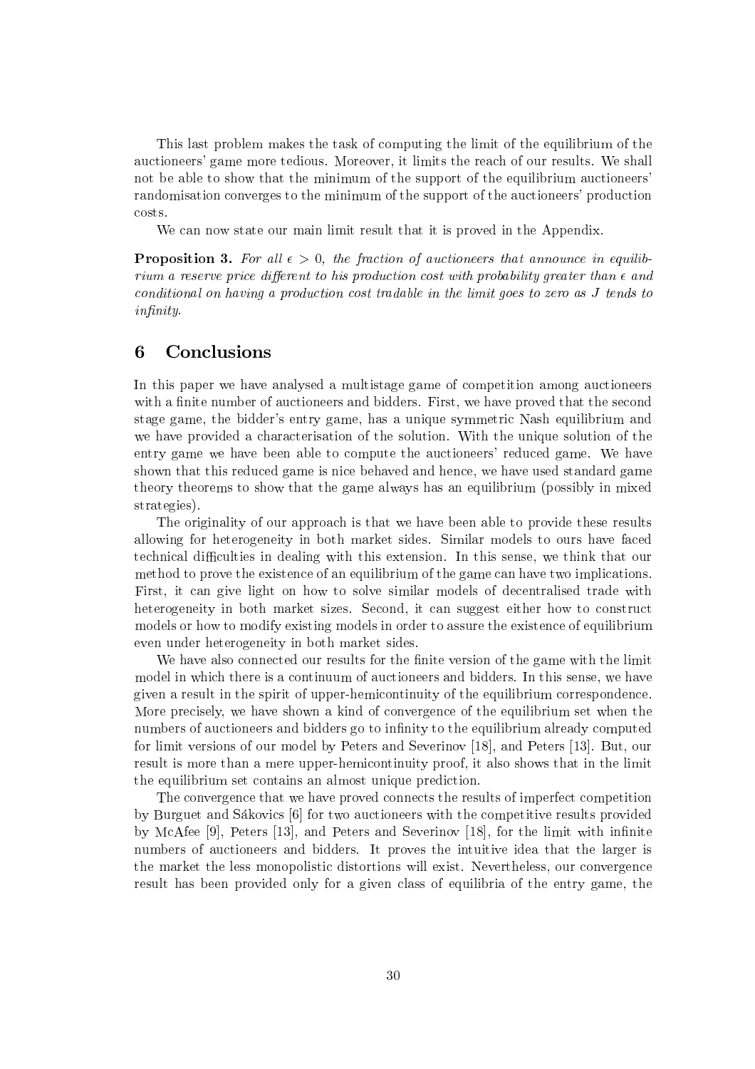This last problem makes the task of computing the limit of the equilibrium of the auctioneers' game more tedious. Moreover, it limits the reach of our results. We shall not be able to show that the minimum of the support of the equilibrium auctioneers' randomisation converges to the minimum of the support of the auctioneers' production costs.

We can now state our main limit result that it is proved in the Appendix.

**Proposition 3.** *For all $\epsilon > 0$, the fraction of auctioneers that announce in equilibrium a reserve price different to his production cost with probability greater than $\epsilon$ and conditional on having a production cost tradable in the limit goes to zero as $J$ tends to infinity.*

## 6 Conclusions

In this paper we have analysed a multistage game of competition among auctioneers with a finite number of auctioneers and bidders. First, we have proved that the second stage game, the bidder's entry game, has a unique symmetric Nash equilibrium and we have provided a characterisation of the solution. With the unique solution of the entry game we have been able to compute the auctioneers' reduced game. We have shown that this reduced game is nice behaved and hence, we have used standard game theory theorems to show that the game always has an equilibrium (possibly in mixed strategies).

The originality of our approach is that we have been able to provide these results allowing for heterogeneity in both market sides. Similar models to ours have faced technical difficulties in dealing with this extension. In this sense, we think that our method to prove the existence of an equilibrium of the game can have two implications. First, it can give light on how to solve similar models of decentralised trade with heterogeneity in both market sizes. Second, it can suggest either how to construct models or how to modify existing models in order to assure the existence of equilibrium even under heterogeneity in both market sides.

We have also connected our results for the finite version of the game with the limit model in which there is a continuum of auctioneers and bidders. In this sense, we have given a result in the spirit of upper-hemicontinuity of the equilibrium correspondence. More precisely, we have shown a kind of convergence of the equilibrium set when the numbers of auctioneers and bidders go to infinity to the equilibrium already computed for limit versions of our model by Peters and Severinov [18], and Peters [13]. But, our result is more than a mere upper-hemicontinuity proof, it also shows that in the limit the equilibrium set contains an almost unique prediction.

The convergence that we have proved connects the results of imperfect competition by Burguet and Sákovics [6] for two auctioneers with the competitive results provided by McAfee [9], Peters [13], and Peters and Severinov [18], for the limit with infinite numbers of auctioneers and bidders. It proves the intuitive idea that the larger is the market the less monopolistic distortions will exist. Nevertheless, our convergence result has been provided only for a given class of equilibria of the entry game, the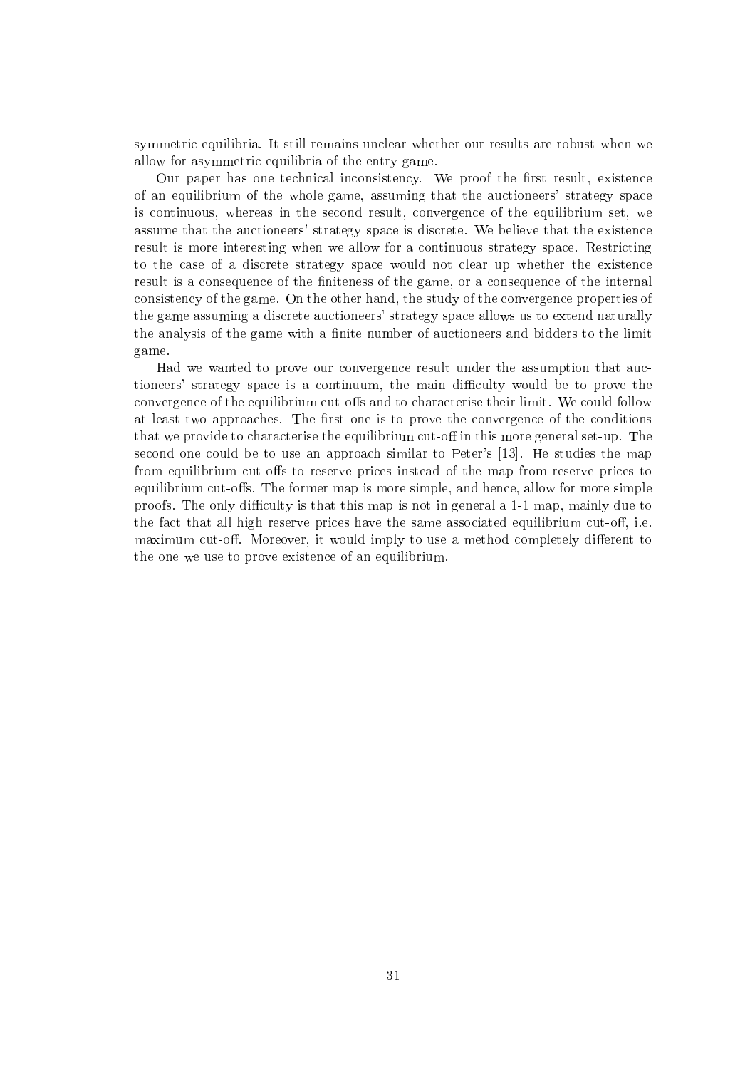symmetric equilibria. It still remains unclear whether our results are robust when we allow for asymmetric equilibria of the entry game.

Our paper has one technical inconsistency. We proof the first result, existence of an equilibrium of the whole game, assuming that the auctioneers' strategy space is continuous, whereas in the second result, convergence of the equilibrium set, we assume that the auctioneers' strategy space is discrete. We believe that the existence result is more interesting when we allow for a continuous strategy space. Restricting to the case of a discrete strategy space would not clear up whether the existence result is a consequence of the finiteness of the game, or a consequence of the internal consistency of the game. On the other hand, the study of the convergence properties of the game assuming a discrete auctioneers' strategy space allows us to extend naturally the analysis of the game with a finite number of auctioneers and bidders to the limit game.

Had we wanted to prove our convergence result under the assumption that auctioneers' strategy space is a continuum, the main difficulty would be to prove the convergence of the equilibrium cut-offs and to characterise their limit. We could follow at least two approaches. The first one is to prove the convergence of the conditions that we provide to characterise the equilibrium cut-off in this more general set-up. The second one could be to use an approach similar to Peter's [13]. He studies the map from equilibrium cut-offs to reserve prices instead of the map from reserve prices to equilibrium cut-offs. The former map is more simple, and hence, allow for more simple proofs. The only difficulty is that this map is not in general a 1-1 map, mainly due to the fact that all high reserve prices have the same associated equilibrium cut-off, i.e. maximum cut-off. Moreover, it would imply to use a method completely different to the one we use to prove existence of an equilibrium.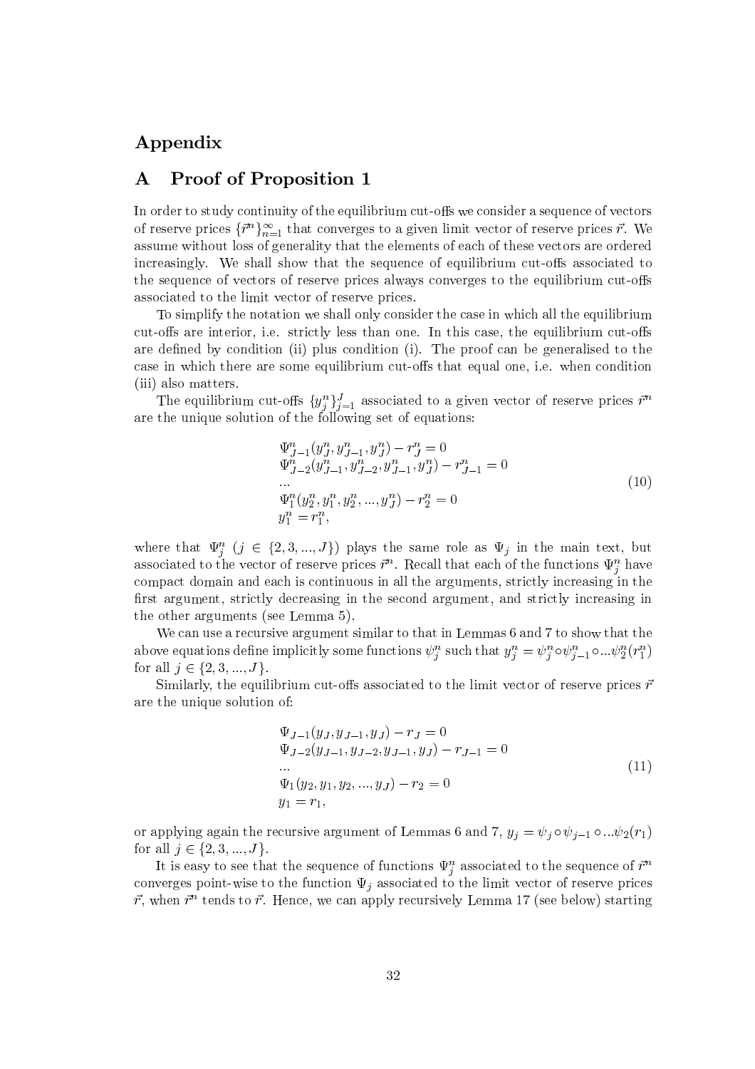# Appendix

## A Proof of Proposition 1

In order to study continuity of the equilibrium cut-offs we consider a sequence of vectors of reserve prices $\{\vec{r}^n\}_{n=1}^{\infty}$ that converges to a given limit vector of reserve prices $\vec{r}$. We assume without loss of generality that the elements of each of these vectors are ordered increasingly. We shall show that the sequence of equilibrium cut-offs associated to the sequence of vectors of reserve prices always converges to the equilibrium cut-offs associated to the limit vector of reserve prices.

To simplify the notation we shall only consider the case in which all the equilibrium cut-offs are interior, i.e. strictly less than one. In this case, the equilibrium cut-offs are defined by condition (ii) plus condition (i). The proof can be generalised to the case in which there are some equilibrium cut-offs that equal one, i.e. when condition (iii) also matters.

The equilibrium cut-offs $\{y_j^n\}_{j=1}^J$ associated to a given vector of reserve prices $\vec{r}^n$ are the unique solution of the following set of equations:

$$
\begin{array}{l}
\Psi_{J-1}^n(y_J^n, y_{J-1}^n, y_J^n) - r_J^n = 0 \\
\Psi_{J-2}^n(y_{J-1}^n, y_{J-2}^n, y_{J-1}^n, y_J^n) - r_{J-1}^n = 0 \\
... \\
\Psi_1^n(y_2^n, y_1^n, y_2^n, ..., y_J^n) - r_2^n = 0 \\
y_1^n = r_1^n,
\end{array}
\tag{10}
$$

where that $\Psi_j^n$ ($j \in \{2, 3, ..., J\}$) plays the same role as $\Psi_j$ in the main text, but associated to the vector of reserve prices $\vec{r}^n$. Recall that each of the functions $\Psi_j^n$ have compact domain and each is continuous in all the arguments, strictly increasing in the first argument, strictly decreasing in the second argument, and strictly increasing in the other arguments (see Lemma 5).

We can use a recursive argument similar to that in Lemmas 6 and 7 to show that the above equations define implicitly some functions $\psi_j^n$ such that $y_j^n = \psi_j^n \circ \psi_{j-1}^n \circ ... \psi_2^n(r_1^n)$ for all $j \in \{2, 3, ..., J\}$.

Similarly, the equilibrium cut-offs associated to the limit vector of reserve prices $\vec{r}$ are the unique solution of:

$$
\begin{array}{l}
\Psi_{J-1}(y_J, y_{J-1}, y_J) - r_J = 0 \\
\Psi_{J-2}(y_{J-1}, y_{J-2}, y_{J-1}, y_J) - r_{J-1} = 0 \\
... \\
\Psi_1(y_2, y_1, y_2, ..., y_J) - r_2 = 0 \\
y_1 = r_1,
\end{array}
\tag{11}
$$

or applying again the recursive argument of Lemmas 6 and 7, $y_j = \psi_j \circ \psi_{j-1} \circ ... \psi_2(r_1)$ for all $j \in \{2, 3, ..., J\}$.

It is easy to see that the sequence of functions $\Psi_j^n$ associated to the sequence of $\vec{r}^n$ converges point-wise to the function $\Psi_j$ associated to the limit vector of reserve prices $\vec{r}$, when $\vec{r}^n$ tends to $\vec{r}$. Hence, we can apply recursively Lemma 17 (see below) starting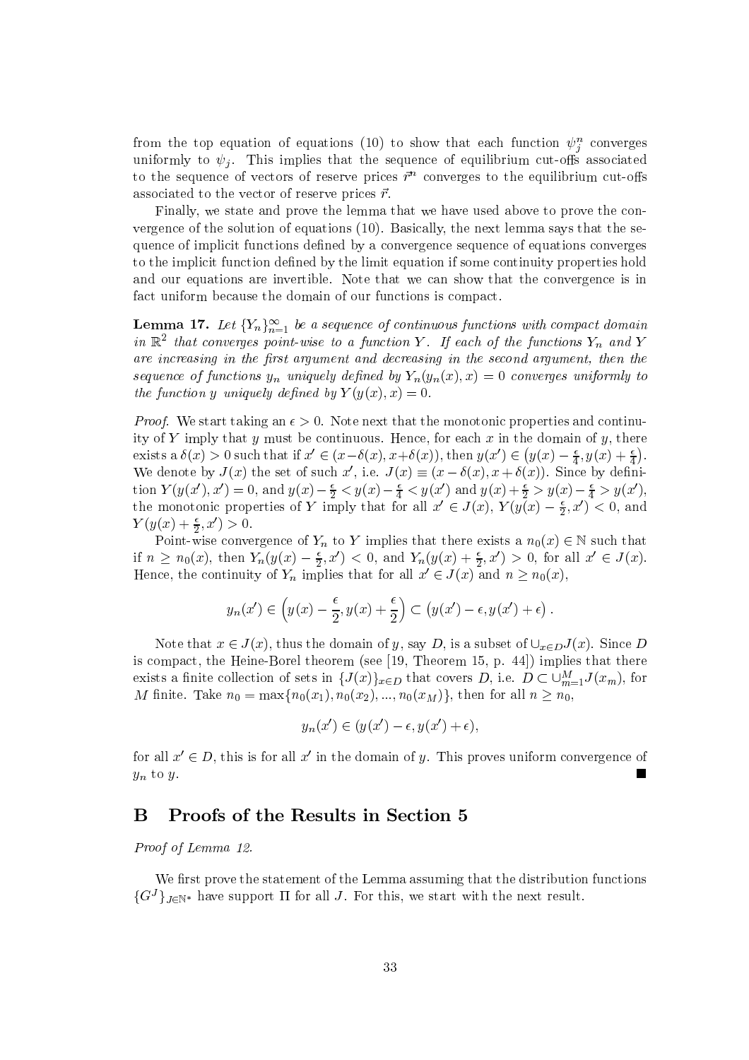from the top equation of equations (10) to show that each function $\psi_j^n$ converges uniformly to $\psi_j$. This implies that the sequence of equilibrium cut-offs associated to the sequence of vectors of reserve prices $\vec{r}^n$ converges to the equilibrium cut-offs associated to the vector of reserve prices $\vec{r}$.

Finally, we state and prove the lemma that we have used above to prove the convergence of the solution of equations (10). Basically, the next lemma says that the sequence of implicit functions defined by a convergence sequence of equations converges to the implicit function defined by the limit equation if some continuity properties hold and our equations are invertible. Note that we can show that the convergence is in fact uniform because the domain of our functions is compact.

**Lemma 17.** *Let $\{Y_n\}_{n=1}^{\infty}$ be a sequence of continuous functions with compact domain in $\mathbb{R}^2$ that converges point-wise to a function $Y$. If each of the functions $Y_n$ and $Y$ are increasing in the first argument and decreasing in the second argument, then the sequence of functions $y_n$ uniquely defined by $Y_n(y_n(x), x) = 0$ converges uniformly to the function $y$ uniquely defined by $Y(y(x), x) = 0$.*

*Proof.* We start taking an $\epsilon > 0$. Note next that the monotonic properties and continuity of $Y$ imply that $y$ must be continuous. Hence, for each $x$ in the domain of $y$, there exists a $\delta(x) > 0$ such that if $x' \in (x - \delta(x), x + \delta(x))$, then $y(x') \in \left(y(x) - \frac{\epsilon}{4}, y(x) + \frac{\epsilon}{4}\right)$. We denote by $J(x)$ the set of such $x'$, i.e. $J(x) \equiv (x - \delta(x), x + \delta(x))$. Since by definition $Y(y(x'), x') = 0$, and $y(x) - \frac{\epsilon}{2} < y(x) - \frac{\epsilon}{4} < y(x')$ and $y(x) + \frac{\epsilon}{2} > y(x) - \frac{\epsilon}{4} > y(x')$, the monotonic properties of $Y$ imply that for all $x' \in J(x)$, $Y(y(x) - \frac{\epsilon}{2}, x') < 0$, and $Y(y(x) + \frac{\epsilon}{2}, x') > 0$.

Point-wise convergence of $Y_n$ to $Y$ implies that there exists a $n_0(x) \in \mathbb{N}$ such that if $n \geq n_0(x)$, then $Y_n(y(x) - \frac{\epsilon}{2}, x') < 0$, and $Y_n(y(x) + \frac{\epsilon}{2}, x') > 0$, for all $x' \in J(x)$. Hence, the continuity of $Y_n$ implies that for all $x' \in J(x)$ and $n \geq n_0(x)$,

$$y_n(x') \in \left(y(x) - \frac{\epsilon}{2}, y(x) + \frac{\epsilon}{2}\right) \subset \left(y(x') - \epsilon, y(x') + \epsilon\right).$$

Note that $x \in J(x)$, thus the domain of $y$, say $D$, is a subset of $\cup_{x \in D} J(x)$. Since $D$ is compact, the Heine-Borel theorem (see [19, Theorem 15, p. 44]) implies that there exists a finite collection of sets in $\{J(x)\}_{x \in D}$ that covers $D$, i.e. $D \subset \cup_{m=1}^{M} J(x_m)$, for $M$ finite. Take $n_0 = \max\{n_0(x_1), n_0(x_2), ..., n_0(x_M)\}$, then for all $n \geq n_0$,

$$y_n(x') \in (y(x') - \epsilon, y(x') + \epsilon),$$

for all $x' \in D$, this is for all $x'$ in the domain of $y$. This proves uniform convergence of $y_n$ to $y$. ■

# B Proofs of the Results in Section 5

*Proof of Lemma 12.*

We first prove the statement of the Lemma assuming that the distribution functions $\{G^J\}_{J \in \mathbb{N}^*}$ have support $\Pi$ for all $J$. For this, we start with the next result.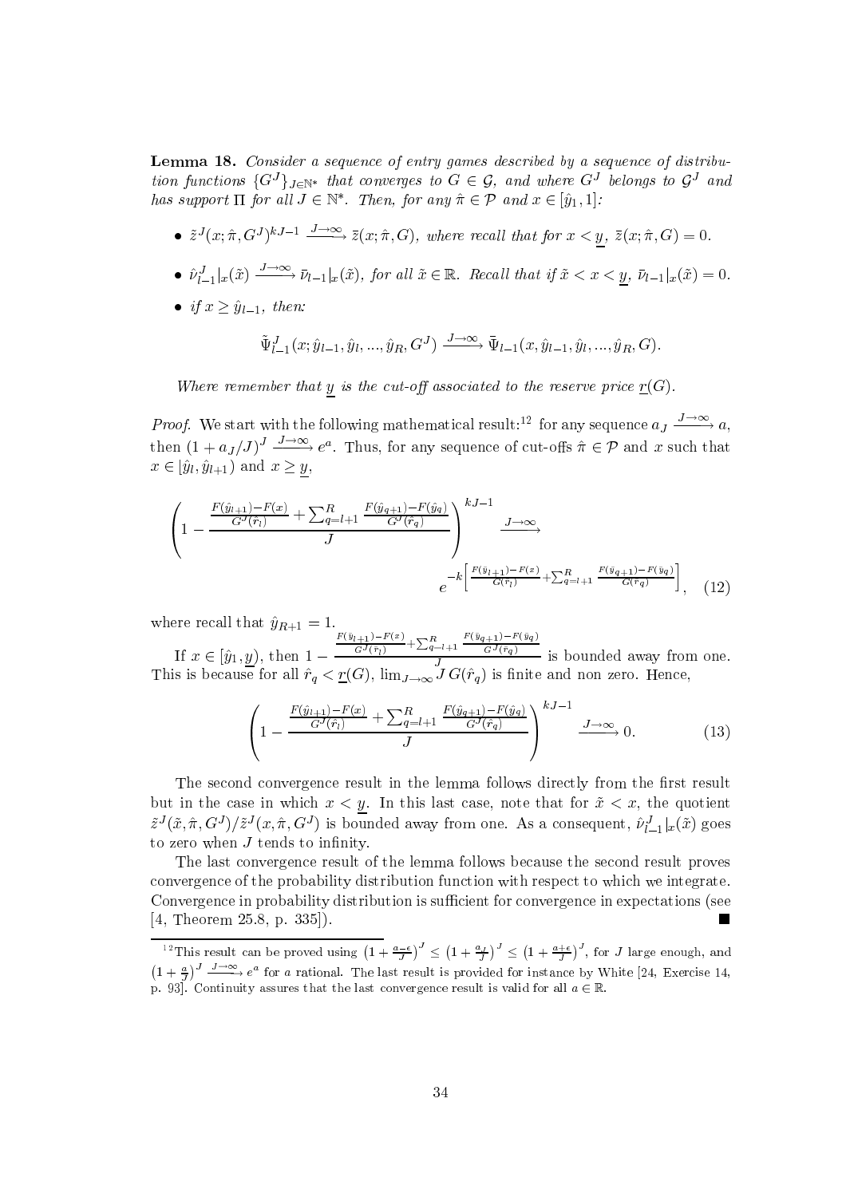**Lemma 18.** *Consider a sequence of entry games described by a sequence of distribution functions $\{G^J\}_{J\in\mathbb{N}^*}$ that converges to $G \in \mathcal{G}$, and where $G^J$ belongs to $\mathcal{G}^J$ and has support $\Pi$ for all $J \in \mathbb{N}^*$. Then, for any $\hat{\pi} \in \mathcal{P}$ and $x \in [\hat{y}_1, 1]$:*

- $\tilde{z}^J(x;\hat{\pi},G^J)^{kJ-1} \xrightarrow{J\to\infty} \bar{z}(x;\hat{\pi},G)$*, where recall that for $x < \underline{y}$, $\bar{z}(x;\hat{\pi},G) = 0$.*
- $\hat{\nu}^J_{l-1}|_x(\tilde{x}) \xrightarrow{J\to\infty} \bar{\nu}_{l-1}|_x(\tilde{x})$*, for all $\tilde{x} \in \mathbb{R}$. Recall that if $\tilde{x} < x < \underline{y}$, $\bar{\nu}_{l-1}|_x(\tilde{x}) = 0$.*
- *if $x \geq \hat{y}_{l-1}$, then:*

$$\tilde{\Psi}^J_{l-1}(x;\hat{y}_{l-1},\hat{y}_l,...,\hat{y}_R,G^J) \xrightarrow{J\to\infty} \bar{\Psi}_{l-1}(x,\hat{y}_{l-1},\hat{y}_l,...,\hat{y}_R,G).$$

*Where remember that $\underline{y}$ is the cut-off associated to the reserve price $\underline{r}(G)$.*

*Proof.* We start with the following mathematical result:[12] for any sequence $a_J \xrightarrow{J\to\infty} a$, then $(1+a_J/J)^J \xrightarrow{J\to\infty} e^a$. Thus, for any sequence of cut-offs $\hat{\pi} \in \mathcal{P}$ and $x$ such that $x \in [\hat{y}_l, \hat{y}_{l+1})$ and $x \geq \underline{y}$,

$$\left(1 - \frac{\frac{F(\hat{y}_{l+1})-F(x)}{G^J(\hat{r}_l)} + \sum_{q=l+1}^{R}\frac{F(\hat{y}_{q+1})-F(\hat{y}_q)}{G^J(\hat{r}_q)}}{J}\right)^{kJ-1} \xrightarrow{J\to\infty} e^{-k\left[\frac{F(\hat{y}_{l+1})-F(x)}{G(\hat{r}_l)} + \sum_{q=l+1}^{R}\frac{F(\hat{y}_{q+1})-F(\hat{y}_q)}{G(\hat{r}_q)}\right]}, \quad (12)$$

where recall that $\hat{y}_{R+1} = 1$.

If $x \in [\hat{y}_1, \underline{y})$, then $1 - \frac{\frac{F(\hat{y}_{l+1})-F(x)}{G^J(\hat{r}_l)} + \sum_{q=l+1}^{R}\frac{F(\hat{y}_{q+1})-F(\hat{y}_q)}{G^J(\hat{r}_q)}}{J}$ is bounded away from one. This is because for all $\hat{r}_q < \underline{r}(G)$, $\lim_{J\to\infty} J\,G(\hat{r}_q)$ is finite and non zero. Hence,

$$\left(1 - \frac{\frac{F(\hat{y}_{l+1})-F(x)}{G^J(\hat{r}_l)} + \sum_{q=l+1}^{R}\frac{F(\hat{y}_{q+1})-F(\hat{y}_q)}{G^J(\hat{r}_q)}}{J}\right)^{kJ-1} \xrightarrow{J\to\infty} 0. \quad (13)$$

The second convergence result in the lemma follows directly from the first result but in the case in which $x < \underline{y}$. In this last case, note that for $\tilde{x} < x$, the quotient $\tilde{z}^J(\tilde{x},\hat{\pi},G^J)/\tilde{z}^J(x,\hat{\pi},G^J)$ is bounded away from one. As a consequent, $\hat{\nu}^J_{l-1}|_x(\tilde{x})$ goes to zero when $J$ tends to infinity.

The last convergence result of the lemma follows because the second result proves convergence of the probability distribution function with respect to which we integrate. Convergence in probability distribution is sufficient for convergence in expectations (see [4, Theorem 25.8, p. 335]). ∎

---

[12] This result can be proved using $\left(1+\frac{a-\epsilon}{J}\right)^J \leq \left(1+\frac{a_J}{J}\right)^J \leq \left(1+\frac{a+\epsilon}{J}\right)^J$, for $J$ large enough, and $\left(1+\frac{a}{J}\right)^J \xrightarrow{J\to\infty} e^a$ for $a$ rational. The last result is provided for instance by White [24, Exercise 14, p. 93]. Continuity assures that the last convergence result is valid for all $a \in \mathbb{R}$.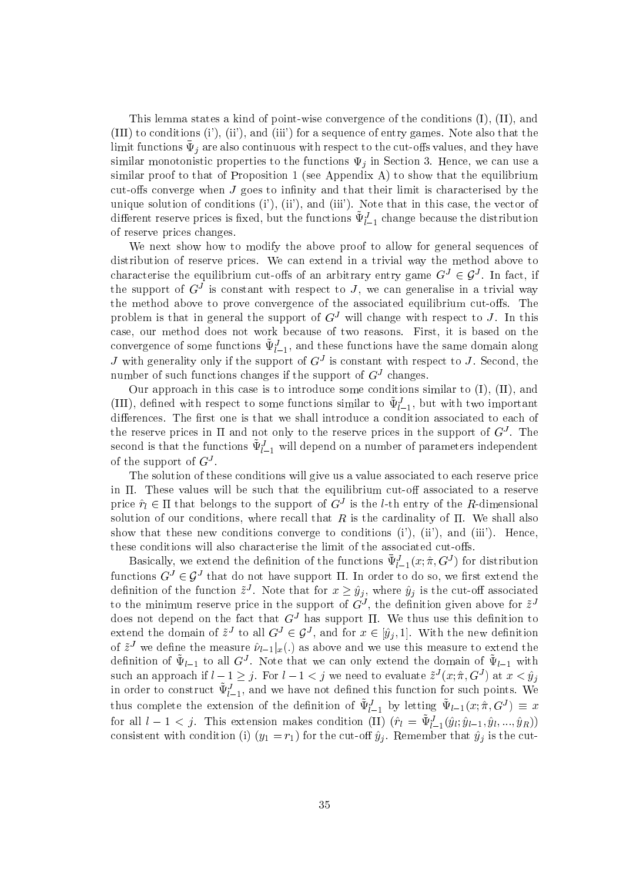This lemma states a kind of point-wise convergence of the conditions (I), (II), and (III) to conditions (i'), (ii'), and (iii') for a sequence of entry games. Note also that the limit functions $\tilde{\Psi}_j$ are also continuous with respect to the cut-offs values, and they have similar monotonistic properties to the functions $\Psi_j$ in Section 3. Hence, we can use a similar proof to that of Proposition 1 (see Appendix A) to show that the equilibrium cut-offs converge when $J$ goes to infinity and that their limit is characterised by the unique solution of conditions (i'), (ii'), and (iii'). Note that in this case, the vector of different reserve prices is fixed, but the functions $\tilde{\Psi}^J_{l-1}$ change because the distribution of reserve prices changes.

We next show how to modify the above proof to allow for general sequences of distribution of reserve prices. We can extend in a trivial way the method above to characterise the equilibrium cut-offs of an arbitrary entry game $G^J \in \mathcal{G}^J$. In fact, if the support of $G^J$ is constant with respect to $J$, we can generalise in a trivial way the method above to prove convergence of the associated equilibrium cut-offs. The problem is that in general the support of $G^J$ will change with respect to $J$. In this case, our method does not work because of two reasons. First, it is based on the convergence of some functions $\tilde{\Psi}^J_{l-1}$, and these functions have the same domain along $J$ with generality only if the support of $G^J$ is constant with respect to $J$. Second, the number of such functions changes if the support of $G^J$ changes.

Our approach in this case is to introduce some conditions similar to (I), (II), and (III), defined with respect to some functions similar to $\tilde{\Psi}^J_{l-1}$, but with two important differences. The first one is that we shall introduce a condition associated to each of the reserve prices in $\Pi$ and not only to the reserve prices in the support of $G^J$. The second is that the functions $\tilde{\Psi}^J_{l-1}$ will depend on a number of parameters independent of the support of $G^J$.

The solution of these conditions will give us a value associated to each reserve price in $\Pi$. These values will be such that the equilibrium cut-off associated to a reserve price $\hat{r}_l \in \Pi$ that belongs to the support of $G^J$ is the $l$-th entry of the $R$-dimensional solution of our conditions, where recall that $R$ is the cardinality of $\Pi$. We shall also show that these new conditions converge to conditions (i'), (ii'), and (iii'). Hence, these conditions will also characterise the limit of the associated cut-offs.

Basically, we extend the definition of the functions $\bar{\Psi}^J_{l-1}(x; \hat{\pi}, G^J)$ for distribution functions $G^J \in \mathcal{G}^J$ that do not have support $\Pi$. In order to do so, we first extend the definition of the function $\tilde{z}^J$. Note that for $x \geq \hat{y}_j$, where $\hat{y}_j$ is the cut-off associated to the minimum reserve price in the support of $G^J$, the definition given above for $\tilde{z}^J$ does not depend on the fact that $G^J$ has support $\Pi$. We thus use this definition to extend the domain of $\tilde{z}^J$ to all $G^J \in \mathcal{G}^J$, and for $x \in [\hat{y}_j, 1]$. With the new definition of $\tilde{z}^J$ we define the measure $\hat{\nu}_{l-1}|_x(.)$ as above and we use this measure to extend the definition of $\tilde{\Psi}_{l-1}$ to all $G^J$. Note that we can only extend the domain of $\tilde{\Psi}_{l-1}$ with such an approach if $l - 1 \geq j$. For $l - 1 < j$ we need to evaluate $\tilde{z}^J(x; \hat{\pi}, G^J)$ at $x < \hat{y}_j$ in order to construct $\tilde{\Psi}^J_{l-1}$, and we have not defined this function for such points. We thus complete the extension of the definition of $\tilde{\Psi}^J_{l-1}$ by letting $\tilde{\Psi}_{l-1}(x; \hat{\pi}, G^J) \equiv x$ for all $l - 1 < j$. This extension makes condition (II) ($\hat{r}_l = \tilde{\Psi}^J_{l-1}(\hat{y}_l; \hat{y}_{l-1}, \hat{y}_l, ..., \hat{y}_R)$) consistent with condition (i) ($y_1 = r_1$) for the cut-off $\hat{y}_j$. Remember that $\hat{y}_j$ is the cut-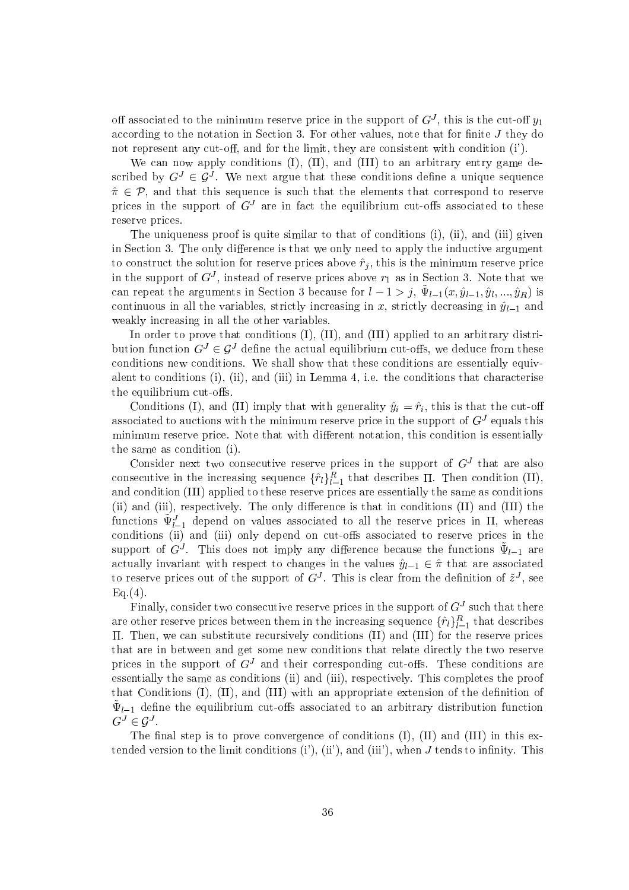off associated to the minimum reserve price in the support of $G^J$, this is the cut-off $y_1$ according to the notation in Section 3. For other values, note that for finite $J$ they do not represent any cut-off, and for the limit, they are consistent with condition (i').

We can now apply conditions (I), (II), and (III) to an arbitrary entry game described by $G^J \in \mathcal{G}^J$. We next argue that these conditions define a unique sequence $\hat{\pi} \in \mathcal{P}$, and that this sequence is such that the elements that correspond to reserve prices in the support of $G^J$ are in fact the equilibrium cut-offs associated to these reserve prices.

The uniqueness proof is quite similar to that of conditions (i), (ii), and (iii) given in Section 3. The only difference is that we only need to apply the inductive argument to construct the solution for reserve prices above $\hat{r}_j$, this is the minimum reserve price in the support of $G^J$, instead of reserve prices above $r_1$ as in Section 3. Note that we can repeat the arguments in Section 3 because for $l-1 > j$, $\tilde{\Psi}_{l-1}(x, \hat{y}_{l-1}, \hat{y}_l, ..., \hat{y}_R)$ is continuous in all the variables, strictly increasing in $x$, strictly decreasing in $\hat{y}_{l-1}$ and weakly increasing in all the other variables.

In order to prove that conditions (I), (II), and (III) applied to an arbitrary distribution function $G^J \in \mathcal{G}^J$ define the actual equilibrium cut-offs, we deduce from these conditions new conditions. We shall show that these conditions are essentially equivalent to conditions (i), (ii), and (iii) in Lemma 4, i.e. the conditions that characterise the equilibrium cut-offs.

Conditions (I), and (II) imply that with generality $\hat{y}_i = \hat{r}_i$, this is that the cut-off associated to auctions with the minimum reserve price in the support of $G^J$ equals this minimum reserve price. Note that with different notation, this condition is essentially the same as condition (i).

Consider next two consecutive reserve prices in the support of $G^J$ that are also consecutive in the increasing sequence $\{\hat{r}_l\}_{l=1}^R$ that describes $\Pi$. Then condition (II), and condition (III) applied to these reserve prices are essentially the same as conditions (ii) and (iii), respectively. The only difference is that in conditions (II) and (III) the functions $\tilde{\Psi}_{l-1}^J$ depend on values associated to all the reserve prices in $\Pi$, whereas conditions (ii) and (iii) only depend on cut-offs associated to reserve prices in the support of $G^J$. This does not imply any difference because the functions $\tilde{\Psi}_{l-1}$ are actually invariant with respect to changes in the values $\hat{y}_{l-1} \in \hat{\pi}$ that are associated to reserve prices out of the support of $G^J$. This is clear from the definition of $\tilde{z}^J$, see Eq.(4).

Finally, consider two consecutive reserve prices in the support of $G^J$ such that there are other reserve prices between them in the increasing sequence $\{\hat{r}_l\}_{l=1}^R$ that describes $\Pi$. Then, we can substitute recursively conditions (II) and (III) for the reserve prices that are in between and get some new conditions that relate directly the two reserve prices in the support of $G^J$ and their corresponding cut-offs. These conditions are essentially the same as conditions (ii) and (iii), respectively. This completes the proof that Conditions (I), (II), and (III) with an appropriate extension of the definition of $\tilde{\Psi}_{l-1}$ define the equilibrium cut-offs associated to an arbitrary distribution function $G^J \in \mathcal{G}^J$.

The final step is to prove convergence of conditions (I), (II) and (III) in this extended version to the limit conditions (i'), (ii'), and (iii'), when $J$ tends to infinity. This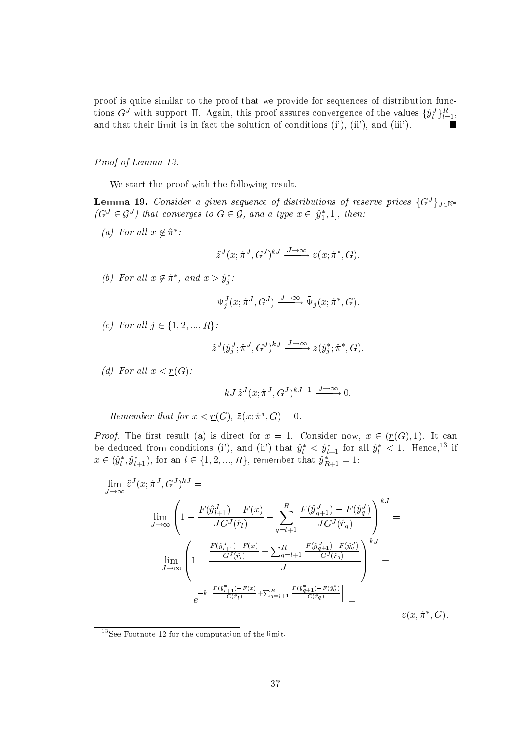proof is quite similar to the proof that we provide for sequences of distribution functions $G^J$ with support $\Pi$. Again, this proof assures convergence of the values $\{\hat{y}_l^J\}_{l=1}^R$, and that their limit is in fact the solution of conditions (i'), (ii'), and (iii'). ■

*Proof of Lemma 13.*

We start the proof with the following result.

**Lemma 19.** *Consider a given sequence of distributions of reserve prices $\{G^J\}_{J\in\mathbb{N}^*}$ ($G^J \in \mathcal{G}^J$) that converges to $G \in \mathcal{G}$, and a type $x \in [\hat{y}_1^*, 1]$, then:*

*(a) For all $x \notin \hat{\pi}^*$:*

$$\tilde{z}^J(x; \hat{\pi}^J, G^J)^{kJ} \xrightarrow{J\to\infty} \bar{z}(x; \hat{\pi}^*, G).$$

*(b) For all $x \notin \hat{\pi}^*$, and $x > \hat{y}_j^*$:*

$$\Psi_j^J(x; \hat{\pi}^J, G^J) \xrightarrow{J\to\infty} \bar{\Psi}_j(x; \hat{\pi}^*, G).$$

*(c) For all $j \in \{1, 2, ..., R\}$:*

$$\tilde{z}^J(\hat{y}_j^J; \hat{\pi}^J, G^J)^{kJ} \xrightarrow{J\to\infty} \bar{z}(\hat{y}_j^*; \hat{\pi}^*, G).$$

*(d) For all $x < \underline{r}(G)$:*

$$kJ\, \tilde{z}^J(x; \hat{\pi}^J, G^J)^{kJ-1} \xrightarrow{J\to\infty} 0.$$

*Remember that for $x < \underline{r}(G)$, $\bar{z}(x; \hat{\pi}^*, G) = 0$.*

*Proof.* The first result (a) is direct for $x = 1$. Consider now, $x \in (\underline{r}(G), 1)$. It can be deduced from conditions (i'), and (ii') that $\hat{y}_l^* < \hat{y}_{l+1}^*$ for all $\hat{y}_l^* < 1$. Hence,[13] if $x \in (\hat{y}_l^*, \hat{y}_{l+1}^*)$, for an $l \in \{1, 2, ..., R\}$, remember that $\hat{y}_{R+1}^* = 1$:

$$\lim_{J\to\infty} \tilde{z}^J(x; \hat{\pi}^J, G^J)^{kJ} =$$

$$\lim_{J\to\infty} \left(1 - \frac{F(\hat{y}_{l+1}^J) - F(x)}{JG^J(\hat{r}_l)} - \sum_{q=l+1}^{R} \frac{F(\hat{y}_{q+1}^J) - F(\hat{y}_q^J)}{JG^J(\hat{r}_q)}\right)^{kJ} =$$

$$\lim_{J\to\infty} \left(1 - \frac{\frac{F(\hat{y}_{l+1}^J) - F(x)}{G^J(\hat{r}_l)} + \sum_{q=l+1}^{R} \frac{F(\hat{y}_{q+1}^J) - F(\hat{y}_q^J)}{G^J(\hat{r}_q)}}{J}\right)^{kJ} =$$

$$e^{-k\left[\frac{F(\hat{y}_{l+1}^*) - F(x)}{G(\hat{r}_l)} + \sum_{q=l+1}^{R} \frac{F(\hat{y}_{q+1}^*) - F(\hat{y}_q^*)}{G(\hat{r}_q)}\right]} =$$

$$\bar{z}(x, \hat{\pi}^*, G).$$

[13] See Footnote 12 for the computation of the limit.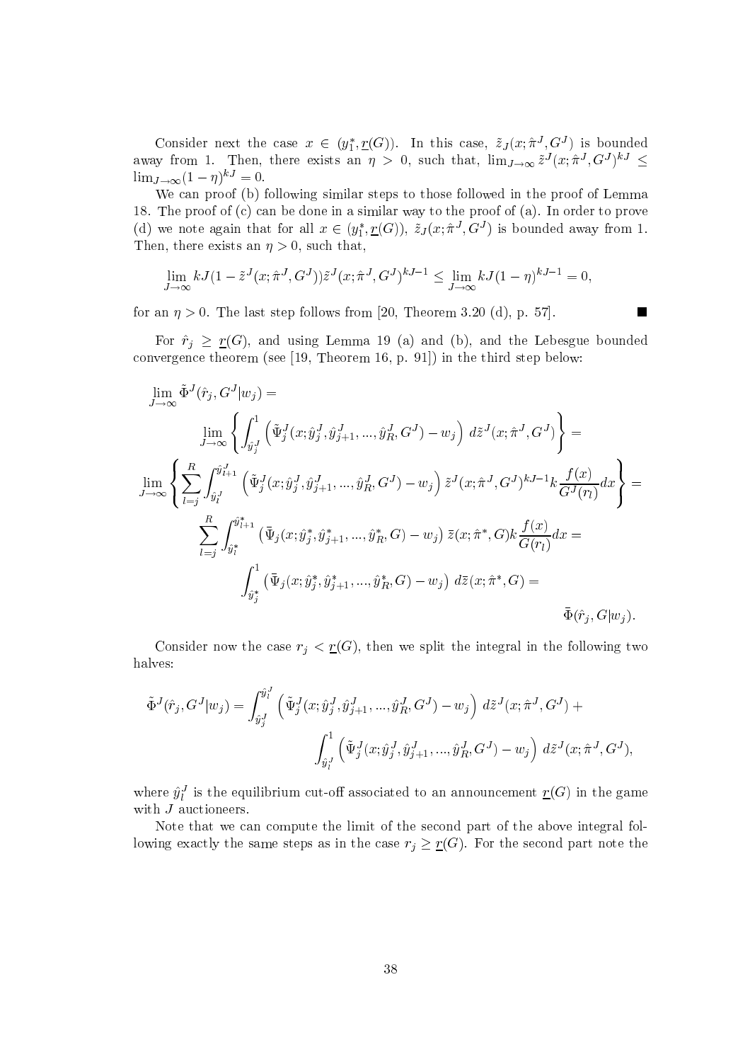Consider next the case $x \in (y_1^*, \underline{r}(G))$. In this case, $\tilde{z}_J(x; \hat{\pi}^J, G^J)$ is bounded away from 1. Then, there exists an $\eta > 0$, such that, $\lim_{J\to\infty} \tilde{z}^J(x; \hat{\pi}^J, G^J)^{kJ} \leq \lim_{J\to\infty}(1-\eta)^{kJ} = 0$.

We can proof (b) following similar steps to those followed in the proof of Lemma 18. The proof of (c) can be done in a similar way to the proof of (a). In order to prove (d) we note again that for all $x \in (y_1^*, \underline{r}(G))$, $\tilde{z}_J(x; \hat{\pi}^J, G^J)$ is bounded away from 1. Then, there exists an $\eta > 0$, such that,

$$\lim_{J\to\infty} kJ(1 - \tilde{z}^J(x; \hat{\pi}^J, G^J))\tilde{z}^J(x; \hat{\pi}^J, G^J)^{kJ-1} \leq \lim_{J\to\infty} kJ(1-\eta)^{kJ-1} = 0,$$

for an $\eta > 0$. The last step follows from [20, Theorem 3.20 (d), p. 57]. ∎

For $\hat{r}_j \geq \underline{r}(G)$, and using Lemma 19 (a) and (b), and the Lebesgue bounded convergence theorem (see [19, Theorem 16, p. 91]) in the third step below:

$$\begin{aligned}
&\lim_{J\to\infty} \tilde{\Phi}^J(\hat{r}_j, G^J | w_j) = \\
&\qquad \lim_{J\to\infty} \left\{ \int_{\hat{y}_j^J}^1 \left( \tilde{\Psi}_j^J(x; \hat{y}_j^J, \hat{y}_{j+1}^J, ..., \hat{y}_R^J, G^J) - w_j \right) d\tilde{z}^J(x; \hat{\pi}^J, G^J) \right\} = \\
&\lim_{J\to\infty} \left\{ \sum_{l=j}^R \int_{\hat{y}_l^J}^{\hat{y}_{l+1}^J} \left( \tilde{\Psi}_j^J(x; \hat{y}_j^J, \hat{y}_{j+1}^J, ..., \hat{y}_R^J, G^J) - w_j \right) \tilde{z}^J(x; \hat{\pi}^J, G^J)^{kJ-1} k \frac{f(x)}{G^J(r_l)} dx \right\} = \\
&\qquad \sum_{l=j}^R \int_{\hat{y}_l^*}^{\hat{y}_{l+1}^*} \left( \bar{\Psi}_j(x; \hat{y}_j^*, \hat{y}_{j+1}^*, ..., \hat{y}_R^*, G) - w_j \right) \bar{z}(x; \hat{\pi}^*, G) k \frac{f(x)}{G(r_l)} dx = \\
&\qquad\qquad \int_{\hat{y}_j^*}^1 \left( \bar{\Psi}_j(x; \hat{y}_j^*, \hat{y}_{j+1}^*, ..., \hat{y}_R^*, G) - w_j \right) d\bar{z}(x; \hat{\pi}^*, G) = \\
&\qquad\qquad\qquad \bar{\Phi}(\hat{r}_j, G | w_j).
\end{aligned}$$

Consider now the case $r_j < \underline{r}(G)$, then we split the integral in the following two halves:

$$\begin{aligned}
\tilde{\Phi}^J(\hat{r}_j, G^J | w_j) = &\int_{\hat{y}_j^J}^{\hat{y}_l^J} \left( \tilde{\Psi}_j^J(x; \hat{y}_j^J, \hat{y}_{j+1}^J, ..., \hat{y}_R^J, G^J) - w_j \right) d\tilde{z}^J(x; \hat{\pi}^J, G^J) + \\
&\int_{\hat{y}_l^J}^1 \left( \tilde{\Psi}_j^J(x; \hat{y}_j^J, \hat{y}_{j+1}^J, ..., \hat{y}_R^J, G^J) - w_j \right) d\tilde{z}^J(x; \hat{\pi}^J, G^J),
\end{aligned}$$

where $\hat{y}_l^J$ is the equilibrium cut-off associated to an announcement $\underline{r}(G)$ in the game with $J$ auctioneers.

Note that we can compute the limit of the second part of the above integral following exactly the same steps as in the case $r_j \geq \underline{r}(G)$. For the second part note the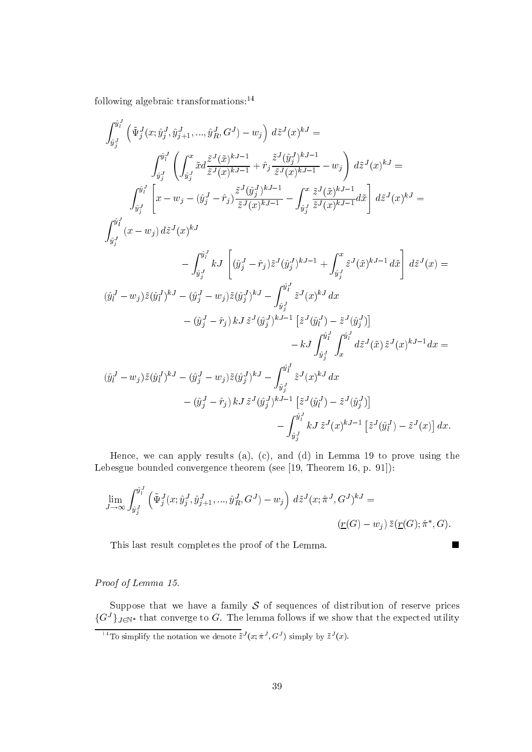following algebraic transformations:[14]

$$
\begin{aligned}
&\int_{\hat{y}_j^J}^{\hat{y}_l^J} \left( \tilde{\Psi}_j^J(x; \hat{y}_j^J, \hat{y}_{j+1}^J, ..., \hat{y}_R^J, G^J) - w_j \right) \, d\tilde{z}^J(x)^{kJ} = \\
&\qquad \int_{\hat{y}_j^J}^{\hat{y}_l^J} \left( \int_{\hat{y}_j^J}^{x} \tilde{x} d\frac{\tilde{z}^J(\tilde{x})^{kJ-1}}{\tilde{z}^J(x)^{kJ-1}} + \hat{r}_j \frac{\tilde{z}^J(\hat{y}_j^J)^{kJ-1}}{\tilde{z}^J(x)^{kJ-1}} - w_j \right) \, d\tilde{z}^J(x)^{kJ} = \\
&\qquad \int_{\hat{y}_j^J}^{\hat{y}_l^J} \left[ x - w_j - (\hat{y}_j^J - \hat{r}_j) \frac{\tilde{z}^J(\hat{y}_j^J)^{kJ-1}}{\tilde{z}^J(x)^{kJ-1}} - \int_{\hat{y}_j^J}^{x} \frac{\tilde{z}^J(\tilde{x})^{kJ-1}}{\tilde{z}^J(x)^{kJ-1}} d\tilde{x} \right] \, d\tilde{z}^J(x)^{kJ} = \\
&\int_{\hat{y}_j^J}^{\hat{y}_l^J} (x - w_j) \, d\tilde{z}^J(x)^{kJ} \\
&\qquad\qquad - \int_{\hat{y}_j^J}^{\hat{y}_l^J} kJ \left[ (\hat{y}_j^J - \hat{r}_j) \tilde{z}^J(\hat{y}_j^J)^{kJ-1} + \int_{\hat{y}_j^J}^{x} \tilde{z}^J(\tilde{x})^{kJ-1} \, d\tilde{x} \right] \, d\tilde{z}^J(x) = \\
&(\hat{y}_l^J - w_j) \tilde{z}(\hat{y}_l^J)^{kJ} - (\hat{y}_j^J - w_j) \tilde{z}(\hat{y}_j^J)^{kJ} - \int_{\hat{y}_j^J}^{\hat{y}_l^J} \tilde{z}^J(x)^{kJ} \, dx \\
&\qquad - (\hat{y}_j^J - \hat{r}_j) \, kJ \, \tilde{z}^J(\hat{y}_j^J)^{kJ-1} \left[ \tilde{z}^J(\hat{y}_l^J) - \tilde{z}^J(\hat{y}_j^J) \right] \\
&\qquad\qquad - kJ \int_{\hat{y}_j^J}^{\hat{y}_l^J} \int_{x}^{\hat{y}_l^J} d\tilde{z}^J(\tilde{x}) \, \tilde{z}^J(x)^{kJ-1} dx = \\
&(\hat{y}_l^J - w_j) \tilde{z}(\hat{y}_l^J)^{kJ} - (\hat{y}_j^J - w_j) \tilde{z}(\hat{y}_j^J)^{kJ} - \int_{\hat{y}_j^J}^{\hat{y}_l^J} \tilde{z}^J(x)^{kJ} \, dx \\
&\qquad - (\hat{y}_j^J - \hat{r}_j) \, kJ \, \tilde{z}^J(\hat{y}_j^J)^{kJ-1} \left[ \tilde{z}^J(\hat{y}_l^J) - \tilde{z}^J(\hat{y}_j^J) \right] \\
&\qquad\qquad - \int_{\hat{y}_j^J}^{\hat{y}_l^J} kJ \, \tilde{z}^J(x)^{kJ-1} \left[ \tilde{z}^J(\hat{y}_l^J) - \tilde{z}^J(x) \right] dx.
\end{aligned}
$$

Hence, we can apply results (a), (c), and (d) in Lemma 19 to prove using the Lebesgue bounded convergence theorem (see [19, Theorem 16, p. 91]):

$$
\lim_{J \to \infty} \int_{\hat{y}_j^J}^{\hat{y}_l^J} \left( \tilde{\Psi}_j^J(x; \hat{y}_j^J, \hat{y}_{j+1}^J, ..., \hat{y}_R^J, G^J) - w_j \right) \, d\tilde{z}^J(x; \hat{\pi}^J, G^J)^{kJ} = (\underline{r}(G) - w_j) \, \overline{z}(\underline{r}(G); \hat{\pi}^*, G).
$$

This last result completes the proof of the Lemma. ■

*Proof of Lemma 15.*

Suppose that we have a family $\mathcal{S}$ of sequences of distribution of reserve prices $\{G^J\}_{J \in \mathbb{N}^*}$ that converge to $G$. The lemma follows if we show that the expected utility

[14] To simplify the notation we denote $\tilde{z}^J(x; \hat{\pi}^J, G^J)$ simply by $\tilde{z}^J(x)$.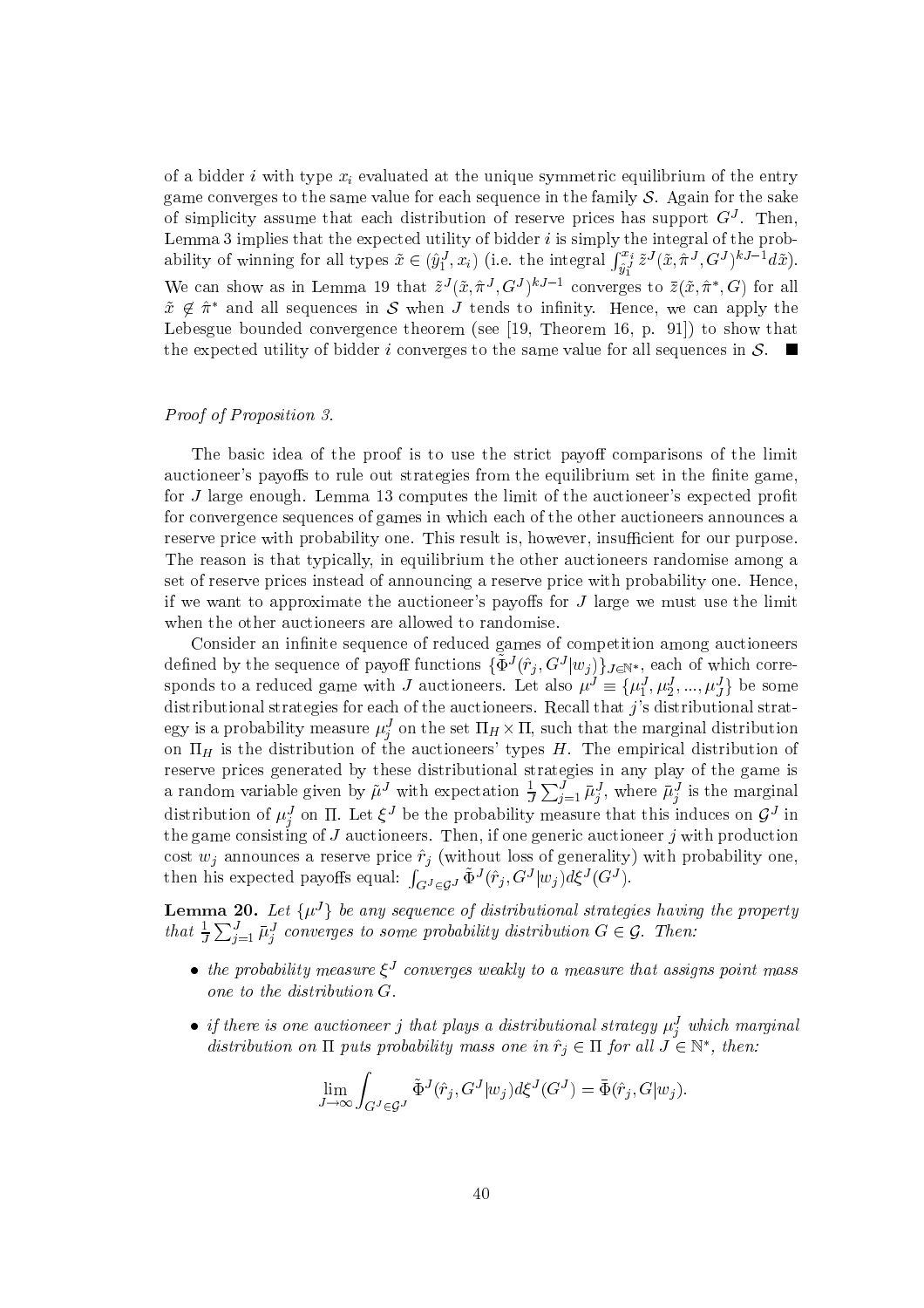of a bidder $i$ with type $x_i$ evaluated at the unique symmetric equilibrium of the entry game converges to the same value for each sequence in the family $\mathcal{S}$. Again for the sake of simplicity assume that each distribution of reserve prices has support $G^J$. Then, Lemma 3 implies that the expected utility of bidder $i$ is simply the integral of the probability of winning for all types $\tilde{x} \in (\hat{y}_1^J, x_i)$ (i.e. the integral $\int_{\hat{y}_1^J}^{x_i} \tilde{z}^J(\tilde{x}, \hat{\pi}^J, G^J)^{kJ-1} d\tilde{x}$). We can show as in Lemma 19 that $\tilde{z}^J(\tilde{x}, \hat{\pi}^J, G^J)^{kJ-1}$ converges to $\bar{z}(\tilde{x}, \hat{\pi}^*, G)$ for all $\tilde{x} \notin \hat{\pi}^*$ and all sequences in $\mathcal{S}$ when $J$ tends to infinity. Hence, we can apply the Lebesgue bounded convergence theorem (see [19, Theorem 16, p. 91]) to show that the expected utility of bidder $i$ converges to the same value for all sequences in $\mathcal{S}$. ∎

*Proof of Proposition 3.*

The basic idea of the proof is to use the strict payoff comparisons of the limit auctioneer's payoffs to rule out strategies from the equilibrium set in the finite game, for $J$ large enough. Lemma 13 computes the limit of the auctioneer's expected profit for convergence sequences of games in which each of the other auctioneers announces a reserve price with probability one. This result is, however, insufficient for our purpose. The reason is that typically, in equilibrium the other auctioneers randomise among a set of reserve prices instead of announcing a reserve price with probability one. Hence, if we want to approximate the auctioneer's payoffs for $J$ large we must use the limit when the other auctioneers are allowed to randomise.

Consider an infinite sequence of reduced games of competition among auctioneers defined by the sequence of payoff functions $\{\tilde{\Phi}^J(\hat{r}_j, G^J|w_j)\}_{J \in \mathbb{N}^*}$, each of which corresponds to a reduced game with $J$ auctioneers. Let also $\mu^J \equiv \{\mu_1^J, \mu_2^J, ..., \mu_J^J\}$ be some distributional strategies for each of the auctioneers. Recall that $j$'s distributional strategy is a probability measure $\mu_j^J$ on the set $\Pi_H \times \Pi$, such that the marginal distribution on $\Pi_H$ is the distribution of the auctioneers' types $H$. The empirical distribution of reserve prices generated by these distributional strategies in any play of the game is a random variable given by $\tilde{\mu}^J$ with expectation $\frac{1}{J}\sum_{j=1}^J \bar{\mu}_j^J$, where $\bar{\mu}_j^J$ is the marginal distribution of $\mu_j^J$ on $\Pi$. Let $\xi^J$ be the probability measure that this induces on $\mathcal{G}^J$ in the game consisting of $J$ auctioneers. Then, if one generic auctioneer $j$ with production cost $w_j$ announces a reserve price $\hat{r}_j$ (without loss of generality) with probability one, then his expected payoffs equal: $\int_{G^J \in \mathcal{G}^J} \tilde{\Phi}^J(\hat{r}_j, G^J|w_j) d\xi^J(G^J)$.

**Lemma 20.** *Let $\{\mu^J\}$ be any sequence of distributional strategies having the property that $\frac{1}{J}\sum_{j=1}^J \bar{\mu}_j^J$ converges to some probability distribution $G \in \mathcal{G}$. Then:*

- *the probability measure $\xi^J$ converges weakly to a measure that assigns point mass one to the distribution $G$.*
- *if there is one auctioneer $j$ that plays a distributional strategy $\mu_j^J$ which marginal distribution on $\Pi$ puts probability mass one in $\hat{r}_j \in \Pi$ for all $J \in \mathbb{N}^*$, then:*

$$\lim_{J\to\infty} \int_{G^J \in \mathcal{G}^J} \tilde{\Phi}^J(\hat{r}_j, G^J|w_j) d\xi^J(G^J) = \bar{\Phi}(\hat{r}_j, G|w_j).$$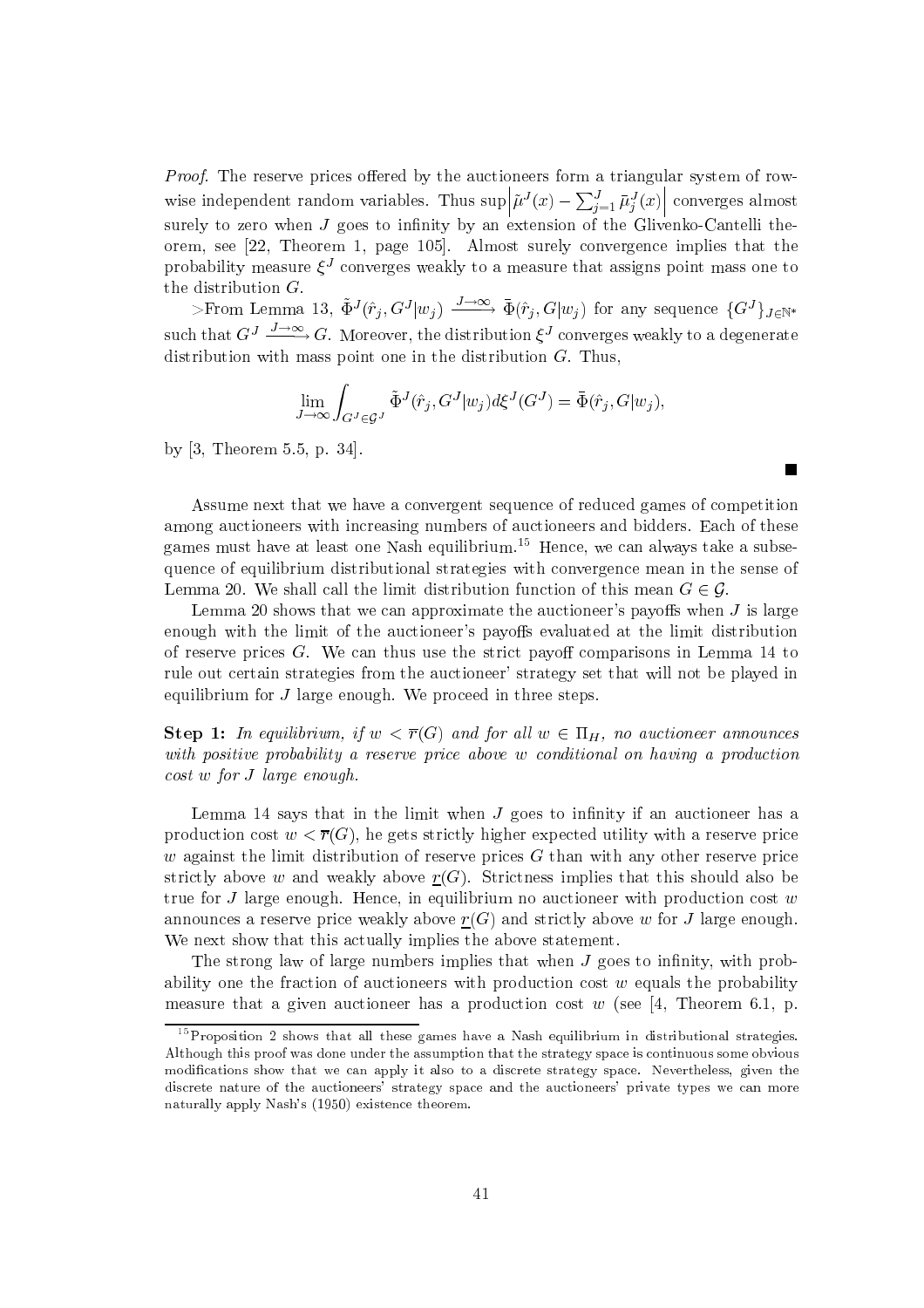*Proof.* The reserve prices offered by the auctioneers form a triangular system of row-wise independent random variables. Thus $\sup\left|\tilde{\mu}^J(x) - \sum_{j=1}^J \bar{\mu}_j^J(x)\right|$ converges almost surely to zero when $J$ goes to infinity by an extension of the Glivenko-Cantelli theorem, see [22, Theorem 1, page 105]. Almost surely convergence implies that the probability measure $\xi^J$ converges weakly to a measure that assigns point mass one to the distribution $G$.

>From Lemma 13, $\tilde{\Phi}^J(\hat{r}_j, G^J|w_j) \xrightarrow{J\to\infty} \bar{\Phi}(\hat{r}_j, G|w_j)$ for any sequence $\{G^J\}_{J\in\mathbb{N}^*}$ such that $G^J \xrightarrow{J\to\infty} G$. Moreover, the distribution $\xi^J$ converges weakly to a degenerate distribution with mass point one in the distribution $G$. Thus,

$$\lim_{J\to\infty}\int_{G^J\in\mathcal{G}^J} \tilde{\Phi}^J(\hat{r}_j, G^J|w_j)d\xi^J(G^J) = \bar{\Phi}(\hat{r}_j, G|w_j),$$

by [3, Theorem 5.5, p. 34]. ∎

Assume next that we have a convergent sequence of reduced games of competition among auctioneers with increasing numbers of auctioneers and bidders. Each of these games must have at least one Nash equilibrium.[15] Hence, we can always take a subsequence of equilibrium distributional strategies with convergence mean in the sense of Lemma 20. We shall call the limit distribution function of this mean $G \in \mathcal{G}$.

Lemma 20 shows that we can approximate the auctioneer's payoffs when $J$ is large enough with the limit of the auctioneer's payoffs evaluated at the limit distribution of reserve prices $G$. We can thus use the strict payoff comparisons in Lemma 14 to rule out certain strategies from the auctioneer' strategy set that will not be played in equilibrium for $J$ large enough. We proceed in three steps.

**Step 1:** *In equilibrium, if $w < \overline{r}(G)$ and for all $w \in \Pi_H$, no auctioneer announces with positive probability a reserve price above $w$ conditional on having a production cost $w$ for $J$ large enough.*

Lemma 14 says that in the limit when $J$ goes to infinity if an auctioneer has a production cost $w < \overline{r}(G)$, he gets strictly higher expected utility with a reserve price $w$ against the limit distribution of reserve prices $G$ than with any other reserve price strictly above $w$ and weakly above $\underline{r}(G)$. Strictness implies that this should also be true for $J$ large enough. Hence, in equilibrium no auctioneer with production cost $w$ announces a reserve price weakly above $\underline{r}(G)$ and strictly above $w$ for $J$ large enough. We next show that this actually implies the above statement.

The strong law of large numbers implies that when $J$ goes to infinity, with probability one the fraction of auctioneers with production cost $w$ equals the probability measure that a given auctioneer has a production cost $w$ (see [4, Theorem 6.1, p.

[15] Proposition 2 shows that all these games have a Nash equilibrium in distributional strategies. Although this proof was done under the assumption that the strategy space is continuous some obvious modifications show that we can apply it also to a discrete strategy space. Nevertheless, given the discrete nature of the auctioneers' strategy space and the auctioneers' private types we can more naturally apply Nash's (1950) existence theorem.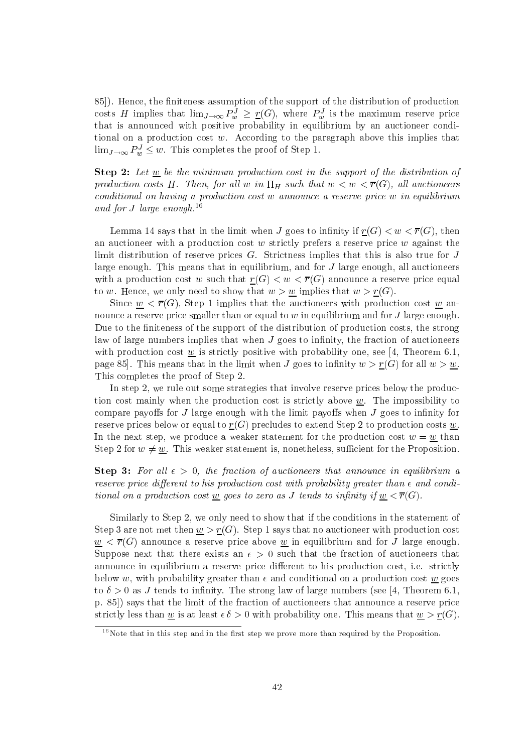85]). Hence, the finiteness assumption of the support of the distribution of production costs $H$ implies that $\lim_{J\to\infty} P_w^J \geq \underline{r}(G)$, where $P_w^J$ is the maximum reserve price that is announced with positive probability in equilibrium by an auctioneer conditional on a production cost $w$. According to the paragraph above this implies that $\lim_{J\to\infty} P_w^J \leq w$. This completes the proof of Step 1.

**Step 2:** *Let $\underline{w}$ be the minimum production cost in the support of the distribution of production costs $H$. Then, for all $w$ in $\Pi_H$ such that $\underline{w} < w < \overline{r}(G)$, all auctioneers conditional on having a production cost $w$ announce a reserve price $w$ in equilibrium and for $J$ large enough.*[16]

Lemma 14 says that in the limit when $J$ goes to infinity if $\underline{r}(G) < w < \overline{r}(G)$, then an auctioneer with a production cost $w$ strictly prefers a reserve price $w$ against the limit distribution of reserve prices $G$. Strictness implies that this is also true for $J$ large enough. This means that in equilibrium, and for $J$ large enough, all auctioneers with a production cost $w$ such that $\underline{r}(G) < w < \overline{r}(G)$ announce a reserve price equal to $w$. Hence, we only need to show that $w > \underline{w}$ implies that $w > \underline{r}(G)$.

Since $\underline{w} < \overline{r}(G)$, Step 1 implies that the auctioneers with production cost $\underline{w}$ announce a reserve price smaller than or equal to $w$ in equilibrium and for $J$ large enough. Due to the finiteness of the support of the distribution of production costs, the strong law of large numbers implies that when $J$ goes to infinity, the fraction of auctioneers with production cost $\underline{w}$ is strictly positive with probability one, see [4, Theorem 6.1, page 85]. This means that in the limit when $J$ goes to infinity $w > \underline{r}(G)$ for all $w > \underline{w}$. This completes the proof of Step 2.

In step 2, we rule out some strategies that involve reserve prices below the production cost mainly when the production cost is strictly above $\underline{w}$. The impossibility to compare payoffs for $J$ large enough with the limit payoffs when $J$ goes to infinity for reserve prices below or equal to $\underline{r}(G)$ precludes to extend Step 2 to production costs $\underline{w}$. In the next step, we produce a weaker statement for the production cost $w = \underline{w}$ than Step 2 for $w \neq \underline{w}$. This weaker statement is, nonetheless, sufficient for the Proposition.

**Step 3:** *For all $\epsilon > 0$, the fraction of auctioneers that announce in equilibrium a reserve price different to his production cost with probability greater than $\epsilon$ and conditional on a production cost $\underline{w}$ goes to zero as $J$ tends to infinity if $\underline{w} < \overline{r}(G)$.*

Similarly to Step 2, we only need to show that if the conditions in the statement of Step 3 are not met then $\underline{w} > \underline{r}(G)$. Step 1 says that no auctioneer with production cost $\underline{w} < \overline{r}(G)$ announce a reserve price above $\underline{w}$ in equilibrium and for $J$ large enough. Suppose next that there exists an $\epsilon > 0$ such that the fraction of auctioneers that announce in equilibrium a reserve price different to his production cost, i.e. strictly below $w$, with probability greater than $\epsilon$ and conditional on a production cost $\underline{w}$ goes to $\delta > 0$ as $J$ tends to infinity. The strong law of large numbers (see [4, Theorem 6.1, p. 85]) says that the limit of the fraction of auctioneers that announce a reserve price strictly less than $\underline{w}$ is at least $\epsilon\,\delta > 0$ with probability one. This means that $\underline{w} > \underline{r}(G)$.

---

[16] Note that in this step and in the first step we prove more than required by the Proposition.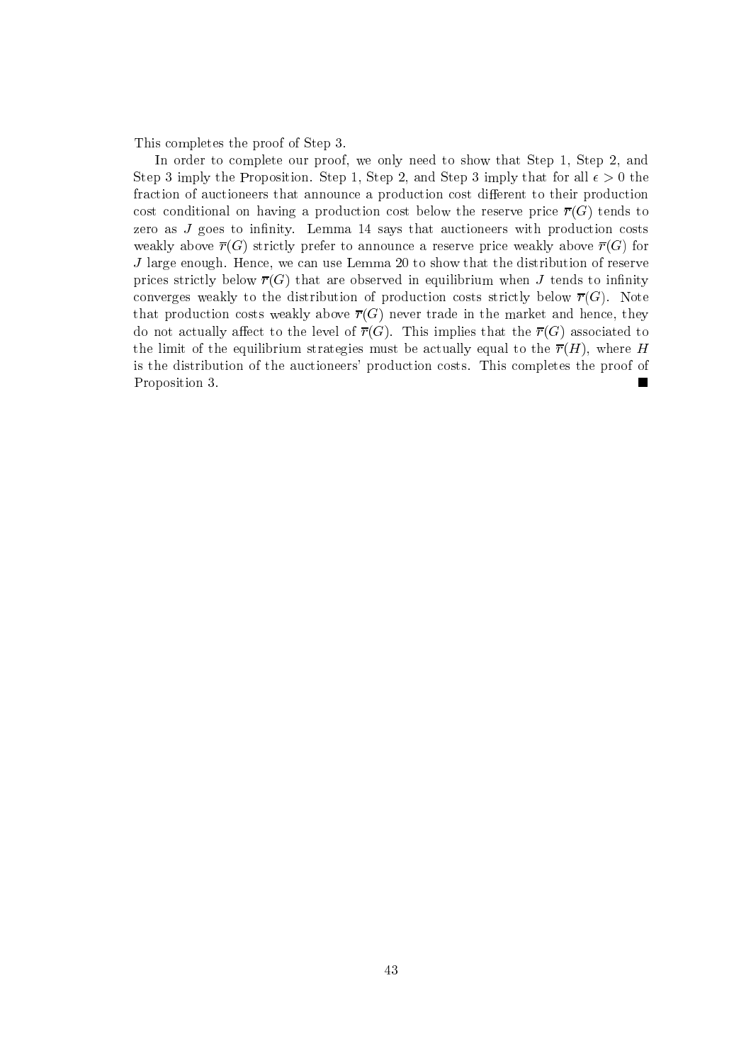This completes the proof of Step 3.

In order to complete our proof, we only need to show that Step 1, Step 2, and Step 3 imply the Proposition. Step 1, Step 2, and Step 3 imply that for all $\epsilon > 0$ the fraction of auctioneers that announce a production cost different to their production cost conditional on having a production cost below the reserve price $\overline{r}(G)$ tends to zero as $J$ goes to infinity. Lemma 14 says that auctioneers with production costs weakly above $\overline{r}(G)$ strictly prefer to announce a reserve price weakly above $\overline{r}(G)$ for $J$ large enough. Hence, we can use Lemma 20 to show that the distribution of reserve prices strictly below $\overline{r}(G)$ that are observed in equilibrium when $J$ tends to infinity converges weakly to the distribution of production costs strictly below $\overline{r}(G)$. Note that production costs weakly above $\overline{r}(G)$ never trade in the market and hence, they do not actually affect to the level of $\overline{r}(G)$. This implies that the $\overline{r}(G)$ associated to the limit of the equilibrium strategies must be actually equal to the $\overline{r}(H)$, where $H$ is the distribution of the auctioneers' production costs. This completes the proof of Proposition 3. ■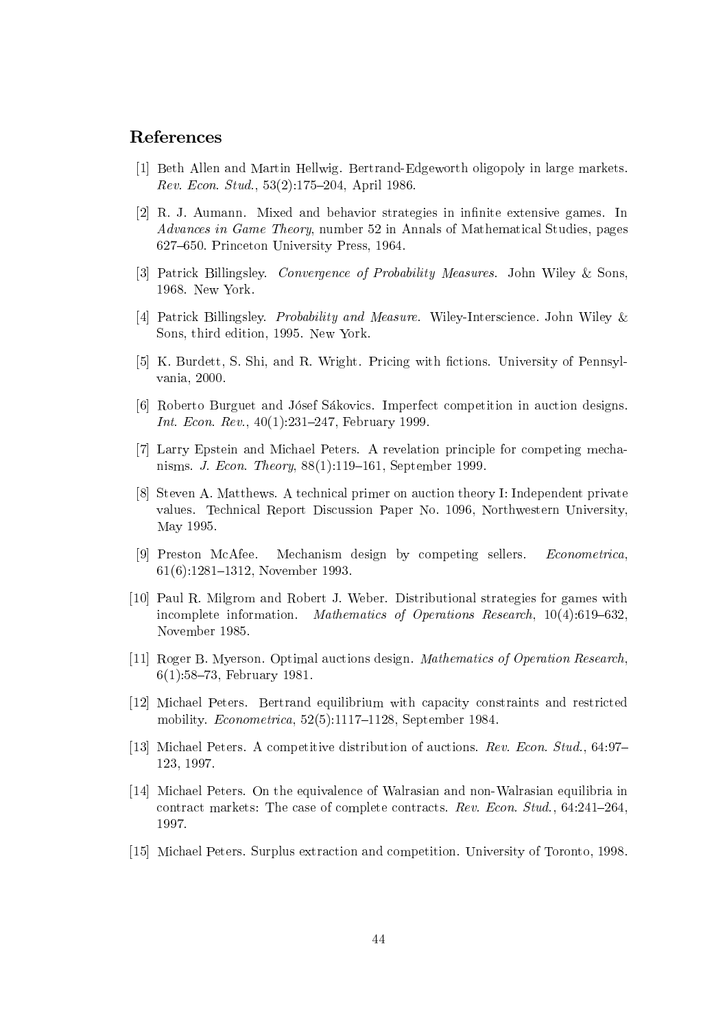## References

[1] Beth Allen and Martin Hellwig. Bertrand-Edgeworth oligopoly in large markets. *Rev. Econ. Stud.*, 53(2):175–204, April 1986.

[2] R. J. Aumann. Mixed and behavior strategies in infinite extensive games. In *Advances in Game Theory*, number 52 in Annals of Mathematical Studies, pages 627–650. Princeton University Press, 1964.

[3] Patrick Billingsley. *Convergence of Probability Measures*. John Wiley & Sons, 1968. New York.

[4] Patrick Billingsley. *Probability and Measure*. Wiley-Interscience. John Wiley & Sons, third edition, 1995. New York.

[5] K. Burdett, S. Shi, and R. Wright. Pricing with fictions. University of Pennsylvania, 2000.

[6] Roberto Burguet and Jósef Sákovics. Imperfect competition in auction designs. *Int. Econ. Rev.*, 40(1):231–247, February 1999.

[7] Larry Epstein and Michael Peters. A revelation principle for competing mechanisms. *J. Econ. Theory*, 88(1):119–161, September 1999.

[8] Steven A. Matthews. A technical primer on auction theory I: Independent private values. Technical Report Discussion Paper No. 1096, Northwestern University, May 1995.

[9] Preston McAfee. Mechanism design by competing sellers. *Econometrica*, 61(6):1281–1312, November 1993.

[10] Paul R. Milgrom and Robert J. Weber. Distributional strategies for games with incomplete information. *Mathematics of Operations Research*, 10(4):619–632, November 1985.

[11] Roger B. Myerson. Optimal auctions design. *Mathematics of Operation Research*, 6(1):58–73, February 1981.

[12] Michael Peters. Bertrand equilibrium with capacity constraints and restricted mobility. *Econometrica*, 52(5):1117–1128, September 1984.

[13] Michael Peters. A competitive distribution of auctions. *Rev. Econ. Stud.*, 64:97–123, 1997.

[14] Michael Peters. On the equivalence of Walrasian and non-Walrasian equilibria in contract markets: The case of complete contracts. *Rev. Econ. Stud.*, 64:241–264, 1997.

[15] Michael Peters. Surplus extraction and competition. University of Toronto, 1998.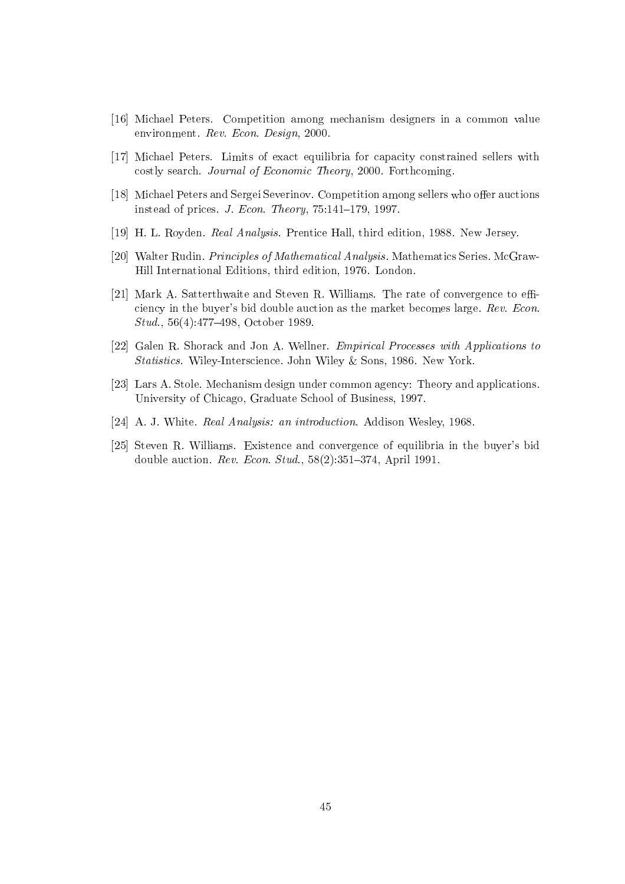[16] Michael Peters. Competition among mechanism designers in a common value environment. *Rev. Econ. Design*, 2000.

[17] Michael Peters. Limits of exact equilibria for capacity constrained sellers with costly search. *Journal of Economic Theory*, 2000. Forthcoming.

[18] Michael Peters and Sergei Severinov. Competition among sellers who offer auctions instead of prices. *J. Econ. Theory*, 75:141–179, 1997.

[19] H. L. Royden. *Real Analysis*. Prentice Hall, third edition, 1988. New Jersey.

[20] Walter Rudin. *Principles of Mathematical Analysis*. Mathematics Series. McGraw-Hill International Editions, third edition, 1976. London.

[21] Mark A. Satterthwaite and Steven R. Williams. The rate of convergence to efficiency in the buyer's bid double auction as the market becomes large. *Rev. Econ. Stud.*, 56(4):477–498, October 1989.

[22] Galen R. Shorack and Jon A. Wellner. *Empirical Processes with Applications to Statistics*. Wiley-Interscience. John Wiley & Sons, 1986. New York.

[23] Lars A. Stole. Mechanism design under common agency: Theory and applications. University of Chicago, Graduate School of Business, 1997.

[24] A. J. White. *Real Analysis: an introduction*. Addison Wesley, 1968.

[25] Steven R. Williams. Existence and convergence of equilibria in the buyer's bid double auction. *Rev. Econ. Stud.*, 58(2):351–374, April 1991.